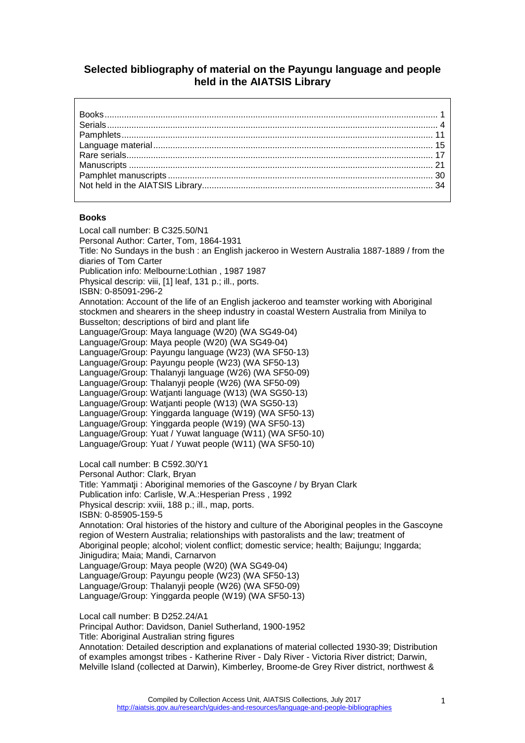# Selected bibliography of material on the Payungu language and people held in the AIATSIS Library

- Books ........ 1
- Serials ........ 4
- Pamphlets ........ 11
- Language material ........ 15
- Rare serials ........ 17
- Manuscripts ........ 21
- Pamphlet manuscripts ........ 30
- Not held in the AIATSIS Library ........ 34

## Books

Local call number: B C325.50/N1
Personal Author: Carter, Tom, 1864-1931
Title: No Sundays in the bush : an English jackeroo in Western Australia 1887-1889 / from the diaries of Tom Carter
Publication info: Melbourne:Lothian , 1987 1987
Physical descrip: viii, [1] leaf, 131 p.; ill., ports.
ISBN: 0-85091-296-2
Annotation: Account of the life of an English jackeroo and teamster working with Aboriginal stockmen and shearers in the sheep industry in coastal Western Australia from Minilya to Busselton; descriptions of bird and plant life
Language/Group: Maya language (W20) (WA SG49-04)
Language/Group: Maya people (W20) (WA SG49-04)
Language/Group: Payungu language (W23) (WA SF50-13)
Language/Group: Payungu people (W23) (WA SF50-13)
Language/Group: Thalanyji language (W26) (WA SF50-09)
Language/Group: Thalanyji people (W26) (WA SF50-09)
Language/Group: Watjanti language (W13) (WA SG50-13)
Language/Group: Watjanti people (W13) (WA SG50-13)
Language/Group: Yinggarda language (W19) (WA SF50-13)
Language/Group: Yinggarda people (W19) (WA SF50-13)
Language/Group: Yuat / Yuwat language (W11) (WA SF50-10)
Language/Group: Yuat / Yuwat people (W11) (WA SF50-10)

Local call number: B C592.30/Y1
Personal Author: Clark, Bryan
Title: Yammatji : Aboriginal memories of the Gascoyne / by Bryan Clark
Publication info: Carlisle, W.A.:Hesperian Press , 1992
Physical descrip: xviii, 188 p.; ill., map, ports.
ISBN: 0-85905-159-5
Annotation: Oral histories of the history and culture of the Aboriginal peoples in the Gascoyne region of Western Australia; relationships with pastoralists and the law; treatment of Aboriginal people; alcohol; violent conflict; domestic service; health; Baijungu; Inggarda; Jinigudira; Maia; Mandi, Carnarvon
Language/Group: Maya people (W20) (WA SG49-04)
Language/Group: Payungu people (W23) (WA SF50-13)
Language/Group: Thalanyji people (W26) (WA SF50-09)
Language/Group: Yinggarda people (W19) (WA SF50-13)

Local call number: B D252.24/A1
Principal Author: Davidson, Daniel Sutherland, 1900-1952
Title: Aboriginal Australian string figures
Annotation: Detailed description and explanations of material collected 1930-39; Distribution of examples amongst tribes - Katherine River - Daly River - Victoria River district; Darwin, Melville Island (collected at Darwin), Kimberley, Broome-de Grey River district, northwest &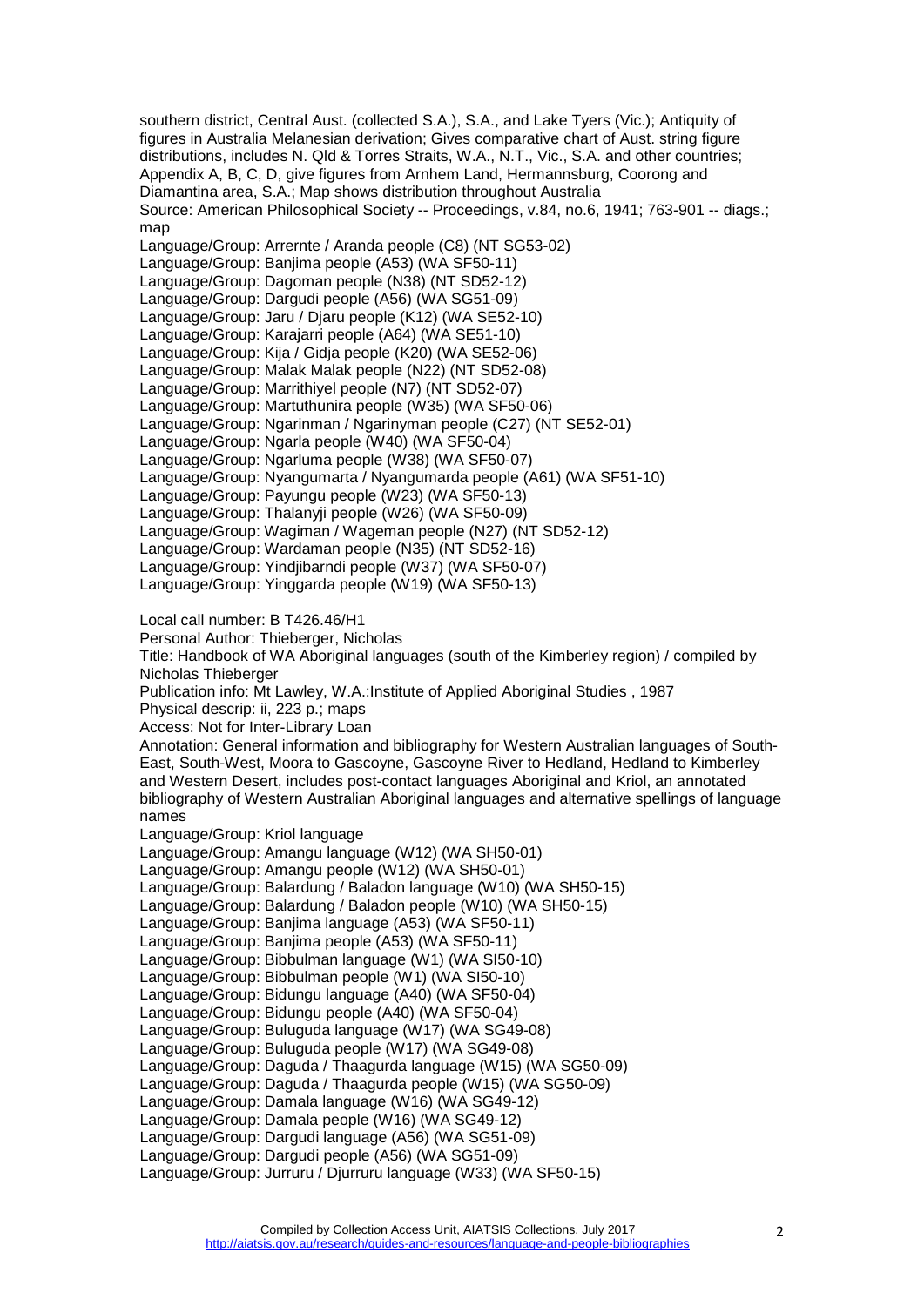southern district, Central Aust. (collected S.A.), S.A., and Lake Tyers (Vic.); Antiquity of figures in Australia Melanesian derivation; Gives comparative chart of Aust. string figure distributions, includes N. Qld & Torres Straits, W.A., N.T., Vic., S.A. and other countries; Appendix A, B, C, D, give figures from Arnhem Land, Hermannsburg, Coorong and Diamantina area, S.A.; Map shows distribution throughout Australia
Source: American Philosophical Society -- Proceedings, v.84, no.6, 1941; 763-901 -- diags.; map
Language/Group: Arrernte / Aranda people (C8) (NT SG53-02)
Language/Group: Banjima people (A53) (WA SF50-11)
Language/Group: Dagoman people (N38) (NT SD52-12)
Language/Group: Dargudi people (A56) (WA SG51-09)
Language/Group: Jaru / Djaru people (K12) (WA SE52-10)
Language/Group: Karajarri people (A64) (WA SE51-10)
Language/Group: Kija / Gidja people (K20) (WA SE52-06)
Language/Group: Malak Malak people (N22) (NT SD52-08)
Language/Group: Marrithiyel people (N7) (NT SD52-07)
Language/Group: Martuthunira people (W35) (WA SF50-06)
Language/Group: Ngarinman / Ngarinyman people (C27) (NT SE52-01)
Language/Group: Ngarla people (W40) (WA SF50-04)
Language/Group: Ngarluma people (W38) (WA SF50-07)
Language/Group: Nyangumarta / Nyangumarda people (A61) (WA SF51-10)
Language/Group: Payungu people (W23) (WA SF50-13)
Language/Group: Thalanyji people (W26) (WA SF50-09)
Language/Group: Wagiman / Wageman people (N27) (NT SD52-12)
Language/Group: Wardaman people (N35) (NT SD52-16)
Language/Group: Yindjibarndi people (W37) (WA SF50-07)
Language/Group: Yinggarda people (W19) (WA SF50-13)

Local call number: B T426.46/H1
Personal Author: Thieberger, Nicholas
Title: Handbook of WA Aboriginal languages (south of the Kimberley region) / compiled by Nicholas Thieberger
Publication info: Mt Lawley, W.A.:Institute of Applied Aboriginal Studies , 1987
Physical descrip: ii, 223 p.; maps
Access: Not for Inter-Library Loan
Annotation: General information and bibliography for Western Australian languages of South-East, South-West, Moora to Gascoyne, Gascoyne River to Hedland, Hedland to Kimberley and Western Desert, includes post-contact languages Aboriginal and Kriol, an annotated bibliography of Western Australian Aboriginal languages and alternative spellings of language names
Language/Group: Kriol language
Language/Group: Amangu language (W12) (WA SH50-01)
Language/Group: Amangu people (W12) (WA SH50-01)
Language/Group: Balardung / Baladon language (W10) (WA SH50-15)
Language/Group: Balardung / Baladon people (W10) (WA SH50-15)
Language/Group: Banjima language (A53) (WA SF50-11)
Language/Group: Banjima people (A53) (WA SF50-11)
Language/Group: Bibbulman language (W1) (WA SI50-10)
Language/Group: Bibbulman people (W1) (WA SI50-10)
Language/Group: Bidungu language (A40) (WA SF50-04)
Language/Group: Bidungu people (A40) (WA SF50-04)
Language/Group: Buluguda language (W17) (WA SG49-08)
Language/Group: Buluguda people (W17) (WA SG49-08)
Language/Group: Daguda / Thaagurda language (W15) (WA SG50-09)
Language/Group: Daguda / Thaagurda people (W15) (WA SG50-09)
Language/Group: Damala language (W16) (WA SG49-12)
Language/Group: Damala people (W16) (WA SG49-12)
Language/Group: Dargudi language (A56) (WA SG51-09)
Language/Group: Dargudi people (A56) (WA SG51-09)
Language/Group: Jurruru / Djurruru language (W33) (WA SF50-15)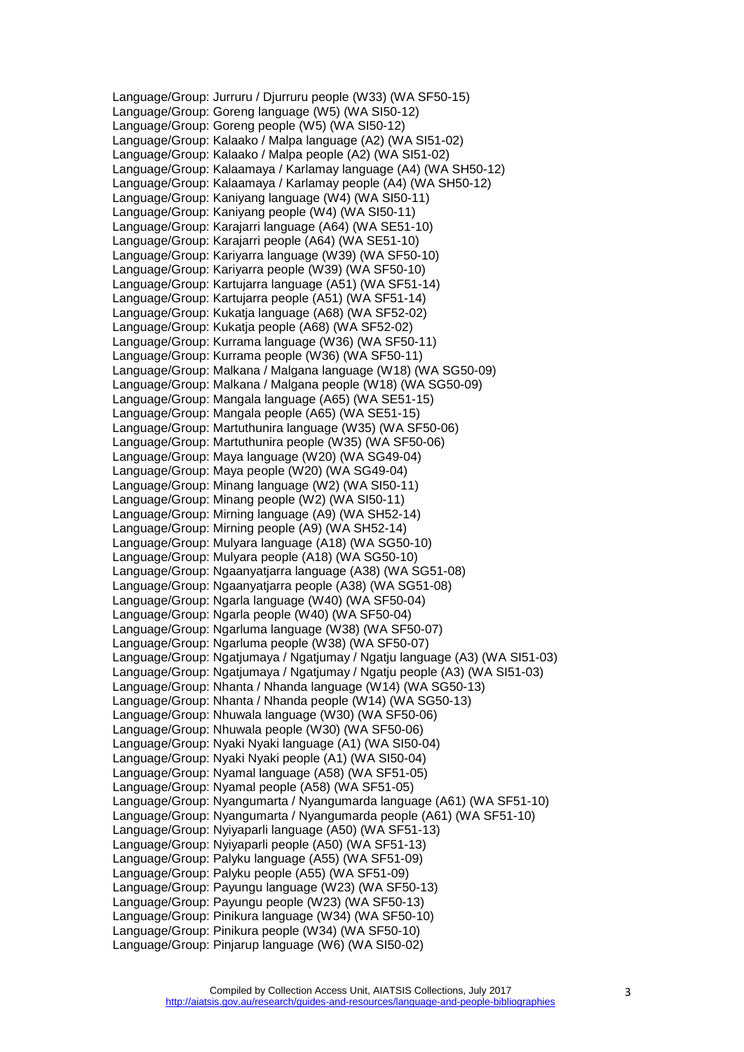Language/Group: Jurruru / Djurruru people (W33) (WA SF50-15)
Language/Group: Goreng language (W5) (WA SI50-12)
Language/Group: Goreng people (W5) (WA SI50-12)
Language/Group: Kalaako / Malpa language (A2) (WA SI51-02)
Language/Group: Kalaako / Malpa people (A2) (WA SI51-02)
Language/Group: Kalaamaya / Karlamay language (A4) (WA SH50-12)
Language/Group: Kalaamaya / Karlamay people (A4) (WA SH50-12)
Language/Group: Kaniyang language (W4) (WA SI50-11)
Language/Group: Kaniyang people (W4) (WA SI50-11)
Language/Group: Karajarri language (A64) (WA SE51-10)
Language/Group: Karajarri people (A64) (WA SE51-10)
Language/Group: Kariyarra language (W39) (WA SF50-10)
Language/Group: Kariyarra people (W39) (WA SF50-10)
Language/Group: Kartujarra language (A51) (WA SF51-14)
Language/Group: Kartujarra people (A51) (WA SF51-14)
Language/Group: Kukatja language (A68) (WA SF52-02)
Language/Group: Kukatja people (A68) (WA SF52-02)
Language/Group: Kurrama language (W36) (WA SF50-11)
Language/Group: Kurrama people (W36) (WA SF50-11)
Language/Group: Malkana / Malgana language (W18) (WA SG50-09)
Language/Group: Malkana / Malgana people (W18) (WA SG50-09)
Language/Group: Mangala language (A65) (WA SE51-15)
Language/Group: Mangala people (A65) (WA SE51-15)
Language/Group: Martuthunira language (W35) (WA SF50-06)
Language/Group: Martuthunira people (W35) (WA SF50-06)
Language/Group: Maya language (W20) (WA SG49-04)
Language/Group: Maya people (W20) (WA SG49-04)
Language/Group: Minang language (W2) (WA SI50-11)
Language/Group: Minang people (W2) (WA SI50-11)
Language/Group: Mirning language (A9) (WA SH52-14)
Language/Group: Mirning people (A9) (WA SH52-14)
Language/Group: Mulyara language (A18) (WA SG50-10)
Language/Group: Mulyara people (A18) (WA SG50-10)
Language/Group: Ngaanyatjarra language (A38) (WA SG51-08)
Language/Group: Ngaanyatjarra people (A38) (WA SG51-08)
Language/Group: Ngarla language (W40) (WA SF50-04)
Language/Group: Ngarla people (W40) (WA SF50-04)
Language/Group: Ngarluma language (W38) (WA SF50-07)
Language/Group: Ngarluma people (W38) (WA SF50-07)
Language/Group: Ngatjumaya / Ngatjumay / Ngatju language (A3) (WA SI51-03)
Language/Group: Ngatjumaya / Ngatjumay / Ngatju people (A3) (WA SI51-03)
Language/Group: Nhanta / Nhanda language (W14) (WA SG50-13)
Language/Group: Nhanta / Nhanda people (W14) (WA SG50-13)
Language/Group: Nhuwala language (W30) (WA SF50-06)
Language/Group: Nhuwala people (W30) (WA SF50-06)
Language/Group: Nyaki Nyaki language (A1) (WA SI50-04)
Language/Group: Nyaki Nyaki people (A1) (WA SI50-04)
Language/Group: Nyamal language (A58) (WA SF51-05)
Language/Group: Nyamal people (A58) (WA SF51-05)
Language/Group: Nyangumarta / Nyangumarda language (A61) (WA SF51-10)
Language/Group: Nyangumarta / Nyangumarda people (A61) (WA SF51-10)
Language/Group: Nyiyaparli language (A50) (WA SF51-13)
Language/Group: Nyiyaparli people (A50) (WA SF51-13)
Language/Group: Palyku language (A55) (WA SF51-09)
Language/Group: Palyku people (A55) (WA SF51-09)
Language/Group: Payungu language (W23) (WA SF50-13)
Language/Group: Payungu people (W23) (WA SF50-13)
Language/Group: Pinikura language (W34) (WA SF50-10)
Language/Group: Pinikura people (W34) (WA SF50-10)
Language/Group: Pinjarup language (W6) (WA SI50-02)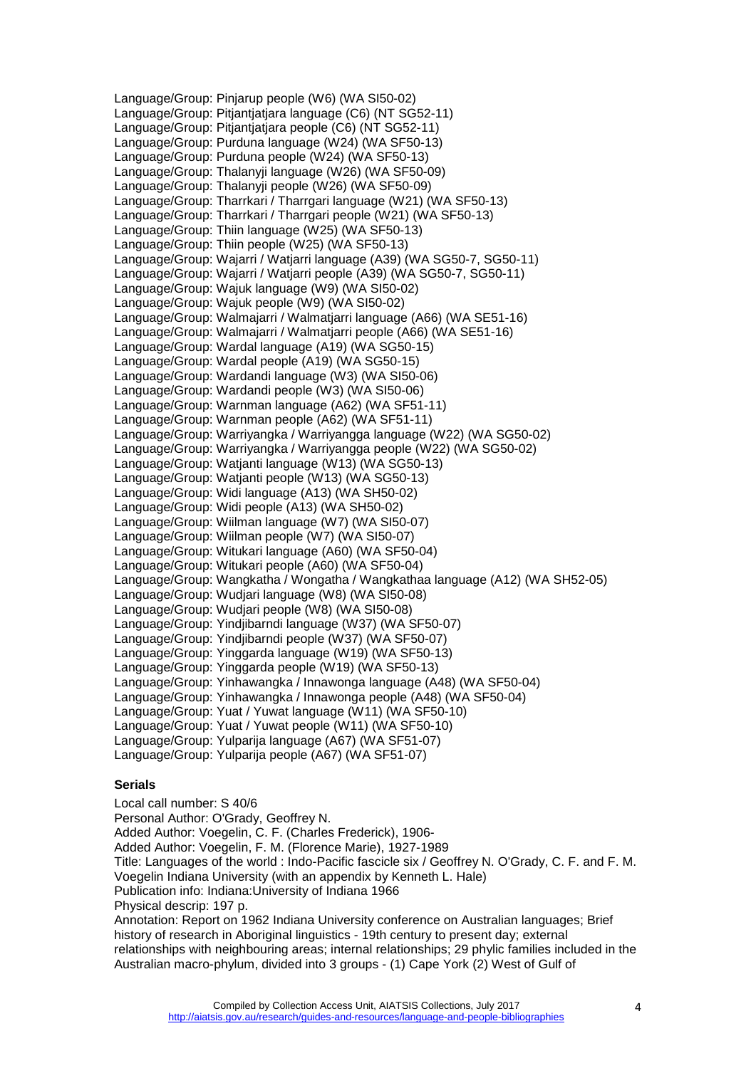Language/Group: Pinjarup people (W6) (WA SI50-02)
Language/Group: Pitjantjatjara language (C6) (NT SG52-11)
Language/Group: Pitjantjatjara people (C6) (NT SG52-11)
Language/Group: Purduna language (W24) (WA SF50-13)
Language/Group: Purduna people (W24) (WA SF50-13)
Language/Group: Thalanyji language (W26) (WA SF50-09)
Language/Group: Thalanyji people (W26) (WA SF50-09)
Language/Group: Tharrkari / Tharrgari language (W21) (WA SF50-13)
Language/Group: Tharrkari / Tharrgari people (W21) (WA SF50-13)
Language/Group: Thiin language (W25) (WA SF50-13)
Language/Group: Thiin people (W25) (WA SF50-13)
Language/Group: Wajarri / Watjarri language (A39) (WA SG50-7, SG50-11)
Language/Group: Wajarri / Watjarri people (A39) (WA SG50-7, SG50-11)
Language/Group: Wajuk language (W9) (WA SI50-02)
Language/Group: Wajuk people (W9) (WA SI50-02)
Language/Group: Walmajarri / Walmatjarri language (A66) (WA SE51-16)
Language/Group: Walmajarri / Walmatjarri people (A66) (WA SE51-16)
Language/Group: Wardal language (A19) (WA SG50-15)
Language/Group: Wardal people (A19) (WA SG50-15)
Language/Group: Wardandi language (W3) (WA SI50-06)
Language/Group: Wardandi people (W3) (WA SI50-06)
Language/Group: Warnman language (A62) (WA SF51-11)
Language/Group: Warnman people (A62) (WA SF51-11)
Language/Group: Warriyangka / Warriyangga language (W22) (WA SG50-02)
Language/Group: Warriyangka / Warriyangga people (W22) (WA SG50-02)
Language/Group: Watjanti language (W13) (WA SG50-13)
Language/Group: Watjanti people (W13) (WA SG50-13)
Language/Group: Widi language (A13) (WA SH50-02)
Language/Group: Widi people (A13) (WA SH50-02)
Language/Group: Wiilman language (W7) (WA SI50-07)
Language/Group: Wiilman people (W7) (WA SI50-07)
Language/Group: Witukari language (A60) (WA SF50-04)
Language/Group: Witukari people (A60) (WA SF50-04)
Language/Group: Wangkatha / Wongatha / Wangkathaa language (A12) (WA SH52-05)
Language/Group: Wudjari language (W8) (WA SI50-08)
Language/Group: Wudjari people (W8) (WA SI50-08)
Language/Group: Yindjibarndi language (W37) (WA SF50-07)
Language/Group: Yindjibarndi people (W37) (WA SF50-07)
Language/Group: Yinggarda language (W19) (WA SF50-13)
Language/Group: Yinggarda people (W19) (WA SF50-13)
Language/Group: Yinhawangka / Innawonga language (A48) (WA SF50-04)
Language/Group: Yinhawangka / Innawonga people (A48) (WA SF50-04)
Language/Group: Yuat / Yuwat language (W11) (WA SF50-10)
Language/Group: Yuat / Yuwat people (W11) (WA SF50-10)
Language/Group: Yulparija language (A67) (WA SF51-07)
Language/Group: Yulparija people (A67) (WA SF51-07)

### Serials

Local call number: S 40/6
Personal Author: O'Grady, Geoffrey N.
Added Author: Voegelin, C. F. (Charles Frederick), 1906-
Added Author: Voegelin, F. M. (Florence Marie), 1927-1989
Title: Languages of the world : Indo-Pacific fascicle six / Geoffrey N. O'Grady, C. F. and F. M. Voegelin Indiana University (with an appendix by Kenneth L. Hale)
Publication info: Indiana:University of Indiana 1966
Physical descrip: 197 p.
Annotation: Report on 1962 Indiana University conference on Australian languages; Brief history of research in Aboriginal linguistics - 19th century to present day; external relationships with neighbouring areas; internal relationships; 29 phylic families included in the Australian macro-phylum, divided into 3 groups - (1) Cape York (2) West of Gulf of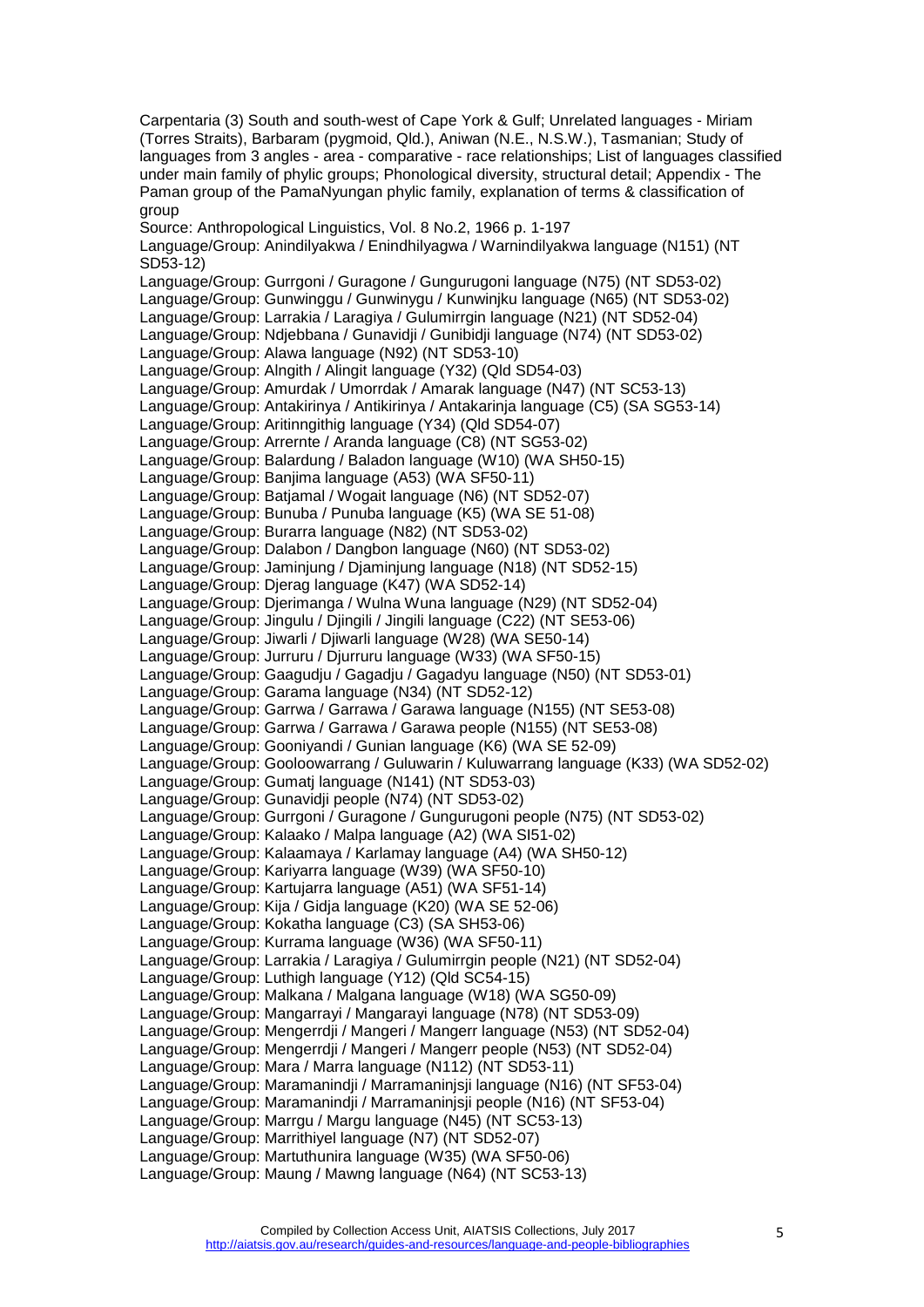Carpentaria (3) South and south-west of Cape York & Gulf; Unrelated languages - Miriam (Torres Straits), Barbaram (pygmoid, Qld.), Aniwan (N.E., N.S.W.), Tasmanian; Study of languages from 3 angles - area - comparative - race relationships; List of languages classified under main family of phylic groups; Phonological diversity, structural detail; Appendix - The Paman group of the PamaNyungan phylic family, explanation of terms & classification of group

Source: Anthropological Linguistics, Vol. 8 No.2, 1966 p. 1-197

Language/Group: Anindilyakwa / Enindhilyagwa / Warnindilyakwa language (N151) (NT SD53-12)
Language/Group: Gurrgoni / Guragone / Gungurugoni language (N75) (NT SD53-02)
Language/Group: Gunwinggu / Gunwinygu / Kunwinjku language (N65) (NT SD53-02)
Language/Group: Larrakia / Laragiya / Gulumirrgin language (N21) (NT SD52-04)
Language/Group: Ndjebbana / Gunavidji / Gunibidji language (N74) (NT SD53-02)
Language/Group: Alawa language (N92) (NT SD53-10)
Language/Group: Alngith / Alingit language (Y32) (Qld SD54-03)
Language/Group: Amurdak / Umorrdak / Amarak language (N47) (NT SC53-13)
Language/Group: Antakirinya / Antikirinya / Antakarinja language (C5) (SA SG53-14)
Language/Group: Aritinngithig language (Y34) (Qld SD54-07)
Language/Group: Arrernte / Aranda language (C8) (NT SG53-02)
Language/Group: Balardung / Baladon language (W10) (WA SH50-15)
Language/Group: Banjima language (A53) (WA SF50-11)
Language/Group: Batjamal / Wogait language (N6) (NT SD52-07)
Language/Group: Bunuba / Punuba language (K5) (WA SE 51-08)
Language/Group: Burarra language (N82) (NT SD53-02)
Language/Group: Dalabon / Dangbon language (N60) (NT SD53-02)
Language/Group: Jaminjung / Djaminjung language (N18) (NT SD52-15)
Language/Group: Djerag language (K47) (WA SD52-14)
Language/Group: Djerimanga / Wulna Wuna language (N29) (NT SD52-04)
Language/Group: Jingulu / Djingili / Jingili language (C22) (NT SE53-06)
Language/Group: Jiwarli / Djiwarli language (W28) (WA SE50-14)
Language/Group: Jurruru / Djurruru language (W33) (WA SF50-15)
Language/Group: Gaagudju / Gagadju / Gagadyu language (N50) (NT SD53-01)
Language/Group: Garama language (N34) (NT SD52-12)
Language/Group: Garrwa / Garrawa / Garawa language (N155) (NT SE53-08)
Language/Group: Garrwa / Garrawa / Garawa people (N155) (NT SE53-08)
Language/Group: Gooniyandi / Gunian language (K6) (WA SE 52-09)
Language/Group: Gooloowarrang / Guluwarin / Kuluwarrang language (K33) (WA SD52-02)
Language/Group: Gumatj language (N141) (NT SD53-03)
Language/Group: Gunavidji people (N74) (NT SD53-02)
Language/Group: Gurrgoni / Guragone / Gungurugoni people (N75) (NT SD53-02)
Language/Group: Kalaako / Malpa language (A2) (WA SI51-02)
Language/Group: Kalaamaya / Karlamay language (A4) (WA SH50-12)
Language/Group: Kariyarra language (W39) (WA SF50-10)
Language/Group: Kartujarra language (A51) (WA SF51-14)
Language/Group: Kija / Gidja language (K20) (WA SE 52-06)
Language/Group: Kokatha language (C3) (SA SH53-06)
Language/Group: Kurrama language (W36) (WA SF50-11)
Language/Group: Larrakia / Laragiya / Gulumirrgin people (N21) (NT SD52-04)
Language/Group: Luthigh language (Y12) (Qld SC54-15)
Language/Group: Malkana / Malgana language (W18) (WA SG50-09)
Language/Group: Mangarrayi / Mangarayi language (N78) (NT SD53-09)
Language/Group: Mengerrdji / Mangeri / Mangerr language (N53) (NT SD52-04)
Language/Group: Mengerrdji / Mangeri / Mangerr people (N53) (NT SD52-04)
Language/Group: Mara / Marra language (N112) (NT SD53-11)
Language/Group: Maramanindji / Marramaninjsji language (N16) (NT SF53-04)
Language/Group: Maramanindji / Marramaninjsji people (N16) (NT SF53-04)
Language/Group: Marrgu / Margu language (N45) (NT SC53-13)
Language/Group: Marrithiyel language (N7) (NT SD52-07)
Language/Group: Martuthunira language (W35) (WA SF50-06)
Language/Group: Maung / Mawng language (N64) (NT SC53-13)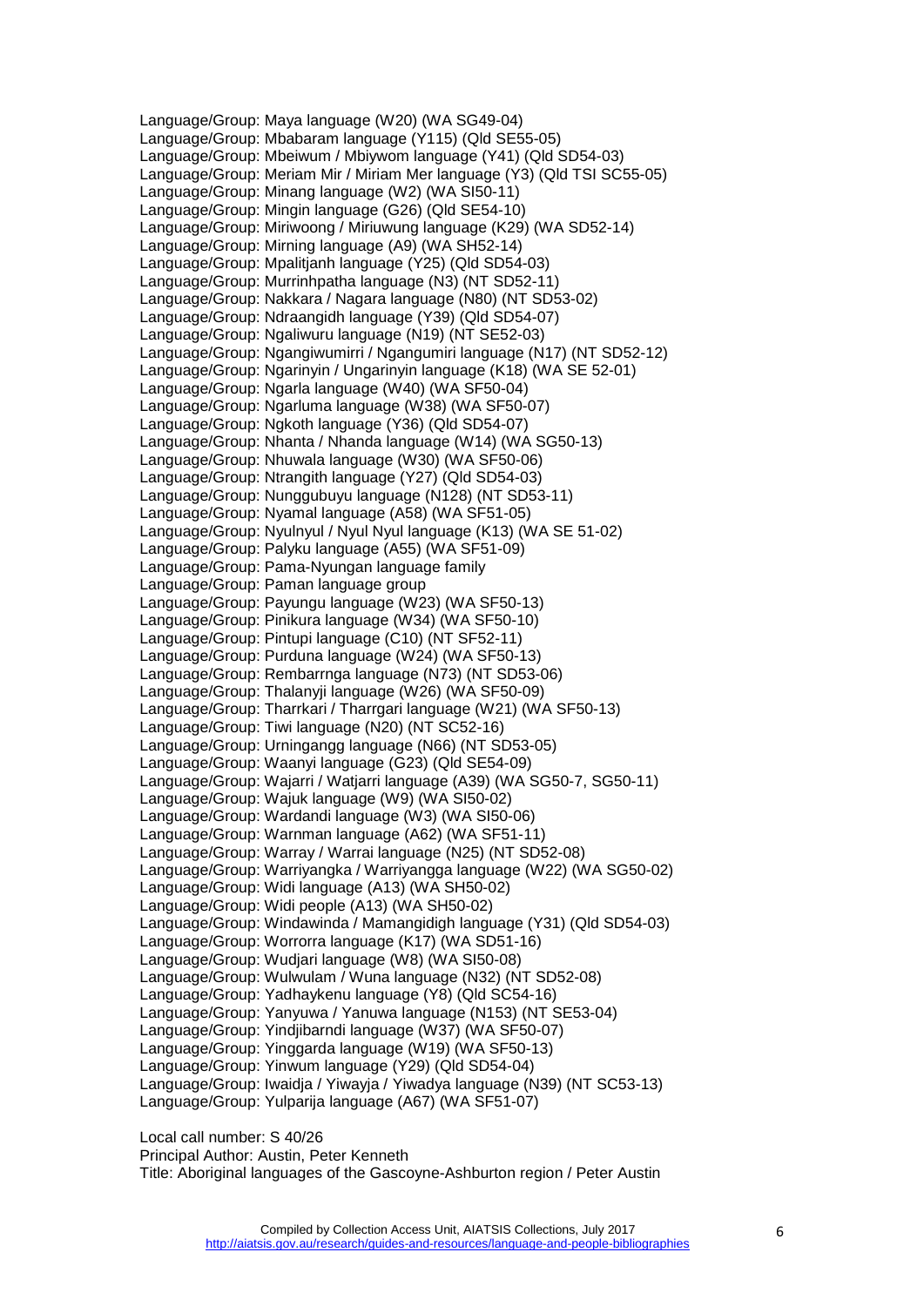Language/Group: Maya language (W20) (WA SG49-04)
Language/Group: Mbabaram language (Y115) (Qld SE55-05)
Language/Group: Mbeiwum / Mbiywom language (Y41) (Qld SD54-03)
Language/Group: Meriam Mir / Miriam Mer language (Y3) (Qld TSI SC55-05)
Language/Group: Minang language (W2) (WA SI50-11)
Language/Group: Mingin language (G26) (Qld SE54-10)
Language/Group: Miriwoong / Miriuwung language (K29) (WA SD52-14)
Language/Group: Mirning language (A9) (WA SH52-14)
Language/Group: Mpalitjanh language (Y25) (Qld SD54-03)
Language/Group: Murrinhpatha language (N3) (NT SD52-11)
Language/Group: Nakkara / Nagara language (N80) (NT SD53-02)
Language/Group: Ndraangidh language (Y39) (Qld SD54-07)
Language/Group: Ngaliwuru language (N19) (NT SE52-03)
Language/Group: Ngangiwumirri / Ngangumiri language (N17) (NT SD52-12)
Language/Group: Ngarinyin / Ungarinyin language (K18) (WA SE 52-01)
Language/Group: Ngarla language (W40) (WA SF50-04)
Language/Group: Ngarluma language (W38) (WA SF50-07)
Language/Group: Ngkoth language (Y36) (Qld SD54-07)
Language/Group: Nhanta / Nhanda language (W14) (WA SG50-13)
Language/Group: Nhuwala language (W30) (WA SF50-06)
Language/Group: Ntrangith language (Y27) (Qld SD54-03)
Language/Group: Nunggubuyu language (N128) (NT SD53-11)
Language/Group: Nyamal language (A58) (WA SF51-05)
Language/Group: Nyulnyul / Nyul Nyul language (K13) (WA SE 51-02)
Language/Group: Palyku language (A55) (WA SF51-09)
Language/Group: Pama-Nyungan language family
Language/Group: Paman language group
Language/Group: Payungu language (W23) (WA SF50-13)
Language/Group: Pinikura language (W34) (WA SF50-10)
Language/Group: Pintupi language (C10) (NT SF52-11)
Language/Group: Purduna language (W24) (WA SF50-13)
Language/Group: Rembarrnga language (N73) (NT SD53-06)
Language/Group: Thalanyji language (W26) (WA SF50-09)
Language/Group: Tharrkari / Tharrgari language (W21) (WA SF50-13)
Language/Group: Tiwi language (N20) (NT SC52-16)
Language/Group: Urningangg language (N66) (NT SD53-05)
Language/Group: Waanyi language (G23) (Qld SE54-09)
Language/Group: Wajarri / Watjarri language (A39) (WA SG50-7, SG50-11)
Language/Group: Wajuk language (W9) (WA SI50-02)
Language/Group: Wardandi language (W3) (WA SI50-06)
Language/Group: Warnman language (A62) (WA SF51-11)
Language/Group: Warray / Warrai language (N25) (NT SD52-08)
Language/Group: Warriyangka / Warriyangga language (W22) (WA SG50-02)
Language/Group: Widi language (A13) (WA SH50-02)
Language/Group: Widi people (A13) (WA SH50-02)
Language/Group: Windawinda / Mamangidigh language (Y31) (Qld SD54-03)
Language/Group: Worrorra language (K17) (WA SD51-16)
Language/Group: Wudjari language (W8) (WA SI50-08)
Language/Group: Wulwulam / Wuna language (N32) (NT SD52-08)
Language/Group: Yadhaykenu language (Y8) (Qld SC54-16)
Language/Group: Yanyuwa / Yanuwa language (N153) (NT SE53-04)
Language/Group: Yindjibarndi language (W37) (WA SF50-07)
Language/Group: Yinggarda language (W19) (WA SF50-13)
Language/Group: Yinwum language (Y29) (Qld SD54-04)
Language/Group: Iwaidja / Yiwayja / Yiwadya language (N39) (NT SC53-13)
Language/Group: Yulparija language (A67) (WA SF51-07)

Local call number: S 40/26
Principal Author: Austin, Peter Kenneth
Title: Aboriginal languages of the Gascoyne-Ashburton region / Peter Austin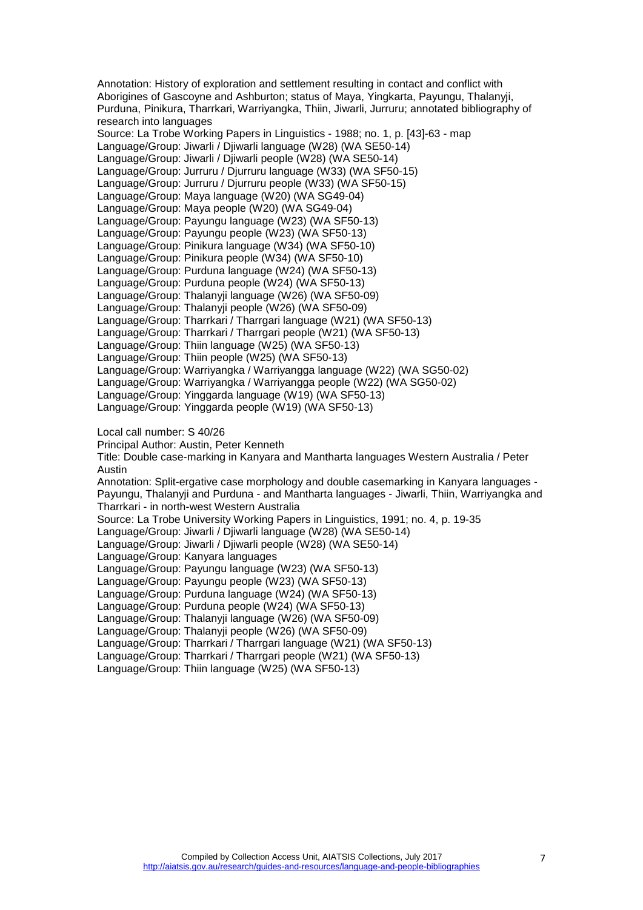Annotation: History of exploration and settlement resulting in contact and conflict with Aborigines of Gascoyne and Ashburton; status of Maya, Yingkarta, Payungu, Thalanyji, Purduna, Pinikura, Tharrkari, Warriyangka, Thiin, Jiwarli, Jurruru; annotated bibliography of research into languages
Source: La Trobe Working Papers in Linguistics - 1988; no. 1, p. [43]-63 - map
Language/Group: Jiwarli / Djiwarli language (W28) (WA SE50-14)
Language/Group: Jiwarli / Djiwarli people (W28) (WA SE50-14)
Language/Group: Jurruru / Djurruru language (W33) (WA SF50-15)
Language/Group: Jurruru / Djurruru people (W33) (WA SF50-15)
Language/Group: Maya language (W20) (WA SG49-04)
Language/Group: Maya people (W20) (WA SG49-04)
Language/Group: Payungu language (W23) (WA SF50-13)
Language/Group: Payungu people (W23) (WA SF50-13)
Language/Group: Pinikura language (W34) (WA SF50-10)
Language/Group: Pinikura people (W34) (WA SF50-10)
Language/Group: Purduna language (W24) (WA SF50-13)
Language/Group: Purduna people (W24) (WA SF50-13)
Language/Group: Thalanyji language (W26) (WA SF50-09)
Language/Group: Thalanyji people (W26) (WA SF50-09)
Language/Group: Tharrkari / Tharrgari language (W21) (WA SF50-13)
Language/Group: Tharrkari / Tharrgari people (W21) (WA SF50-13)
Language/Group: Thiin language (W25) (WA SF50-13)
Language/Group: Thiin people (W25) (WA SF50-13)
Language/Group: Warriyangka / Warriyangga language (W22) (WA SG50-02)
Language/Group: Warriyangka / Warriyangga people (W22) (WA SG50-02)
Language/Group: Yinggarda language (W19) (WA SF50-13)
Language/Group: Yinggarda people (W19) (WA SF50-13)

Local call number: S 40/26
Principal Author: Austin, Peter Kenneth
Title: Double case-marking in Kanyara and Mantharta languages Western Australia / Peter Austin
Annotation: Split-ergative case morphology and double casemarking in Kanyara languages - Payungu, Thalanyji and Purduna - and Mantharta languages - Jiwarli, Thiin, Warriyangka and Tharrkari - in north-west Western Australia
Source: La Trobe University Working Papers in Linguistics, 1991; no. 4, p. 19-35
Language/Group: Jiwarli / Djiwarli language (W28) (WA SE50-14)
Language/Group: Jiwarli / Djiwarli people (W28) (WA SE50-14)
Language/Group: Kanyara languages
Language/Group: Payungu language (W23) (WA SF50-13)
Language/Group: Payungu people (W23) (WA SF50-13)
Language/Group: Purduna language (W24) (WA SF50-13)
Language/Group: Purduna people (W24) (WA SF50-13)
Language/Group: Thalanyji language (W26) (WA SF50-09)
Language/Group: Thalanyji people (W26) (WA SF50-09)
Language/Group: Tharrkari / Tharrgari language (W21) (WA SF50-13)
Language/Group: Tharrkari / Tharrgari people (W21) (WA SF50-13)
Language/Group: Thiin language (W25) (WA SF50-13)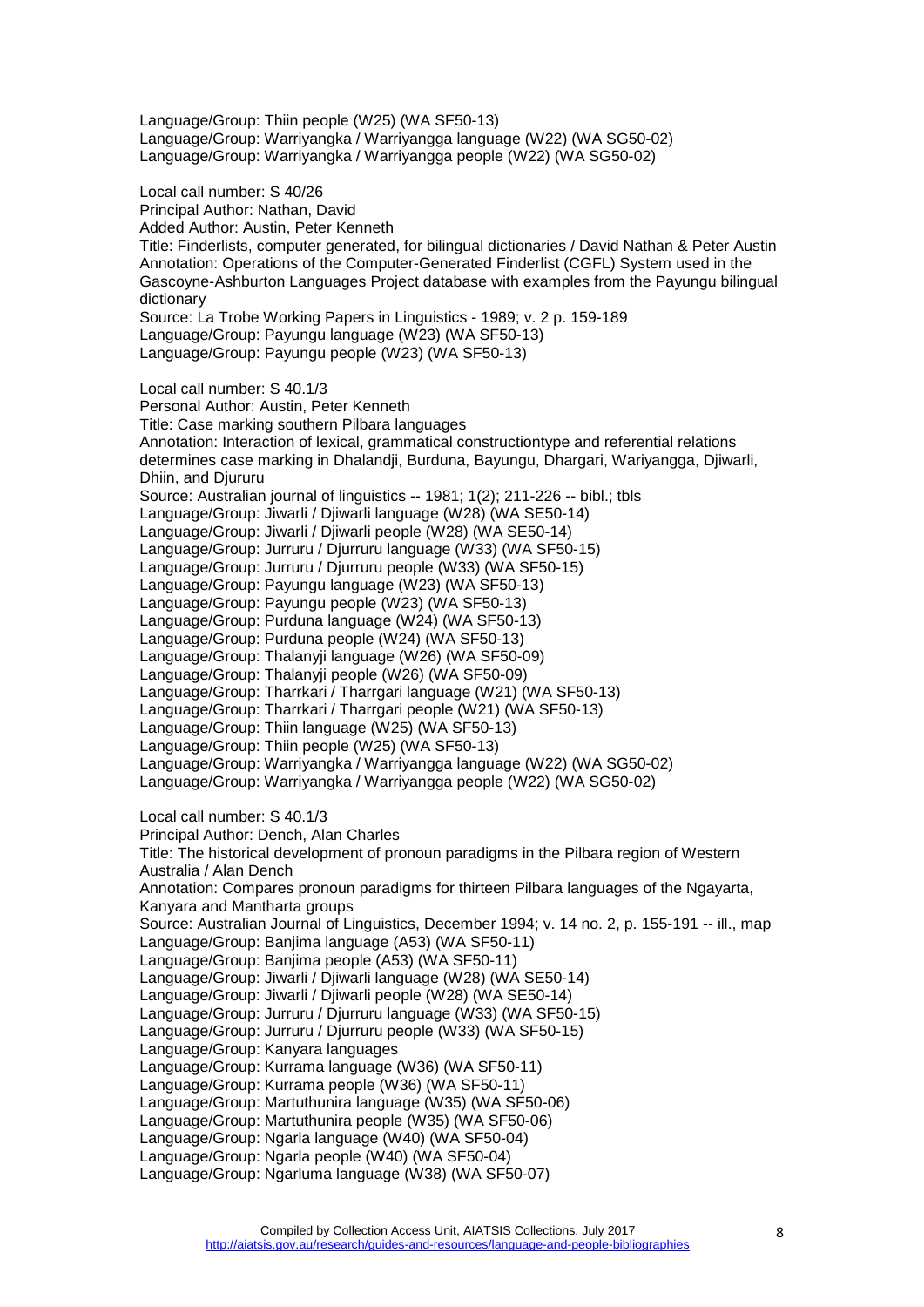Language/Group: Thiin people (W25) (WA SF50-13)
Language/Group: Warriyangka / Warriyangga language (W22) (WA SG50-02)
Language/Group: Warriyangka / Warriyangga people (W22) (WA SG50-02)

Local call number: S 40/26
Principal Author: Nathan, David
Added Author: Austin, Peter Kenneth
Title: Finderlists, computer generated, for bilingual dictionaries / David Nathan & Peter Austin
Annotation: Operations of the Computer-Generated Finderlist (CGFL) System used in the Gascoyne-Ashburton Languages Project database with examples from the Payungu bilingual dictionary
Source: La Trobe Working Papers in Linguistics - 1989; v. 2 p. 159-189
Language/Group: Payungu language (W23) (WA SF50-13)
Language/Group: Payungu people (W23) (WA SF50-13)

Local call number: S 40.1/3
Personal Author: Austin, Peter Kenneth
Title: Case marking southern Pilbara languages
Annotation: Interaction of lexical, grammatical constructiontype and referential relations determines case marking in Dhalandji, Burduna, Bayungu, Dhargari, Wariyangga, Djiwarli, Dhiin, and Djururu
Source: Australian journal of linguistics -- 1981; 1(2); 211-226 -- bibl.; tbls
Language/Group: Jiwarli / Djiwarli language (W28) (WA SE50-14)
Language/Group: Jiwarli / Djiwarli people (W28) (WA SE50-14)
Language/Group: Jurruru / Djurruru language (W33) (WA SF50-15)
Language/Group: Jurruru / Djurruru people (W33) (WA SF50-15)
Language/Group: Payungu language (W23) (WA SF50-13)
Language/Group: Payungu people (W23) (WA SF50-13)
Language/Group: Purduna language (W24) (WA SF50-13)
Language/Group: Purduna people (W24) (WA SF50-13)
Language/Group: Thalanyji language (W26) (WA SF50-09)
Language/Group: Thalanyji people (W26) (WA SF50-09)
Language/Group: Tharrkari / Tharrgari language (W21) (WA SF50-13)
Language/Group: Tharrkari / Tharrgari people (W21) (WA SF50-13)
Language/Group: Thiin language (W25) (WA SF50-13)
Language/Group: Thiin people (W25) (WA SF50-13)
Language/Group: Warriyangka / Warriyangga language (W22) (WA SG50-02)
Language/Group: Warriyangka / Warriyangga people (W22) (WA SG50-02)

Local call number: S 40.1/3
Principal Author: Dench, Alan Charles
Title: The historical development of pronoun paradigms in the Pilbara region of Western Australia / Alan Dench
Annotation: Compares pronoun paradigms for thirteen Pilbara languages of the Ngayarta, Kanyara and Mantharta groups
Source: Australian Journal of Linguistics, December 1994; v. 14 no. 2, p. 155-191 -- ill., map
Language/Group: Banjima language (A53) (WA SF50-11)
Language/Group: Banjima people (A53) (WA SF50-11)
Language/Group: Jiwarli / Djiwarli language (W28) (WA SE50-14)
Language/Group: Jiwarli / Djiwarli people (W28) (WA SE50-14)
Language/Group: Jurruru / Djurruru language (W33) (WA SF50-15)
Language/Group: Jurruru / Djurruru people (W33) (WA SF50-15)
Language/Group: Kanyara languages
Language/Group: Kurrama language (W36) (WA SF50-11)
Language/Group: Kurrama people (W36) (WA SF50-11)
Language/Group: Martuthunira language (W35) (WA SF50-06)
Language/Group: Martuthunira people (W35) (WA SF50-06)
Language/Group: Ngarla language (W40) (WA SF50-04)
Language/Group: Ngarla people (W40) (WA SF50-04)
Language/Group: Ngarluma language (W38) (WA SF50-07)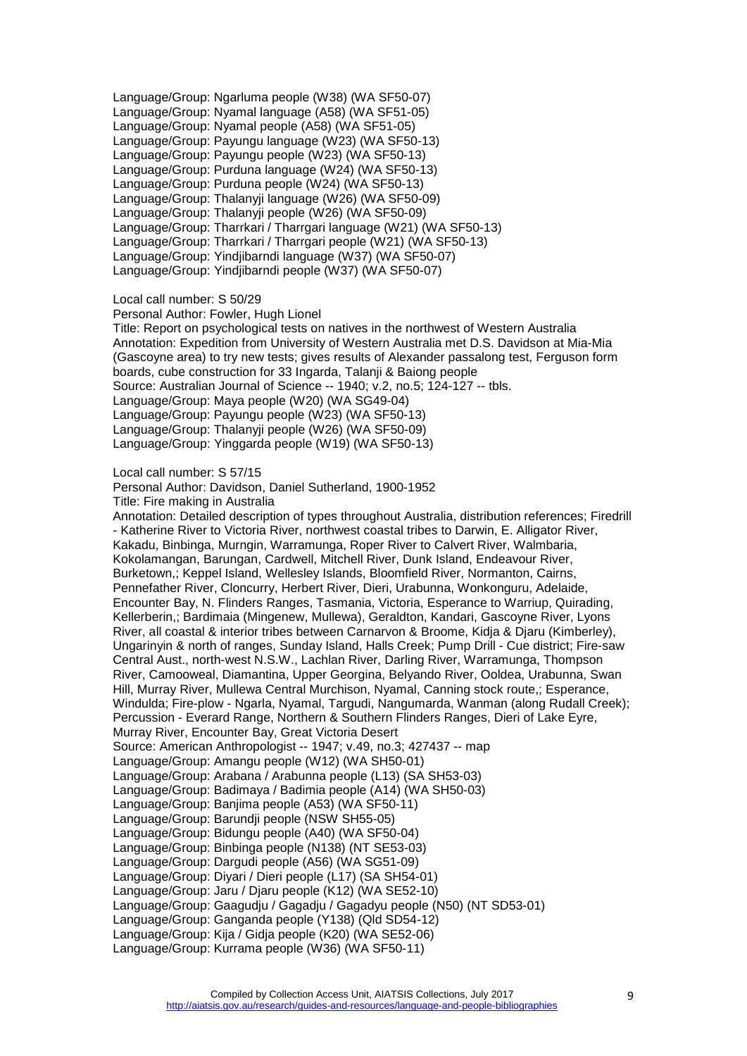Language/Group: Ngarluma people (W38) (WA SF50-07)
Language/Group: Nyamal language (A58) (WA SF51-05)
Language/Group: Nyamal people (A58) (WA SF51-05)
Language/Group: Payungu language (W23) (WA SF50-13)
Language/Group: Payungu people (W23) (WA SF50-13)
Language/Group: Purduna language (W24) (WA SF50-13)
Language/Group: Purduna people (W24) (WA SF50-13)
Language/Group: Thalanyji language (W26) (WA SF50-09)
Language/Group: Thalanyji people (W26) (WA SF50-09)
Language/Group: Tharrkari / Tharrgari language (W21) (WA SF50-13)
Language/Group: Tharrkari / Tharrgari people (W21) (WA SF50-13)
Language/Group: Yindjibarndi language (W37) (WA SF50-07)
Language/Group: Yindjibarndi people (W37) (WA SF50-07)

Local call number: S 50/29
Personal Author: Fowler, Hugh Lionel
Title: Report on psychological tests on natives in the northwest of Western Australia
Annotation: Expedition from University of Western Australia met D.S. Davidson at Mia-Mia (Gascoyne area) to try new tests; gives results of Alexander passalong test, Ferguson form boards, cube construction for 33 Ingarda, Talanji & Baiong people
Source: Australian Journal of Science -- 1940; v.2, no.5; 124-127 -- tbls.
Language/Group: Maya people (W20) (WA SG49-04)
Language/Group: Payungu people (W23) (WA SF50-13)
Language/Group: Thalanyji people (W26) (WA SF50-09)
Language/Group: Yinggarda people (W19) (WA SF50-13)

Local call number: S 57/15
Personal Author: Davidson, Daniel Sutherland, 1900-1952
Title: Fire making in Australia
Annotation: Detailed description of types throughout Australia, distribution references; Firedrill - Katherine River to Victoria River, northwest coastal tribes to Darwin, E. Alligator River, Kakadu, Binbinga, Murngin, Warramunga, Roper River to Calvert River, Walmbaria, Kokolamangan, Barungan, Cardwell, Mitchell River, Dunk Island, Endeavour River, Burketown,; Keppel Island, Wellesley Islands, Bloomfield River, Normanton, Cairns, Pennefather River, Cloncurry, Herbert River, Dieri, Urabunna, Wonkonguru, Adelaide, Encounter Bay, N. Flinders Ranges, Tasmania, Victoria, Esperance to Warriup, Quirading, Kellerberin,; Bardimaia (Mingenew, Mullewa), Geraldton, Kandari, Gascoyne River, Lyons River, all coastal & interior tribes between Carnarvon & Broome, Kidja & Djaru (Kimberley), Ungarinyin & north of ranges, Sunday Island, Halls Creek; Pump Drill - Cue district; Fire-saw Central Aust., north-west N.S.W., Lachlan River, Darling River, Warramunga, Thompson River, Camooweal, Diamantina, Upper Georgina, Belyando River, Ooldea, Urabunna, Swan Hill, Murray River, Mullewa Central Murchison, Nyamal, Canning stock route,; Esperance, Windulda; Fire-plow - Ngarla, Nyamal, Targudi, Nangumarda, Wanman (along Rudall Creek); Percussion - Everard Range, Northern & Southern Flinders Ranges, Dieri of Lake Eyre, Murray River, Encounter Bay, Great Victoria Desert
Source: American Anthropologist -- 1947; v.49, no.3; 427437 -- map
Language/Group: Amangu people (W12) (WA SH50-01)
Language/Group: Arabana / Arabunna people (L13) (SA SH53-03)
Language/Group: Badimaya / Badimia people (A14) (WA SH50-03)
Language/Group: Banjima people (A53) (WA SF50-11)
Language/Group: Barundji people (NSW SH55-05)
Language/Group: Bidungu people (A40) (WA SF50-04)
Language/Group: Binbinga people (N138) (NT SE53-03)
Language/Group: Dargudi people (A56) (WA SG51-09)
Language/Group: Diyari / Dieri people (L17) (SA SH54-01)
Language/Group: Jaru / Djaru people (K12) (WA SE52-10)
Language/Group: Gaagudju / Gagadju / Gagadyu people (N50) (NT SD53-01)
Language/Group: Ganganda people (Y138) (Qld SD54-12)
Language/Group: Kija / Gidja people (K20) (WA SE52-06)
Language/Group: Kurrama people (W36) (WA SF50-11)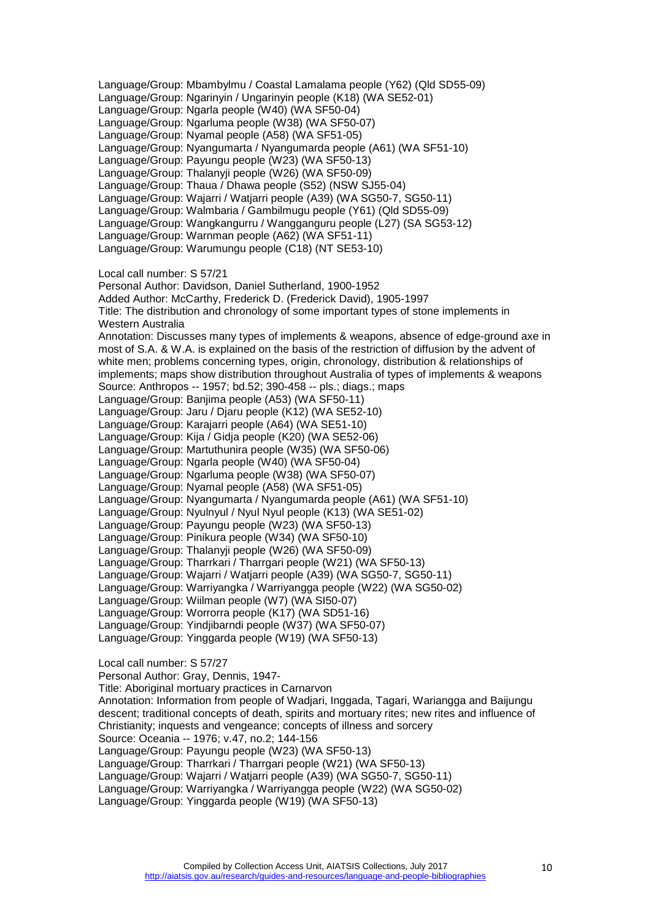Language/Group: Mbambylmu / Coastal Lamalama people (Y62) (Qld SD55-09)
Language/Group: Ngarinyin / Ungarinyin people (K18) (WA SE52-01)
Language/Group: Ngarla people (W40) (WA SF50-04)
Language/Group: Ngarluma people (W38) (WA SF50-07)
Language/Group: Nyamal people (A58) (WA SF51-05)
Language/Group: Nyangumarta / Nyangumarda people (A61) (WA SF51-10)
Language/Group: Payungu people (W23) (WA SF50-13)
Language/Group: Thalanyji people (W26) (WA SF50-09)
Language/Group: Thaua / Dhawa people (S52) (NSW SJ55-04)
Language/Group: Wajarri / Watjarri people (A39) (WA SG50-7, SG50-11)
Language/Group: Walmbaria / Gambilmugu people (Y61) (Qld SD55-09)
Language/Group: Wangkangurru / Wangganguru people (L27) (SA SG53-12)
Language/Group: Warnman people (A62) (WA SF51-11)
Language/Group: Warumungu people (C18) (NT SE53-10)

Local call number: S 57/21
Personal Author: Davidson, Daniel Sutherland, 1900-1952
Added Author: McCarthy, Frederick D. (Frederick David), 1905-1997
Title: The distribution and chronology of some important types of stone implements in Western Australia
Annotation: Discusses many types of implements & weapons, absence of edge-ground axe in most of S.A. & W.A. is explained on the basis of the restriction of diffusion by the advent of white men; problems concerning types, origin, chronology, distribution & relationships of implements; maps show distribution throughout Australia of types of implements & weapons
Source: Anthropos -- 1957; bd.52; 390-458 -- pls.; diags.; maps
Language/Group: Banjima people (A53) (WA SF50-11)
Language/Group: Jaru / Djaru people (K12) (WA SE52-10)
Language/Group: Karajarri people (A64) (WA SE51-10)
Language/Group: Kija / Gidja people (K20) (WA SE52-06)
Language/Group: Martuthunira people (W35) (WA SF50-06)
Language/Group: Ngarla people (W40) (WA SF50-04)
Language/Group: Ngarluma people (W38) (WA SF50-07)
Language/Group: Nyamal people (A58) (WA SF51-05)
Language/Group: Nyangumarta / Nyangumarda people (A61) (WA SF51-10)
Language/Group: Nyulnyul / Nyul Nyul people (K13) (WA SE51-02)
Language/Group: Payungu people (W23) (WA SF50-13)
Language/Group: Pinikura people (W34) (WA SF50-10)
Language/Group: Thalanyji people (W26) (WA SF50-09)
Language/Group: Tharrkari / Tharrgari people (W21) (WA SF50-13)
Language/Group: Wajarri / Watjarri people (A39) (WA SG50-7, SG50-11)
Language/Group: Warriyangka / Warriyangga people (W22) (WA SG50-02)
Language/Group: Wiilman people (W7) (WA SI50-07)
Language/Group: Worrorra people (K17) (WA SD51-16)
Language/Group: Yindjibarndi people (W37) (WA SF50-07)
Language/Group: Yinggarda people (W19) (WA SF50-13)

Local call number: S 57/27
Personal Author: Gray, Dennis, 1947-
Title: Aboriginal mortuary practices in Carnarvon
Annotation: Information from people of Wadjari, Inggada, Tagari, Wariangga and Baijungu descent; traditional concepts of death, spirits and mortuary rites; new rites and influence of Christianity; inquests and vengeance; concepts of illness and sorcery
Source: Oceania -- 1976; v.47, no.2; 144-156
Language/Group: Payungu people (W23) (WA SF50-13)
Language/Group: Tharrkari / Tharrgari people (W21) (WA SF50-13)
Language/Group: Wajarri / Watjarri people (A39) (WA SG50-7, SG50-11)
Language/Group: Warriyangka / Warriyangga people (W22) (WA SG50-02)
Language/Group: Yinggarda people (W19) (WA SF50-13)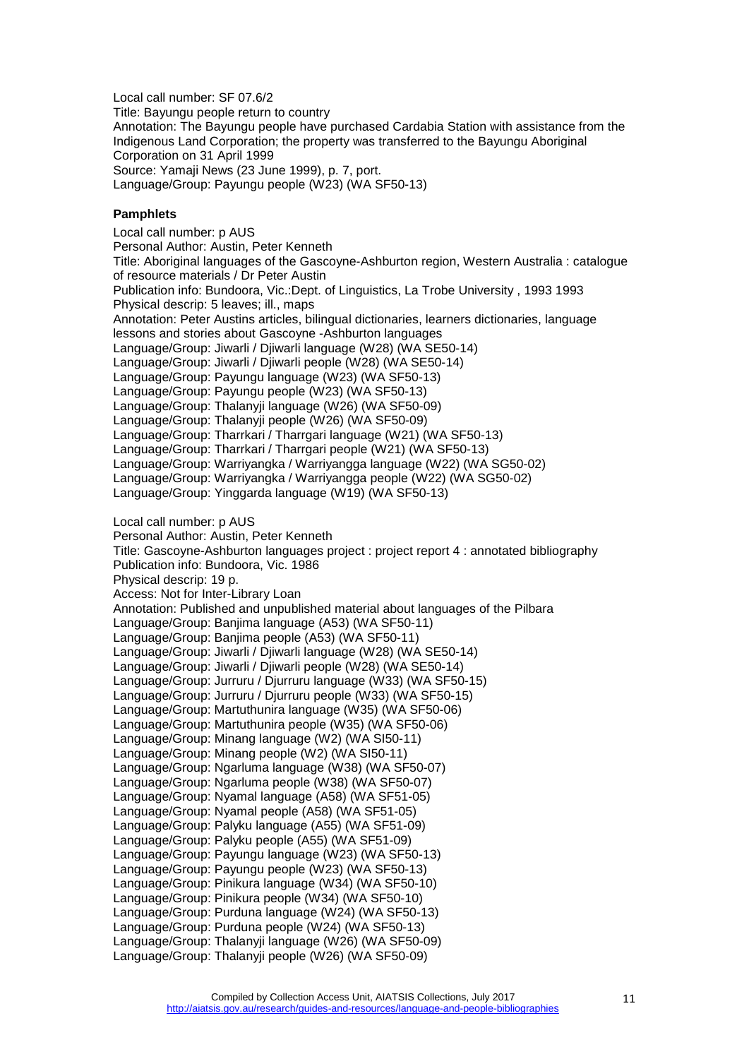Local call number: SF 07.6/2
Title: Bayungu people return to country
Annotation: The Bayungu people have purchased Cardabia Station with assistance from the Indigenous Land Corporation; the property was transferred to the Bayungu Aboriginal Corporation on 31 April 1999
Source: Yamaji News (23 June 1999), p. 7, port.
Language/Group: Payungu people (W23) (WA SF50-13)

**Pamphlets**

Local call number: p AUS
Personal Author: Austin, Peter Kenneth
Title: Aboriginal languages of the Gascoyne-Ashburton region, Western Australia : catalogue of resource materials / Dr Peter Austin
Publication info: Bundoora, Vic.:Dept. of Linguistics, La Trobe University , 1993 1993
Physical descrip: 5 leaves; ill., maps
Annotation: Peter Austins articles, bilingual dictionaries, learners dictionaries, language lessons and stories about Gascoyne -Ashburton languages
Language/Group: Jiwarli / Djiwarli language (W28) (WA SE50-14)
Language/Group: Jiwarli / Djiwarli people (W28) (WA SE50-14)
Language/Group: Payungu language (W23) (WA SF50-13)
Language/Group: Payungu people (W23) (WA SF50-13)
Language/Group: Thalanyji language (W26) (WA SF50-09)
Language/Group: Thalanyji people (W26) (WA SF50-09)
Language/Group: Tharrkari / Tharrgari language (W21) (WA SF50-13)
Language/Group: Tharrkari / Tharrgari people (W21) (WA SF50-13)
Language/Group: Warriyangka / Warriyangga language (W22) (WA SG50-02)
Language/Group: Warriyangka / Warriyangga people (W22) (WA SG50-02)
Language/Group: Yinggarda language (W19) (WA SF50-13)

Local call number: p AUS
Personal Author: Austin, Peter Kenneth
Title: Gascoyne-Ashburton languages project : project report 4 : annotated bibliography
Publication info: Bundoora, Vic. 1986
Physical descrip: 19 p.
Access: Not for Inter-Library Loan
Annotation: Published and unpublished material about languages of the Pilbara
Language/Group: Banjima language (A53) (WA SF50-11)
Language/Group: Banjima people (A53) (WA SF50-11)
Language/Group: Jiwarli / Djiwarli language (W28) (WA SE50-14)
Language/Group: Jiwarli / Djiwarli people (W28) (WA SE50-14)
Language/Group: Jurruru / Djurruru language (W33) (WA SF50-15)
Language/Group: Jurruru / Djurruru people (W33) (WA SF50-15)
Language/Group: Martuthunira language (W35) (WA SF50-06)
Language/Group: Martuthunira people (W35) (WA SF50-06)
Language/Group: Minang language (W2) (WA SI50-11)
Language/Group: Minang people (W2) (WA SI50-11)
Language/Group: Ngarluma language (W38) (WA SF50-07)
Language/Group: Ngarluma people (W38) (WA SF50-07)
Language/Group: Nyamal language (A58) (WA SF51-05)
Language/Group: Nyamal people (A58) (WA SF51-05)
Language/Group: Palyku language (A55) (WA SF51-09)
Language/Group: Palyku people (A55) (WA SF51-09)
Language/Group: Payungu language (W23) (WA SF50-13)
Language/Group: Payungu people (W23) (WA SF50-13)
Language/Group: Pinikura language (W34) (WA SF50-10)
Language/Group: Pinikura people (W34) (WA SF50-10)
Language/Group: Purduna language (W24) (WA SF50-13)
Language/Group: Purduna people (W24) (WA SF50-13)
Language/Group: Thalanyji language (W26) (WA SF50-09)
Language/Group: Thalanyji people (W26) (WA SF50-09)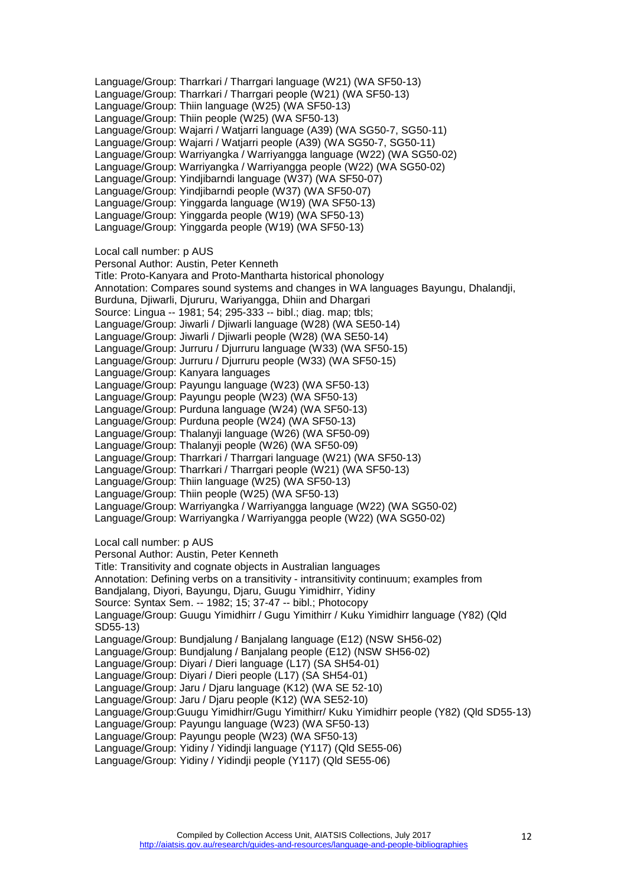Language/Group: Tharrkari / Tharrgari language (W21) (WA SF50-13)
Language/Group: Tharrkari / Tharrgari people (W21) (WA SF50-13)
Language/Group: Thiin language (W25) (WA SF50-13)
Language/Group: Thiin people (W25) (WA SF50-13)
Language/Group: Wajarri / Watjarri language (A39) (WA SG50-7, SG50-11)
Language/Group: Wajarri / Watjarri people (A39) (WA SG50-7, SG50-11)
Language/Group: Warriyangka / Warriyangga language (W22) (WA SG50-02)
Language/Group: Warriyangka / Warriyangga people (W22) (WA SG50-02)
Language/Group: Yindjibarndi language (W37) (WA SF50-07)
Language/Group: Yindjibarndi people (W37) (WA SF50-07)
Language/Group: Yinggarda language (W19) (WA SF50-13)
Language/Group: Yinggarda people (W19) (WA SF50-13)
Language/Group: Yinggarda people (W19) (WA SF50-13)

Local call number: p AUS
Personal Author: Austin, Peter Kenneth
Title: Proto-Kanyara and Proto-Mantharta historical phonology
Annotation: Compares sound systems and changes in WA languages Bayungu, Dhalandji, Burduna, Djiwarli, Djururu, Wariyangga, Dhiin and Dhargari
Source: Lingua -- 1981; 54; 295-333 -- bibl.; diag. map; tbls;
Language/Group: Jiwarli / Djiwarli language (W28) (WA SE50-14)
Language/Group: Jiwarli / Djiwarli people (W28) (WA SE50-14)
Language/Group: Jurruru / Djurruru language (W33) (WA SF50-15)
Language/Group: Jurruru / Djurruru people (W33) (WA SF50-15)
Language/Group: Kanyara languages
Language/Group: Payungu language (W23) (WA SF50-13)
Language/Group: Payungu people (W23) (WA SF50-13)
Language/Group: Purduna language (W24) (WA SF50-13)
Language/Group: Purduna people (W24) (WA SF50-13)
Language/Group: Thalanyji language (W26) (WA SF50-09)
Language/Group: Thalanyji people (W26) (WA SF50-09)
Language/Group: Tharrkari / Tharrgari language (W21) (WA SF50-13)
Language/Group: Tharrkari / Tharrgari people (W21) (WA SF50-13)
Language/Group: Thiin language (W25) (WA SF50-13)
Language/Group: Thiin people (W25) (WA SF50-13)
Language/Group: Warriyangka / Warriyangga language (W22) (WA SG50-02)
Language/Group: Warriyangka / Warriyangga people (W22) (WA SG50-02)

Local call number: p AUS
Personal Author: Austin, Peter Kenneth
Title: Transitivity and cognate objects in Australian languages
Annotation: Defining verbs on a transitivity - intransitivity continuum; examples from Bandjalang, Diyori, Bayungu, Djaru, Guugu Yimidhirr, Yidiny
Source: Syntax Sem. -- 1982; 15; 37-47 -- bibl.; Photocopy
Language/Group: Guugu Yimidhirr / Gugu Yimithirr / Kuku Yimidhirr language (Y82) (Qld SD55-13)
Language/Group: Bundjalung / Banjalang language (E12) (NSW SH56-02)
Language/Group: Bundjalung / Banjalang people (E12) (NSW SH56-02)
Language/Group: Diyari / Dieri language (L17) (SA SH54-01)
Language/Group: Diyari / Dieri people (L17) (SA SH54-01)
Language/Group: Jaru / Djaru language (K12) (WA SE 52-10)
Language/Group: Jaru / Djaru people (K12) (WA SE52-10)
Language/Group:Guugu Yimidhirr/Gugu Yimithirr/ Kuku Yimidhirr people (Y82) (Qld SD55-13)
Language/Group: Payungu language (W23) (WA SF50-13)
Language/Group: Payungu people (W23) (WA SF50-13)
Language/Group: Yidiny / Yidindji language (Y117) (Qld SE55-06)
Language/Group: Yidiny / Yidindji people (Y117) (Qld SE55-06)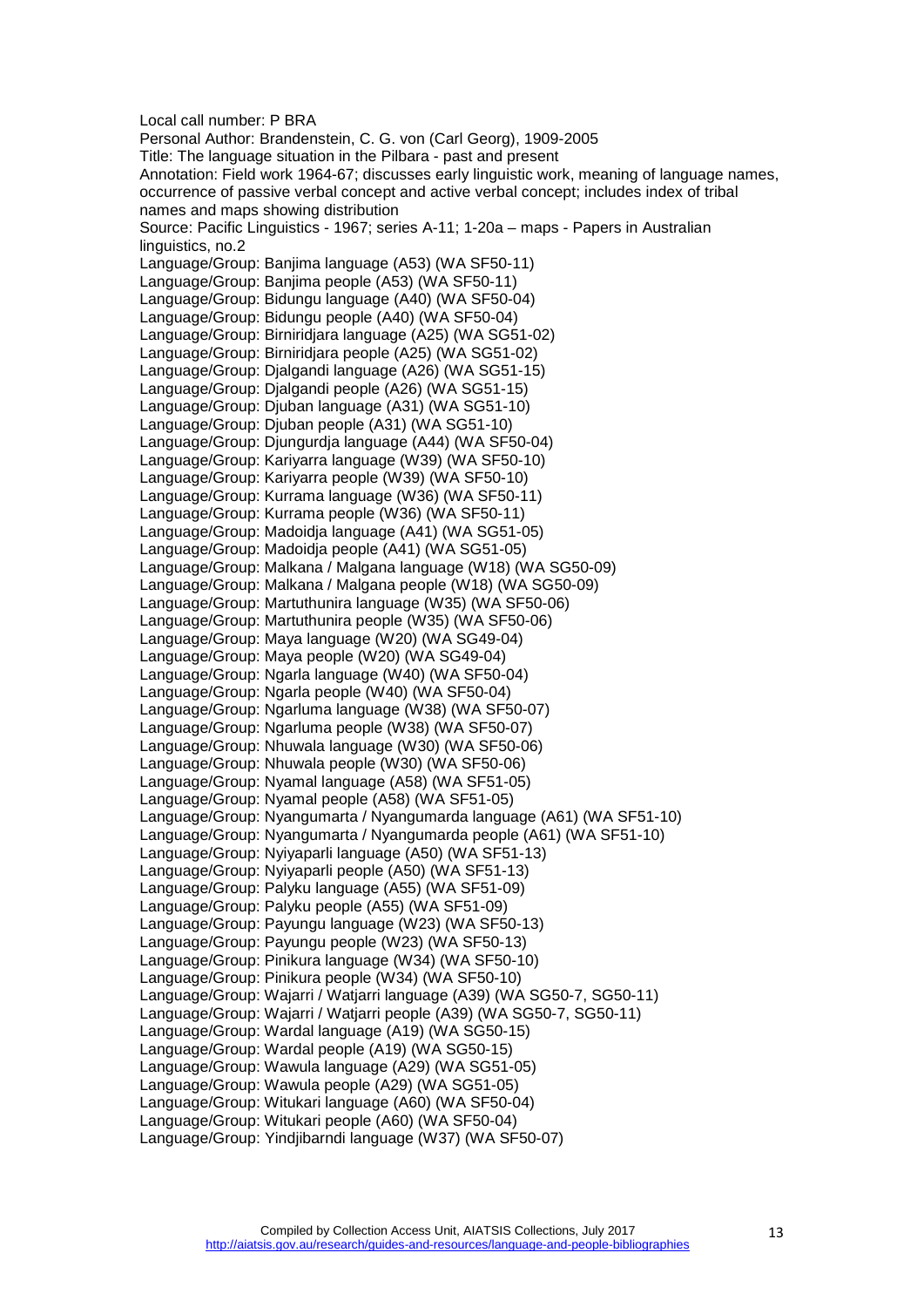Local call number: P BRA
Personal Author: Brandenstein, C. G. von (Carl Georg), 1909-2005
Title: The language situation in the Pilbara - past and present
Annotation: Field work 1964-67; discusses early linguistic work, meaning of language names, occurrence of passive verbal concept and active verbal concept; includes index of tribal names and maps showing distribution
Source: Pacific Linguistics - 1967; series A-11; 1-20a – maps - Papers in Australian linguistics, no.2
Language/Group: Banjima language (A53) (WA SF50-11)
Language/Group: Banjima people (A53) (WA SF50-11)
Language/Group: Bidungu language (A40) (WA SF50-04)
Language/Group: Bidungu people (A40) (WA SF50-04)
Language/Group: Birniridjara language (A25) (WA SG51-02)
Language/Group: Birniridjara people (A25) (WA SG51-02)
Language/Group: Djalgandi language (A26) (WA SG51-15)
Language/Group: Djalgandi people (A26) (WA SG51-15)
Language/Group: Djuban language (A31) (WA SG51-10)
Language/Group: Djuban people (A31) (WA SG51-10)
Language/Group: Djungurdja language (A44) (WA SF50-04)
Language/Group: Kariyarra language (W39) (WA SF50-10)
Language/Group: Kariyarra people (W39) (WA SF50-10)
Language/Group: Kurrama language (W36) (WA SF50-11)
Language/Group: Kurrama people (W36) (WA SF50-11)
Language/Group: Madoidja language (A41) (WA SG51-05)
Language/Group: Madoidja people (A41) (WA SG51-05)
Language/Group: Malkana / Malgana language (W18) (WA SG50-09)
Language/Group: Malkana / Malgana people (W18) (WA SG50-09)
Language/Group: Martuthunira language (W35) (WA SF50-06)
Language/Group: Martuthunira people (W35) (WA SF50-06)
Language/Group: Maya language (W20) (WA SG49-04)
Language/Group: Maya people (W20) (WA SG49-04)
Language/Group: Ngarla language (W40) (WA SF50-04)
Language/Group: Ngarla people (W40) (WA SF50-04)
Language/Group: Ngarluma language (W38) (WA SF50-07)
Language/Group: Ngarluma people (W38) (WA SF50-07)
Language/Group: Nhuwala language (W30) (WA SF50-06)
Language/Group: Nhuwala people (W30) (WA SF50-06)
Language/Group: Nyamal language (A58) (WA SF51-05)
Language/Group: Nyamal people (A58) (WA SF51-05)
Language/Group: Nyangumarta / Nyangumarda language (A61) (WA SF51-10)
Language/Group: Nyangumarta / Nyangumarda people (A61) (WA SF51-10)
Language/Group: Nyiyaparli language (A50) (WA SF51-13)
Language/Group: Nyiyaparli people (A50) (WA SF51-13)
Language/Group: Palyku language (A55) (WA SF51-09)
Language/Group: Palyku people (A55) (WA SF51-09)
Language/Group: Payungu language (W23) (WA SF50-13)
Language/Group: Payungu people (W23) (WA SF50-13)
Language/Group: Pinikura language (W34) (WA SF50-10)
Language/Group: Pinikura people (W34) (WA SF50-10)
Language/Group: Wajarri / Watjarri language (A39) (WA SG50-7, SG50-11)
Language/Group: Wajarri / Watjarri people (A39) (WA SG50-7, SG50-11)
Language/Group: Wardal language (A19) (WA SG50-15)
Language/Group: Wardal people (A19) (WA SG50-15)
Language/Group: Wawula language (A29) (WA SG51-05)
Language/Group: Wawula people (A29) (WA SG51-05)
Language/Group: Witukari language (A60) (WA SF50-04)
Language/Group: Witukari people (A60) (WA SF50-04)
Language/Group: Yindjibarndi language (W37) (WA SF50-07)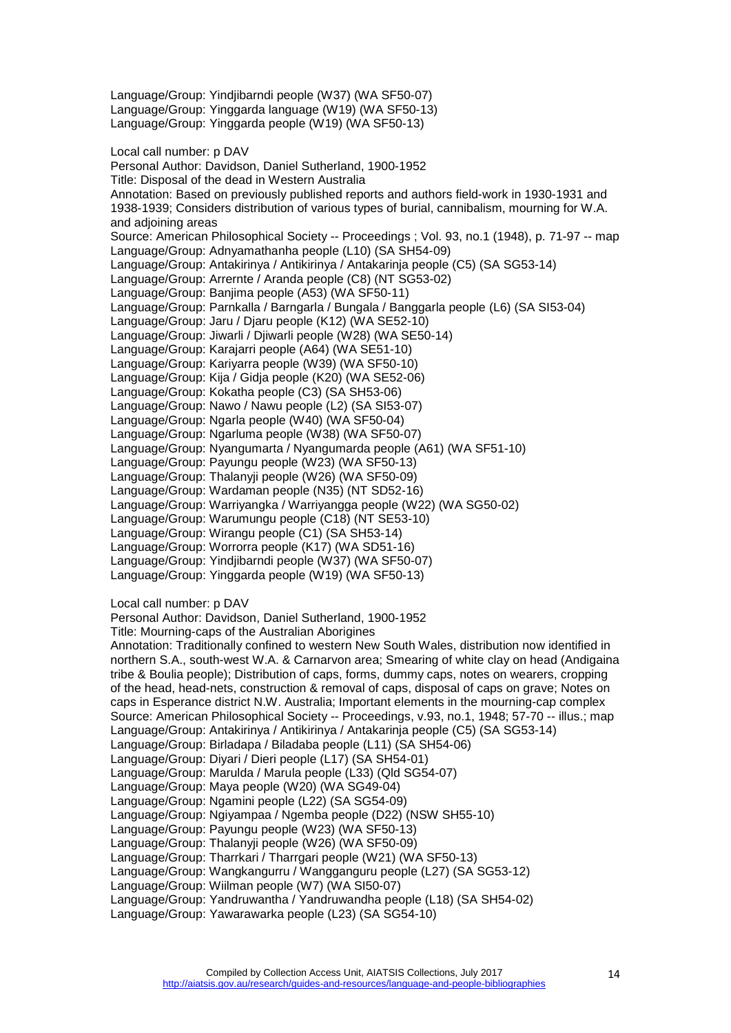Language/Group: Yindjibarndi people (W37) (WA SF50-07)
Language/Group: Yinggarda language (W19) (WA SF50-13)
Language/Group: Yinggarda people (W19) (WA SF50-13)

Local call number: p DAV
Personal Author: Davidson, Daniel Sutherland, 1900-1952
Title: Disposal of the dead in Western Australia
Annotation: Based on previously published reports and authors field-work in 1930-1931 and 1938-1939; Considers distribution of various types of burial, cannibalism, mourning for W.A. and adjoining areas
Source: American Philosophical Society -- Proceedings ; Vol. 93, no.1 (1948), p. 71-97 -- map
Language/Group: Adnyamathanha people (L10) (SA SH54-09)
Language/Group: Antakirinya / Antikirinya / Antakarinja people (C5) (SA SG53-14)
Language/Group: Arrernte / Aranda people (C8) (NT SG53-02)
Language/Group: Banjima people (A53) (WA SF50-11)
Language/Group: Parnkalla / Barngarla / Bungala / Banggarla people (L6) (SA SI53-04)
Language/Group: Jaru / Djaru people (K12) (WA SE52-10)
Language/Group: Jiwarli / Djiwarli people (W28) (WA SE50-14)
Language/Group: Karajarri people (A64) (WA SE51-10)
Language/Group: Kariyarra people (W39) (WA SF50-10)
Language/Group: Kija / Gidja people (K20) (WA SE52-06)
Language/Group: Kokatha people (C3) (SA SH53-06)
Language/Group: Nawo / Nawu people (L2) (SA SI53-07)
Language/Group: Ngarla people (W40) (WA SF50-04)
Language/Group: Ngarluma people (W38) (WA SF50-07)
Language/Group: Nyangumarta / Nyangumarda people (A61) (WA SF51-10)
Language/Group: Payungu people (W23) (WA SF50-13)
Language/Group: Thalanyji people (W26) (WA SF50-09)
Language/Group: Wardaman people (N35) (NT SD52-16)
Language/Group: Warriyangka / Warriyangga people (W22) (WA SG50-02)
Language/Group: Warumungu people (C18) (NT SE53-10)
Language/Group: Wirangu people (C1) (SA SH53-14)
Language/Group: Worrorra people (K17) (WA SD51-16)
Language/Group: Yindjibarndi people (W37) (WA SF50-07)
Language/Group: Yinggarda people (W19) (WA SF50-13)

Local call number: p DAV
Personal Author: Davidson, Daniel Sutherland, 1900-1952
Title: Mourning-caps of the Australian Aborigines
Annotation: Traditionally confined to western New South Wales, distribution now identified in northern S.A., south-west W.A. & Carnarvon area; Smearing of white clay on head (Andigaina tribe & Boulia people); Distribution of caps, forms, dummy caps, notes on wearers, cropping of the head, head-nets, construction & removal of caps, disposal of caps on grave; Notes on caps in Esperance district N.W. Australia; Important elements in the mourning-cap complex
Source: American Philosophical Society -- Proceedings, v.93, no.1, 1948; 57-70 -- illus.; map
Language/Group: Antakirinya / Antikirinya / Antakarinja people (C5) (SA SG53-14)
Language/Group: Birladapa / Biladaba people (L11) (SA SH54-06)
Language/Group: Diyari / Dieri people (L17) (SA SH54-01)
Language/Group: Marulda / Marula people (L33) (Qld SG54-07)
Language/Group: Maya people (W20) (WA SG49-04)
Language/Group: Ngamini people (L22) (SA SG54-09)
Language/Group: Ngiyampaa / Ngemba people (D22) (NSW SH55-10)
Language/Group: Payungu people (W23) (WA SF50-13)
Language/Group: Thalanyji people (W26) (WA SF50-09)
Language/Group: Tharrkari / Tharrgari people (W21) (WA SF50-13)
Language/Group: Wangkangurru / Wangganguru people (L27) (SA SG53-12)
Language/Group: Wiilman people (W7) (WA SI50-07)
Language/Group: Yandruwantha / Yandruwandha people (L18) (SA SH54-02)
Language/Group: Yawarawarka people (L23) (SA SG54-10)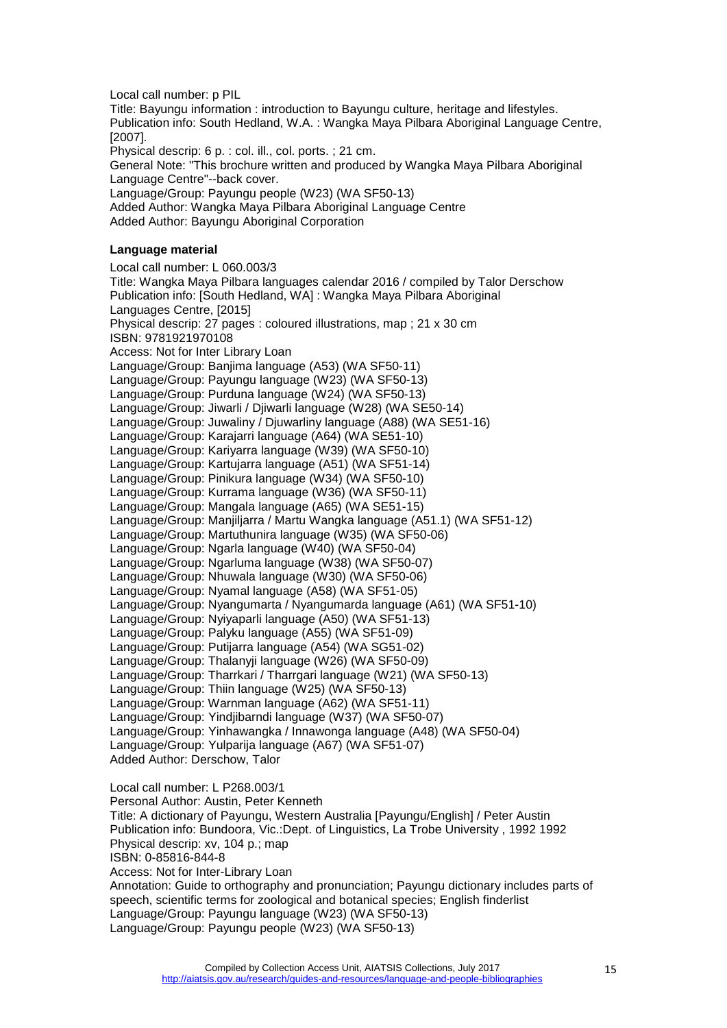Local call number: p PIL  
Title: Bayungu information : introduction to Bayungu culture, heritage and lifestyles.  
Publication info: South Hedland, W.A. : Wangka Maya Pilbara Aboriginal Language Centre, [2007].  
Physical descrip: 6 p. : col. ill., col. ports. ; 21 cm.  
General Note: "This brochure written and produced by Wangka Maya Pilbara Aboriginal Language Centre"--back cover.  
Language/Group: Payungu people (W23) (WA SF50-13)  
Added Author: Wangka Maya Pilbara Aboriginal Language Centre  
Added Author: Bayungu Aboriginal Corporation

**Language material**

Local call number: L 060.003/3  
Title: Wangka Maya Pilbara languages calendar 2016 / compiled by Talor Derschow  
Publication info: [South Hedland, WA] : Wangka Maya Pilbara Aboriginal Languages Centre, [2015]  
Physical descrip: 27 pages : coloured illustrations, map ; 21 x 30 cm  
ISBN: 9781921970108  
Access: Not for Inter Library Loan  
Language/Group: Banjima language (A53) (WA SF50-11)  
Language/Group: Payungu language (W23) (WA SF50-13)  
Language/Group: Purduna language (W24) (WA SF50-13)  
Language/Group: Jiwarli / Djiwarli language (W28) (WA SE50-14)  
Language/Group: Juwaliny / Djuwarliny language (A88) (WA SE51-16)  
Language/Group: Karajarri language (A64) (WA SE51-10)  
Language/Group: Kariyarra language (W39) (WA SF50-10)  
Language/Group: Kartujarra language (A51) (WA SF51-14)  
Language/Group: Pinikura language (W34) (WA SF50-10)  
Language/Group: Kurrama language (W36) (WA SF50-11)  
Language/Group: Mangala language (A65) (WA SE51-15)  
Language/Group: Manjiljarra / Martu Wangka language (A51.1) (WA SF51-12)  
Language/Group: Martuthunira language (W35) (WA SF50-06)  
Language/Group: Ngarla language (W40) (WA SF50-04)  
Language/Group: Ngarluma language (W38) (WA SF50-07)  
Language/Group: Nhuwala language (W30) (WA SF50-06)  
Language/Group: Nyamal language (A58) (WA SF51-05)  
Language/Group: Nyangumarta / Nyangumarda language (A61) (WA SF51-10)  
Language/Group: Nyiyaparli language (A50) (WA SF51-13)  
Language/Group: Palyku language (A55) (WA SF51-09)  
Language/Group: Putijarra language (A54) (WA SG51-02)  
Language/Group: Thalanyji language (W26) (WA SF50-09)  
Language/Group: Tharrkari / Tharrgari language (W21) (WA SF50-13)  
Language/Group: Thiin language (W25) (WA SF50-13)  
Language/Group: Warnman language (A62) (WA SF51-11)  
Language/Group: Yindjibarndi language (W37) (WA SF50-07)  
Language/Group: Yinhawangka / Innawonga language (A48) (WA SF50-04)  
Language/Group: Yulparija language (A67) (WA SF51-07)  
Added Author: Derschow, Talor

Local call number: L P268.003/1  
Personal Author: Austin, Peter Kenneth  
Title: A dictionary of Payungu, Western Australia [Payungu/English] / Peter Austin  
Publication info: Bundoora, Vic.:Dept. of Linguistics, La Trobe University , 1992 1992  
Physical descrip: xv, 104 p.; map  
ISBN: 0-85816-844-8  
Access: Not for Inter-Library Loan  
Annotation: Guide to orthography and pronunciation; Payungu dictionary includes parts of speech, scientific terms for zoological and botanical species; English finderlist  
Language/Group: Payungu language (W23) (WA SF50-13)  
Language/Group: Payungu people (W23) (WA SF50-13)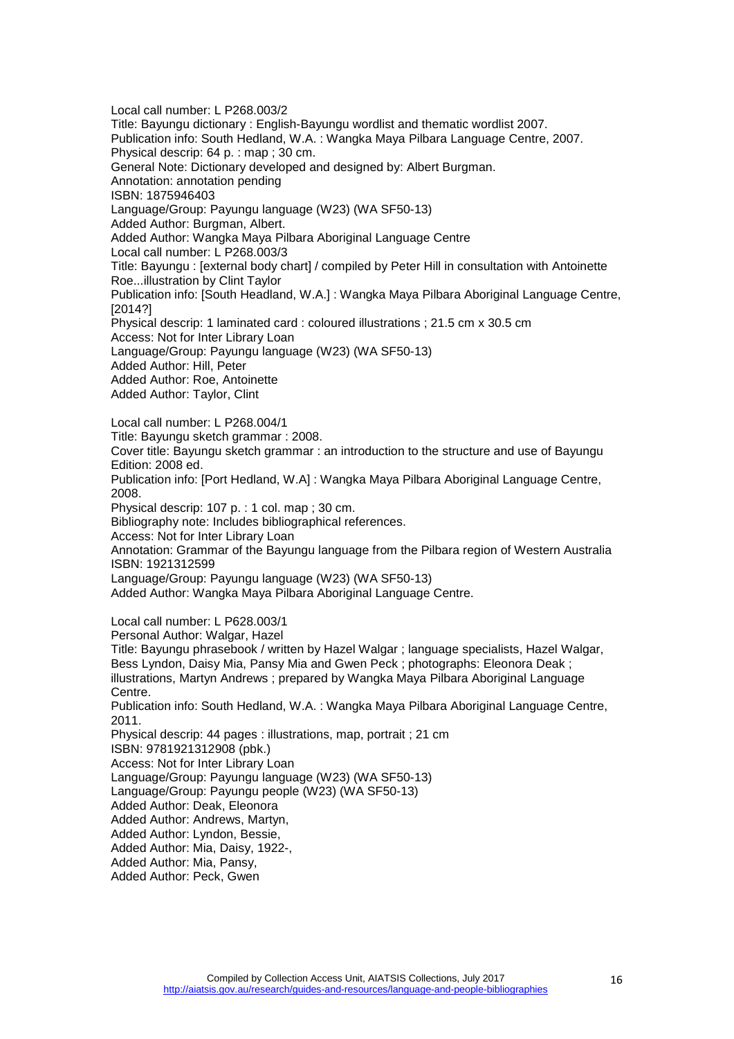Local call number: L P268.003/2
Title: Bayungu dictionary : English-Bayungu wordlist and thematic wordlist 2007.
Publication info: South Hedland, W.A. : Wangka Maya Pilbara Language Centre, 2007.
Physical descrip: 64 p. : map ; 30 cm.
General Note: Dictionary developed and designed by: Albert Burgman.
Annotation: annotation pending
ISBN: 1875946403
Language/Group: Payungu language (W23) (WA SF50-13)
Added Author: Burgman, Albert.
Added Author: Wangka Maya Pilbara Aboriginal Language Centre
Local call number: L P268.003/3
Title: Bayungu : [external body chart] / compiled by Peter Hill in consultation with Antoinette Roe...illustration by Clint Taylor
Publication info: [South Headland, W.A.] : Wangka Maya Pilbara Aboriginal Language Centre, [2014?]
Physical descrip: 1 laminated card : coloured illustrations ; 21.5 cm x 30.5 cm
Access: Not for Inter Library Loan
Language/Group: Payungu language (W23) (WA SF50-13)
Added Author: Hill, Peter
Added Author: Roe, Antoinette
Added Author: Taylor, Clint

Local call number: L P268.004/1
Title: Bayungu sketch grammar : 2008.
Cover title: Bayungu sketch grammar : an introduction to the structure and use of Bayungu
Edition: 2008 ed.
Publication info: [Port Hedland, W.A] : Wangka Maya Pilbara Aboriginal Language Centre, 2008.
Physical descrip: 107 p. : 1 col. map ; 30 cm.
Bibliography note: Includes bibliographical references.
Access: Not for Inter Library Loan
Annotation: Grammar of the Bayungu language from the Pilbara region of Western Australia
ISBN: 1921312599
Language/Group: Payungu language (W23) (WA SF50-13)
Added Author: Wangka Maya Pilbara Aboriginal Language Centre.

Local call number: L P628.003/1
Personal Author: Walgar, Hazel
Title: Bayungu phrasebook / written by Hazel Walgar ; language specialists, Hazel Walgar, Bess Lyndon, Daisy Mia, Pansy Mia and Gwen Peck ; photographs: Eleonora Deak ; illustrations, Martyn Andrews ; prepared by Wangka Maya Pilbara Aboriginal Language Centre.
Publication info: South Hedland, W.A. : Wangka Maya Pilbara Aboriginal Language Centre, 2011.
Physical descrip: 44 pages : illustrations, map, portrait ; 21 cm
ISBN: 9781921312908 (pbk.)
Access: Not for Inter Library Loan
Language/Group: Payungu language (W23) (WA SF50-13)
Language/Group: Payungu people (W23) (WA SF50-13)
Added Author: Deak, Eleonora
Added Author: Andrews, Martyn,
Added Author: Lyndon, Bessie,
Added Author: Mia, Daisy, 1922-,
Added Author: Mia, Pansy,
Added Author: Peck, Gwen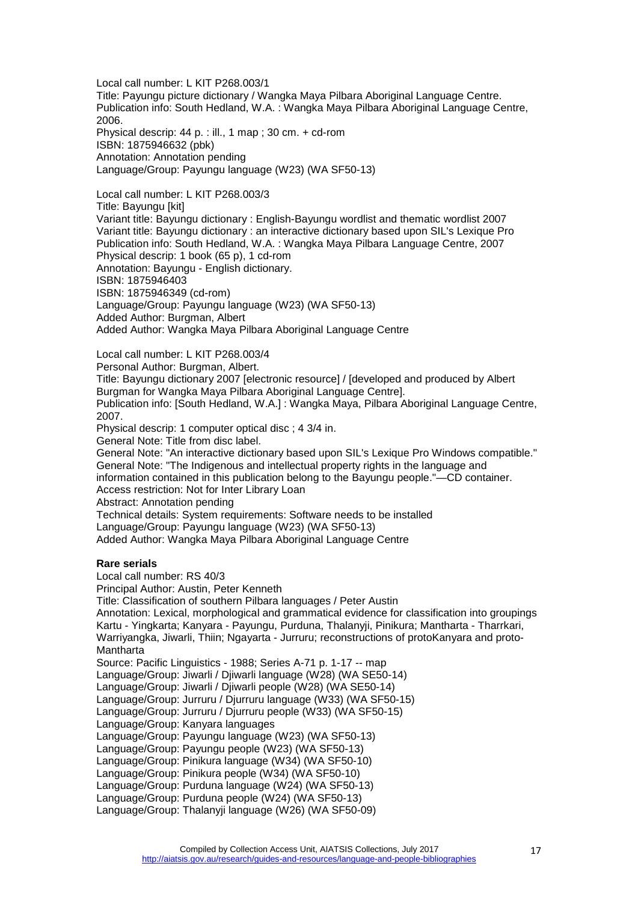Local call number: L KIT P268.003/1
Title: Payungu picture dictionary / Wangka Maya Pilbara Aboriginal Language Centre.
Publication info: South Hedland, W.A. : Wangka Maya Pilbara Aboriginal Language Centre, 2006.
Physical descrip: 44 p. : ill., 1 map ; 30 cm. + cd-rom
ISBN: 1875946632 (pbk)
Annotation: Annotation pending
Language/Group: Payungu language (W23) (WA SF50-13)

Local call number: L KIT P268.003/3
Title: Bayungu [kit]
Variant title: Bayungu dictionary : English-Bayungu wordlist and thematic wordlist 2007
Variant title: Bayungu dictionary : an interactive dictionary based upon SIL's Lexique Pro
Publication info: South Hedland, W.A. : Wangka Maya Pilbara Language Centre, 2007
Physical descrip: 1 book (65 p), 1 cd-rom
Annotation: Bayungu - English dictionary.
ISBN: 1875946403
ISBN: 1875946349 (cd-rom)
Language/Group: Payungu language (W23) (WA SF50-13)
Added Author: Burgman, Albert
Added Author: Wangka Maya Pilbara Aboriginal Language Centre

Local call number: L KIT P268.003/4
Personal Author: Burgman, Albert.
Title: Bayungu dictionary 2007 [electronic resource] / [developed and produced by Albert Burgman for Wangka Maya Pilbara Aboriginal Language Centre].
Publication info: [South Hedland, W.A.] : Wangka Maya, Pilbara Aboriginal Language Centre, 2007.
Physical descrip: 1 computer optical disc ; 4 3/4 in.
General Note: Title from disc label.
General Note: "An interactive dictionary based upon SIL's Lexique Pro Windows compatible."
General Note: "The Indigenous and intellectual property rights in the language and information contained in this publication belong to the Bayungu people."—CD container.
Access restriction: Not for Inter Library Loan
Abstract: Annotation pending
Technical details: System requirements: Software needs to be installed
Language/Group: Payungu language (W23) (WA SF50-13)
Added Author: Wangka Maya Pilbara Aboriginal Language Centre

**Rare serials**

Local call number: RS 40/3
Principal Author: Austin, Peter Kenneth
Title: Classification of southern Pilbara languages / Peter Austin
Annotation: Lexical, morphological and grammatical evidence for classification into groupings Kartu - Yingkarta; Kanyara - Payungu, Purduna, Thalanyji, Pinikura; Mantharta - Tharrkari, Warriyangka, Jiwarli, Thiin; Ngayarta - Jurruru; reconstructions of protoKanyara and proto-Mantharta
Source: Pacific Linguistics - 1988; Series A-71 p. 1-17 -- map
Language/Group: Jiwarli / Djiwarli language (W28) (WA SE50-14)
Language/Group: Jiwarli / Djiwarli people (W28) (WA SE50-14)
Language/Group: Jurruru / Djurruru language (W33) (WA SF50-15)
Language/Group: Jurruru / Djurruru people (W33) (WA SF50-15)
Language/Group: Kanyara languages
Language/Group: Payungu language (W23) (WA SF50-13)
Language/Group: Payungu people (W23) (WA SF50-13)
Language/Group: Pinikura language (W34) (WA SF50-10)
Language/Group: Pinikura people (W34) (WA SF50-10)
Language/Group: Purduna language (W24) (WA SF50-13)
Language/Group: Purduna people (W24) (WA SF50-13)
Language/Group: Thalanyji language (W26) (WA SF50-09)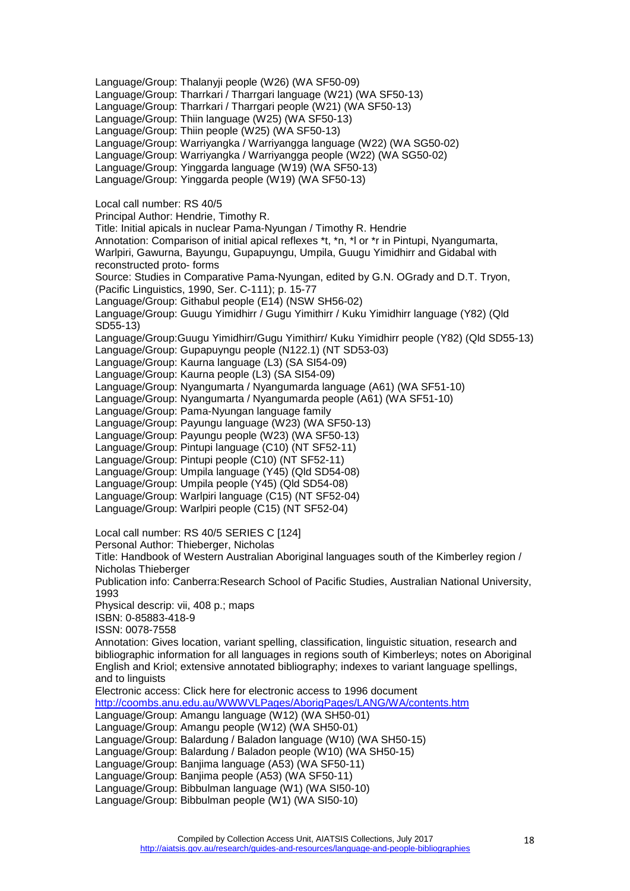Language/Group: Thalanyji people (W26) (WA SF50-09)
Language/Group: Tharrkari / Tharrgari language (W21) (WA SF50-13)
Language/Group: Tharrkari / Tharrgari people (W21) (WA SF50-13)
Language/Group: Thiin language (W25) (WA SF50-13)
Language/Group: Thiin people (W25) (WA SF50-13)
Language/Group: Warriyangka / Warriyangga language (W22) (WA SG50-02)
Language/Group: Warriyangka / Warriyangga people (W22) (WA SG50-02)
Language/Group: Yinggarda language (W19) (WA SF50-13)
Language/Group: Yinggarda people (W19) (WA SF50-13)

Local call number: RS 40/5
Principal Author: Hendrie, Timothy R.
Title: Initial apicals in nuclear Pama-Nyungan / Timothy R. Hendrie
Annotation: Comparison of initial apical reflexes *t, *n, *l or *r in Pintupi, Nyangumarta, Warlpiri, Gawurna, Bayungu, Gupapuyngu, Umpila, Guugu Yimidhirr and Gidabal with reconstructed proto- forms
Source: Studies in Comparative Pama-Nyungan, edited by G.N. OGrady and D.T. Tryon, (Pacific Linguistics, 1990, Ser. C-111); p. 15-77
Language/Group: Githabul people (E14) (NSW SH56-02)
Language/Group: Guugu Yimidhirr / Gugu Yimithirr / Kuku Yimidhirr language (Y82) (Qld SD55-13)
Language/Group:Guugu Yimidhirr/Gugu Yimithirr/ Kuku Yimidhirr people (Y82) (Qld SD55-13)
Language/Group: Gupapuyngu people (N122.1) (NT SD53-03)
Language/Group: Kaurna language (L3) (SA SI54-09)
Language/Group: Kaurna people (L3) (SA SI54-09)
Language/Group: Nyangumarta / Nyangumarda language (A61) (WA SF51-10)
Language/Group: Nyangumarta / Nyangumarda people (A61) (WA SF51-10)
Language/Group: Pama-Nyungan language family
Language/Group: Payungu language (W23) (WA SF50-13)
Language/Group: Payungu people (W23) (WA SF50-13)
Language/Group: Pintupi language (C10) (NT SF52-11)
Language/Group: Pintupi people (C10) (NT SF52-11)
Language/Group: Umpila language (Y45) (Qld SD54-08)
Language/Group: Umpila people (Y45) (Qld SD54-08)
Language/Group: Warlpiri language (C15) (NT SF52-04)
Language/Group: Warlpiri people (C15) (NT SF52-04)

Local call number: RS 40/5 SERIES C [124]
Personal Author: Thieberger, Nicholas
Title: Handbook of Western Australian Aboriginal languages south of the Kimberley region / Nicholas Thieberger
Publication info: Canberra:Research School of Pacific Studies, Australian National University, 1993
Physical descrip: vii, 408 p.; maps
ISBN: 0-85883-418-9
ISSN: 0078-7558
Annotation: Gives location, variant spelling, classification, linguistic situation, research and bibliographic information for all languages in regions south of Kimberleys; notes on Aboriginal English and Kriol; extensive annotated bibliography; indexes to variant language spellings, and to linguists
Electronic access: Click here for electronic access to 1996 document
http://coombs.anu.edu.au/WWWVLPages/AborigPages/LANG/WA/contents.htm
Language/Group: Amangu language (W12) (WA SH50-01)
Language/Group: Amangu people (W12) (WA SH50-01)
Language/Group: Balardung / Baladon language (W10) (WA SH50-15)
Language/Group: Balardung / Baladon people (W10) (WA SH50-15)
Language/Group: Banjima language (A53) (WA SF50-11)
Language/Group: Banjima people (A53) (WA SF50-11)
Language/Group: Bibbulman language (W1) (WA SI50-10)
Language/Group: Bibbulman people (W1) (WA SI50-10)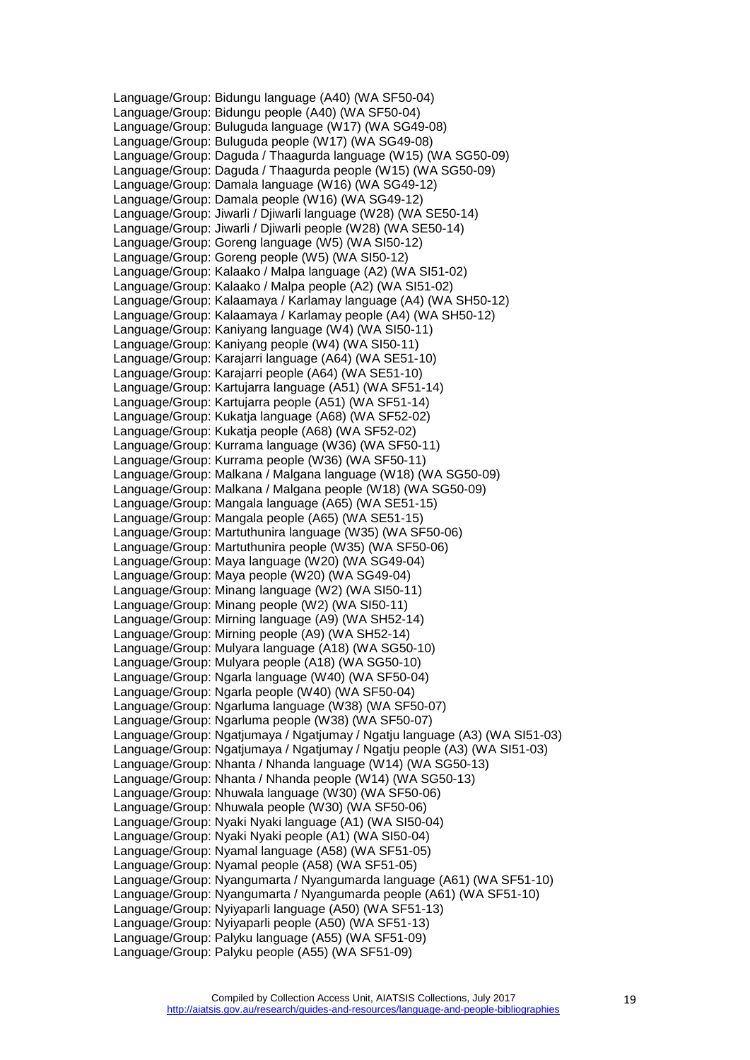Language/Group: Bidungu language (A40) (WA SF50-04)
Language/Group: Bidungu people (A40) (WA SF50-04)
Language/Group: Buluguda language (W17) (WA SG49-08)
Language/Group: Buluguda people (W17) (WA SG49-08)
Language/Group: Daguda / Thaagurda language (W15) (WA SG50-09)
Language/Group: Daguda / Thaagurda people (W15) (WA SG50-09)
Language/Group: Damala language (W16) (WA SG49-12)
Language/Group: Damala people (W16) (WA SG49-12)
Language/Group: Jiwarli / Djiwarli language (W28) (WA SE50-14)
Language/Group: Jiwarli / Djiwarli people (W28) (WA SE50-14)
Language/Group: Goreng language (W5) (WA SI50-12)
Language/Group: Goreng people (W5) (WA SI50-12)
Language/Group: Kalaako / Malpa language (A2) (WA SI51-02)
Language/Group: Kalaako / Malpa people (A2) (WA SI51-02)
Language/Group: Kalaamaya / Karlamay language (A4) (WA SH50-12)
Language/Group: Kalaamaya / Karlamay people (A4) (WA SH50-12)
Language/Group: Kaniyang language (W4) (WA SI50-11)
Language/Group: Kaniyang people (W4) (WA SI50-11)
Language/Group: Karajarri language (A64) (WA SE51-10)
Language/Group: Karajarri people (A64) (WA SE51-10)
Language/Group: Kartujarra language (A51) (WA SF51-14)
Language/Group: Kartujarra people (A51) (WA SF51-14)
Language/Group: Kukatja language (A68) (WA SF52-02)
Language/Group: Kukatja people (A68) (WA SF52-02)
Language/Group: Kurrama language (W36) (WA SF50-11)
Language/Group: Kurrama people (W36) (WA SF50-11)
Language/Group: Malkana / Malgana language (W18) (WA SG50-09)
Language/Group: Malkana / Malgana people (W18) (WA SG50-09)
Language/Group: Mangala language (A65) (WA SE51-15)
Language/Group: Mangala people (A65) (WA SE51-15)
Language/Group: Martuthunira language (W35) (WA SF50-06)
Language/Group: Martuthunira people (W35) (WA SF50-06)
Language/Group: Maya language (W20) (WA SG49-04)
Language/Group: Maya people (W20) (WA SG49-04)
Language/Group: Minang language (W2) (WA SI50-11)
Language/Group: Minang people (W2) (WA SI50-11)
Language/Group: Mirning language (A9) (WA SH52-14)
Language/Group: Mirning people (A9) (WA SH52-14)
Language/Group: Mulyara language (A18) (WA SG50-10)
Language/Group: Mulyara people (A18) (WA SG50-10)
Language/Group: Ngarla language (W40) (WA SF50-04)
Language/Group: Ngarla people (W40) (WA SF50-04)
Language/Group: Ngarluma language (W38) (WA SF50-07)
Language/Group: Ngarluma people (W38) (WA SF50-07)
Language/Group: Ngatjumaya / Ngatjumay / Ngatju language (A3) (WA SI51-03)
Language/Group: Ngatjumaya / Ngatjumay / Ngatju people (A3) (WA SI51-03)
Language/Group: Nhanta / Nhanda language (W14) (WA SG50-13)
Language/Group: Nhanta / Nhanda people (W14) (WA SG50-13)
Language/Group: Nhuwala language (W30) (WA SF50-06)
Language/Group: Nhuwala people (W30) (WA SF50-06)
Language/Group: Nyaki Nyaki language (A1) (WA SI50-04)
Language/Group: Nyaki Nyaki people (A1) (WA SI50-04)
Language/Group: Nyamal language (A58) (WA SF51-05)
Language/Group: Nyamal people (A58) (WA SF51-05)
Language/Group: Nyangumarta / Nyangumarda language (A61) (WA SF51-10)
Language/Group: Nyangumarta / Nyangumarda people (A61) (WA SF51-10)
Language/Group: Nyiyaparli language (A50) (WA SF51-13)
Language/Group: Nyiyaparli people (A50) (WA SF51-13)
Language/Group: Palyku language (A55) (WA SF51-09)
Language/Group: Palyku people (A55) (WA SF51-09)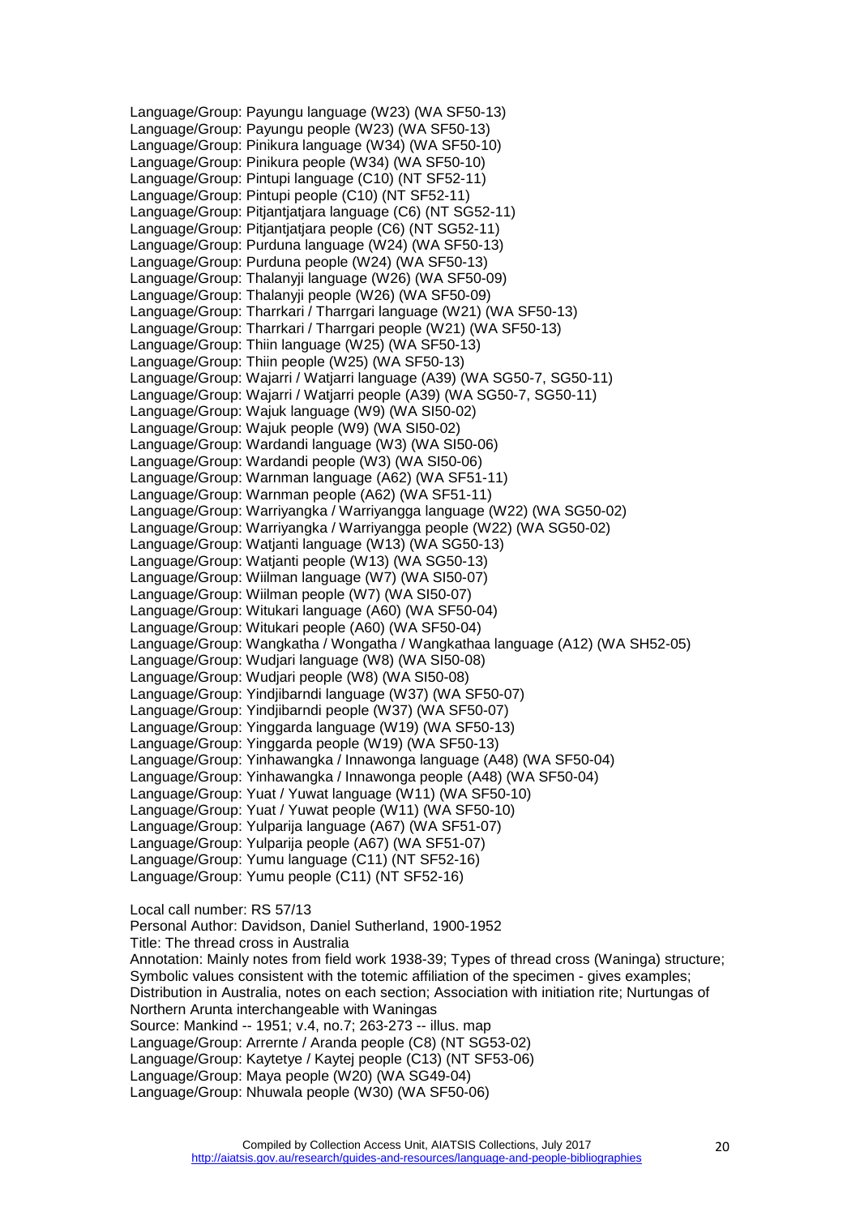Language/Group: Payungu language (W23) (WA SF50-13)
Language/Group: Payungu people (W23) (WA SF50-13)
Language/Group: Pinikura language (W34) (WA SF50-10)
Language/Group: Pinikura people (W34) (WA SF50-10)
Language/Group: Pintupi language (C10) (NT SF52-11)
Language/Group: Pintupi people (C10) (NT SF52-11)
Language/Group: Pitjantjatjara language (C6) (NT SG52-11)
Language/Group: Pitjantjatjara people (C6) (NT SG52-11)
Language/Group: Purduna language (W24) (WA SF50-13)
Language/Group: Purduna people (W24) (WA SF50-13)
Language/Group: Thalanyji language (W26) (WA SF50-09)
Language/Group: Thalanyji people (W26) (WA SF50-09)
Language/Group: Tharrkari / Tharrgari language (W21) (WA SF50-13)
Language/Group: Tharrkari / Tharrgari people (W21) (WA SF50-13)
Language/Group: Thiin language (W25) (WA SF50-13)
Language/Group: Thiin people (W25) (WA SF50-13)
Language/Group: Wajarri / Watjarri language (A39) (WA SG50-7, SG50-11)
Language/Group: Wajarri / Watjarri people (A39) (WA SG50-7, SG50-11)
Language/Group: Wajuk language (W9) (WA SI50-02)
Language/Group: Wajuk people (W9) (WA SI50-02)
Language/Group: Wardandi language (W3) (WA SI50-06)
Language/Group: Wardandi people (W3) (WA SI50-06)
Language/Group: Warnman language (A62) (WA SF51-11)
Language/Group: Warnman people (A62) (WA SF51-11)
Language/Group: Warriyangka / Warriyangga language (W22) (WA SG50-02)
Language/Group: Warriyangka / Warriyangga people (W22) (WA SG50-02)
Language/Group: Watjanti language (W13) (WA SG50-13)
Language/Group: Watjanti people (W13) (WA SG50-13)
Language/Group: Wiilman language (W7) (WA SI50-07)
Language/Group: Wiilman people (W7) (WA SI50-07)
Language/Group: Witukari language (A60) (WA SF50-04)
Language/Group: Witukari people (A60) (WA SF50-04)
Language/Group: Wangkatha / Wongatha / Wangkathaa language (A12) (WA SH52-05)
Language/Group: Wudjari language (W8) (WA SI50-08)
Language/Group: Wudjari people (W8) (WA SI50-08)
Language/Group: Yindjibarndi language (W37) (WA SF50-07)
Language/Group: Yindjibarndi people (W37) (WA SF50-07)
Language/Group: Yinggarda language (W19) (WA SF50-13)
Language/Group: Yinggarda people (W19) (WA SF50-13)
Language/Group: Yinhawangka / Innawonga language (A48) (WA SF50-04)
Language/Group: Yinhawangka / Innawonga people (A48) (WA SF50-04)
Language/Group: Yuat / Yuwat language (W11) (WA SF50-10)
Language/Group: Yuat / Yuwat people (W11) (WA SF50-10)
Language/Group: Yulparija language (A67) (WA SF51-07)
Language/Group: Yulparija people (A67) (WA SF51-07)
Language/Group: Yumu language (C11) (NT SF52-16)
Language/Group: Yumu people (C11) (NT SF52-16)

Local call number: RS 57/13
Personal Author: Davidson, Daniel Sutherland, 1900-1952
Title: The thread cross in Australia
Annotation: Mainly notes from field work 1938-39; Types of thread cross (Waninga) structure; Symbolic values consistent with the totemic affiliation of the specimen - gives examples; Distribution in Australia, notes on each section; Association with initiation rite; Nurtungas of Northern Arunta interchangeable with Waningas
Source: Mankind -- 1951; v.4, no.7; 263-273 -- illus. map
Language/Group: Arrernte / Aranda people (C8) (NT SG53-02)
Language/Group: Kaytetye / Kaytej people (C13) (NT SF53-06)
Language/Group: Maya people (W20) (WA SG49-04)
Language/Group: Nhuwala people (W30) (WA SF50-06)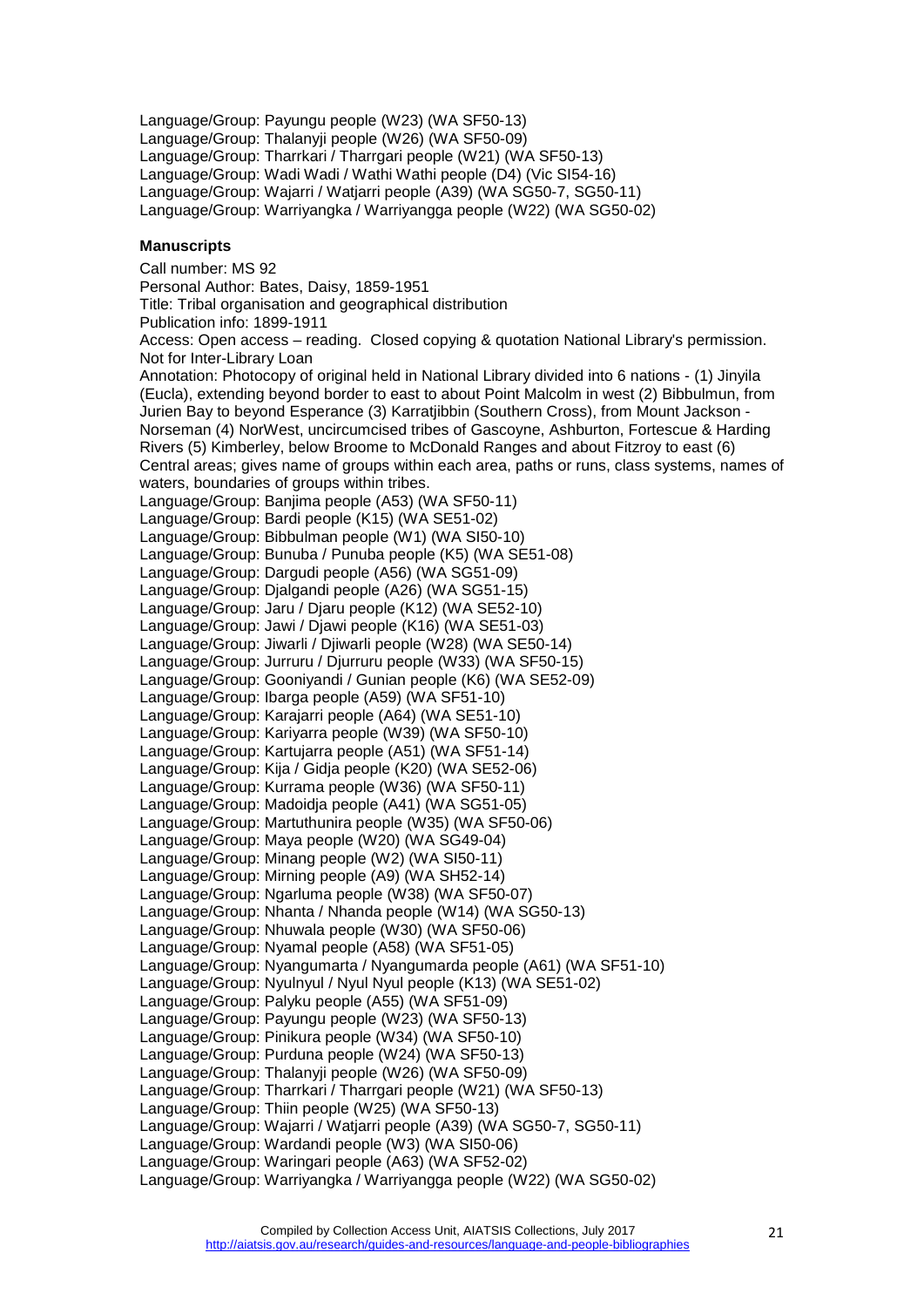Language/Group: Payungu people (W23) (WA SF50-13)
Language/Group: Thalanyji people (W26) (WA SF50-09)
Language/Group: Tharrkari / Tharrgari people (W21) (WA SF50-13)
Language/Group: Wadi Wadi / Wathi Wathi people (D4) (Vic SI54-16)
Language/Group: Wajarri / Watjarri people (A39) (WA SG50-7, SG50-11)
Language/Group: Warriyangka / Warriyangga people (W22) (WA SG50-02)

**Manuscripts**

Call number: MS 92
Personal Author: Bates, Daisy, 1859-1951
Title: Tribal organisation and geographical distribution
Publication info: 1899-1911
Access: Open access – reading. Closed copying & quotation National Library's permission. Not for Inter-Library Loan
Annotation: Photocopy of original held in National Library divided into 6 nations - (1) Jinyila (Eucla), extending beyond border to east to about Point Malcolm in west (2) Bibbulmun, from Jurien Bay to beyond Esperance (3) Karratjibbin (Southern Cross), from Mount Jackson - Norseman (4) NorWest, uncircumcised tribes of Gascoyne, Ashburton, Fortescue & Harding Rivers (5) Kimberley, below Broome to McDonald Ranges and about Fitzroy to east (6) Central areas; gives name of groups within each area, paths or runs, class systems, names of waters, boundaries of groups within tribes.
Language/Group: Banjima people (A53) (WA SF50-11)
Language/Group: Bardi people (K15) (WA SE51-02)
Language/Group: Bibbulman people (W1) (WA SI50-10)
Language/Group: Bunuba / Punuba people (K5) (WA SE51-08)
Language/Group: Dargudi people (A56) (WA SG51-09)
Language/Group: Djalgandi people (A26) (WA SG51-15)
Language/Group: Jaru / Djaru people (K12) (WA SE52-10)
Language/Group: Jawi / Djawi people (K16) (WA SE51-03)
Language/Group: Jiwarli / Djiwarli people (W28) (WA SE50-14)
Language/Group: Jurruru / Djurruru people (W33) (WA SF50-15)
Language/Group: Gooniyandi / Gunian people (K6) (WA SE52-09)
Language/Group: Ibarga people (A59) (WA SF51-10)
Language/Group: Karajarri people (A64) (WA SE51-10)
Language/Group: Kariyarra people (W39) (WA SF50-10)
Language/Group: Kartujarra people (A51) (WA SF51-14)
Language/Group: Kija / Gidja people (K20) (WA SE52-06)
Language/Group: Kurrama people (W36) (WA SF50-11)
Language/Group: Madoidja people (A41) (WA SG51-05)
Language/Group: Martuthunira people (W35) (WA SF50-06)
Language/Group: Maya people (W20) (WA SG49-04)
Language/Group: Minang people (W2) (WA SI50-11)
Language/Group: Mirning people (A9) (WA SH52-14)
Language/Group: Ngarluma people (W38) (WA SF50-07)
Language/Group: Nhanta / Nhanda people (W14) (WA SG50-13)
Language/Group: Nhuwala people (W30) (WA SF50-06)
Language/Group: Nyamal people (A58) (WA SF51-05)
Language/Group: Nyangumarta / Nyangumarda people (A61) (WA SF51-10)
Language/Group: Nyulnyul / Nyul Nyul people (K13) (WA SE51-02)
Language/Group: Palyku people (A55) (WA SF51-09)
Language/Group: Payungu people (W23) (WA SF50-13)
Language/Group: Pinikura people (W34) (WA SF50-10)
Language/Group: Purduna people (W24) (WA SF50-13)
Language/Group: Thalanyji people (W26) (WA SF50-09)
Language/Group: Tharrkari / Tharrgari people (W21) (WA SF50-13)
Language/Group: Thiin people (W25) (WA SF50-13)
Language/Group: Wajarri / Watjarri people (A39) (WA SG50-7, SG50-11)
Language/Group: Wardandi people (W3) (WA SI50-06)
Language/Group: Waringari people (A63) (WA SF52-02)
Language/Group: Warriyangka / Warriyangga people (W22) (WA SG50-02)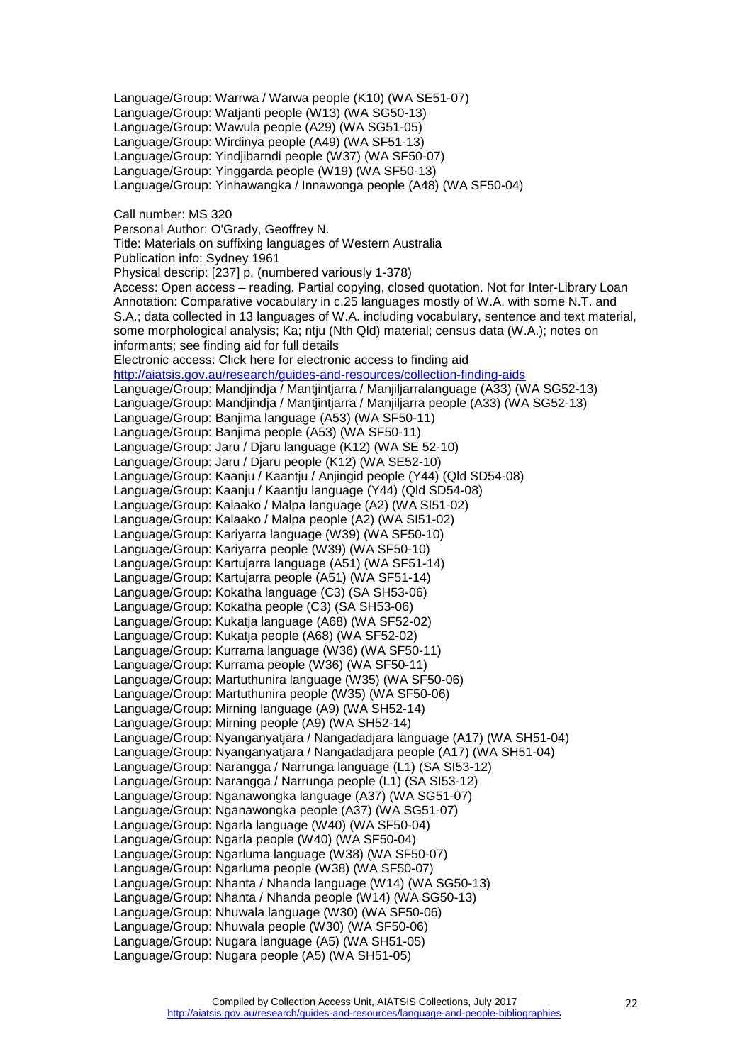Language/Group: Warrwa / Warwa people (K10) (WA SE51-07)
Language/Group: Watjanti people (W13) (WA SG50-13)
Language/Group: Wawula people (A29) (WA SG51-05)
Language/Group: Wirdinya people (A49) (WA SF51-13)
Language/Group: Yindjibarndi people (W37) (WA SF50-07)
Language/Group: Yinggarda people (W19) (WA SF50-13)
Language/Group: Yinhawangka / Innawonga people (A48) (WA SF50-04)

Call number: MS 320
Personal Author: O'Grady, Geoffrey N.
Title: Materials on suffixing languages of Western Australia
Publication info: Sydney 1961
Physical descrip: [237] p. (numbered variously 1-378)
Access: Open access – reading. Partial copying, closed quotation. Not for Inter-Library Loan
Annotation: Comparative vocabulary in c.25 languages mostly of W.A. with some N.T. and S.A.; data collected in 13 languages of W.A. including vocabulary, sentence and text material, some morphological analysis; Ka; ntju (Nth Qld) material; census data (W.A.); notes on informants; see finding aid for full details
Electronic access: Click here for electronic access to finding aid
http://aiatsis.gov.au/research/guides-and-resources/collection-finding-aids
Language/Group: Mandjindja / Mantjintjarra / Manjiljarralanguage (A33) (WA SG52-13)
Language/Group: Mandjindja / Mantjintjarra / Manjiljarra people (A33) (WA SG52-13)
Language/Group: Banjima language (A53) (WA SF50-11)
Language/Group: Banjima people (A53) (WA SF50-11)
Language/Group: Jaru / Djaru language (K12) (WA SE 52-10)
Language/Group: Jaru / Djaru people (K12) (WA SE52-10)
Language/Group: Kaanju / Kaantju / Anjingid people (Y44) (Qld SD54-08)
Language/Group: Kaanju / Kaantju language (Y44) (Qld SD54-08)
Language/Group: Kalaako / Malpa language (A2) (WA SI51-02)
Language/Group: Kalaako / Malpa people (A2) (WA SI51-02)
Language/Group: Kariyarra language (W39) (WA SF50-10)
Language/Group: Kariyarra people (W39) (WA SF50-10)
Language/Group: Kartujarra language (A51) (WA SF51-14)
Language/Group: Kartujarra people (A51) (WA SF51-14)
Language/Group: Kokatha language (C3) (SA SH53-06)
Language/Group: Kokatha people (C3) (SA SH53-06)
Language/Group: Kukatja language (A68) (WA SF52-02)
Language/Group: Kukatja people (A68) (WA SF52-02)
Language/Group: Kurrama language (W36) (WA SF50-11)
Language/Group: Kurrama people (W36) (WA SF50-11)
Language/Group: Martuthunira language (W35) (WA SF50-06)
Language/Group: Martuthunira people (W35) (WA SF50-06)
Language/Group: Mirning language (A9) (WA SH52-14)
Language/Group: Mirning people (A9) (WA SH52-14)
Language/Group: Nyanganyatjara / Nangadadjara language (A17) (WA SH51-04)
Language/Group: Nyanganyatjara / Nangadadjara people (A17) (WA SH51-04)
Language/Group: Narangga / Narrunga language (L1) (SA SI53-12)
Language/Group: Narangga / Narrunga people (L1) (SA SI53-12)
Language/Group: Nganawongka language (A37) (WA SG51-07)
Language/Group: Nganawongka people (A37) (WA SG51-07)
Language/Group: Ngarla language (W40) (WA SF50-04)
Language/Group: Ngarla people (W40) (WA SF50-04)
Language/Group: Ngarluma language (W38) (WA SF50-07)
Language/Group: Ngarluma people (W38) (WA SF50-07)
Language/Group: Nhanta / Nhanda language (W14) (WA SG50-13)
Language/Group: Nhanta / Nhanda people (W14) (WA SG50-13)
Language/Group: Nhuwala language (W30) (WA SF50-06)
Language/Group: Nhuwala people (W30) (WA SF50-06)
Language/Group: Nugara language (A5) (WA SH51-05)
Language/Group: Nugara people (A5) (WA SH51-05)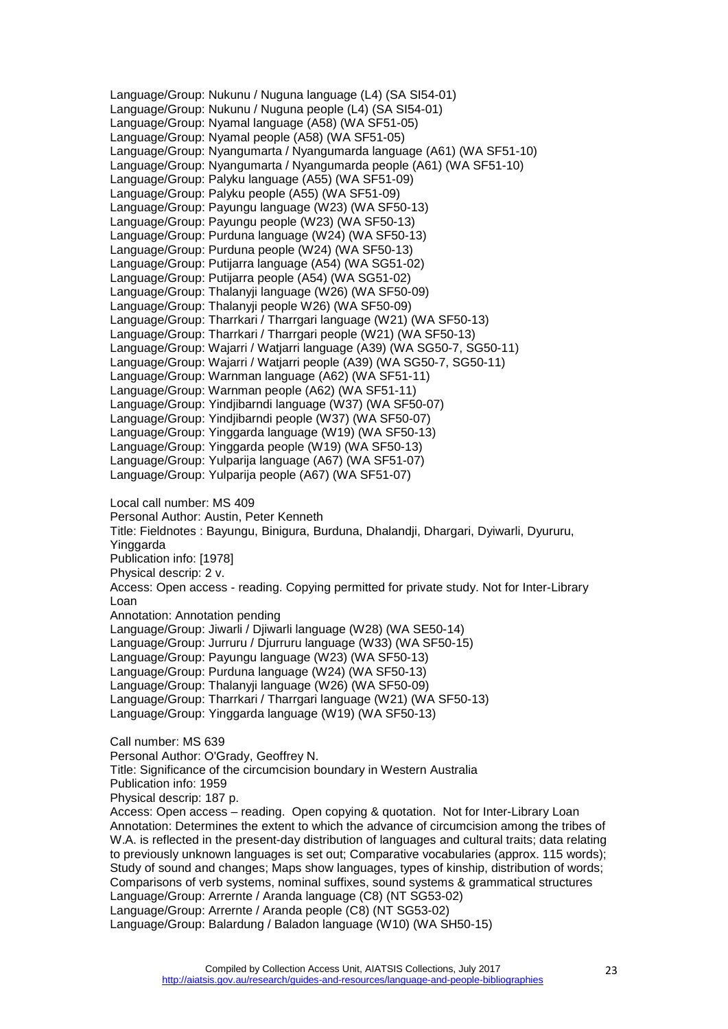Language/Group: Nukunu / Nuguna language (L4) (SA SI54-01)
Language/Group: Nukunu / Nuguna people (L4) (SA SI54-01)
Language/Group: Nyamal language (A58) (WA SF51-05)
Language/Group: Nyamal people (A58) (WA SF51-05)
Language/Group: Nyangumarta / Nyangumarda language (A61) (WA SF51-10)
Language/Group: Nyangumarta / Nyangumarda people (A61) (WA SF51-10)
Language/Group: Palyku language (A55) (WA SF51-09)
Language/Group: Palyku people (A55) (WA SF51-09)
Language/Group: Payungu language (W23) (WA SF50-13)
Language/Group: Payungu people (W23) (WA SF50-13)
Language/Group: Purduna language (W24) (WA SF50-13)
Language/Group: Purduna people (W24) (WA SF50-13)
Language/Group: Putijarra language (A54) (WA SG51-02)
Language/Group: Putijarra people (A54) (WA SG51-02)
Language/Group: Thalanyji language (W26) (WA SF50-09)
Language/Group: Thalanyji people W26) (WA SF50-09)
Language/Group: Tharrkari / Tharrgari language (W21) (WA SF50-13)
Language/Group: Tharrkari / Tharrgari people (W21) (WA SF50-13)
Language/Group: Wajarri / Watjarri language (A39) (WA SG50-7, SG50-11)
Language/Group: Wajarri / Watjarri people (A39) (WA SG50-7, SG50-11)
Language/Group: Warnman language (A62) (WA SF51-11)
Language/Group: Warnman people (A62) (WA SF51-11)
Language/Group: Yindjibarndi language (W37) (WA SF50-07)
Language/Group: Yindjibarndi people (W37) (WA SF50-07)
Language/Group: Yinggarda language (W19) (WA SF50-13)
Language/Group: Yinggarda people (W19) (WA SF50-13)
Language/Group: Yulparija language (A67) (WA SF51-07)
Language/Group: Yulparija people (A67) (WA SF51-07)

Local call number: MS 409
Personal Author: Austin, Peter Kenneth
Title: Fieldnotes : Bayungu, Binigura, Burduna, Dhalandji, Dhargari, Dyiwarli, Dyururu, Yinggarda
Publication info: [1978]
Physical descrip: 2 v.
Access: Open access - reading. Copying permitted for private study. Not for Inter-Library Loan
Annotation: Annotation pending
Language/Group: Jiwarli / Djiwarli language (W28) (WA SE50-14)
Language/Group: Jurruru / Djurruru language (W33) (WA SF50-15)
Language/Group: Payungu language (W23) (WA SF50-13)
Language/Group: Purduna language (W24) (WA SF50-13)
Language/Group: Thalanyji language (W26) (WA SF50-09)
Language/Group: Tharrkari / Tharrgari language (W21) (WA SF50-13)
Language/Group: Yinggarda language (W19) (WA SF50-13)

Call number: MS 639
Personal Author: O'Grady, Geoffrey N.
Title: Significance of the circumcision boundary in Western Australia
Publication info: 1959
Physical descrip: 187 p.
Access: Open access – reading. Open copying & quotation. Not for Inter-Library Loan
Annotation: Determines the extent to which the advance of circumcision among the tribes of W.A. is reflected in the present-day distribution of languages and cultural traits; data relating to previously unknown languages is set out; Comparative vocabularies (approx. 115 words); Study of sound and changes; Maps show languages, types of kinship, distribution of words; Comparisons of verb systems, nominal suffixes, sound systems & grammatical structures
Language/Group: Arrernte / Aranda language (C8) (NT SG53-02)
Language/Group: Arrernte / Aranda people (C8) (NT SG53-02)
Language/Group: Balardung / Baladon language (W10) (WA SH50-15)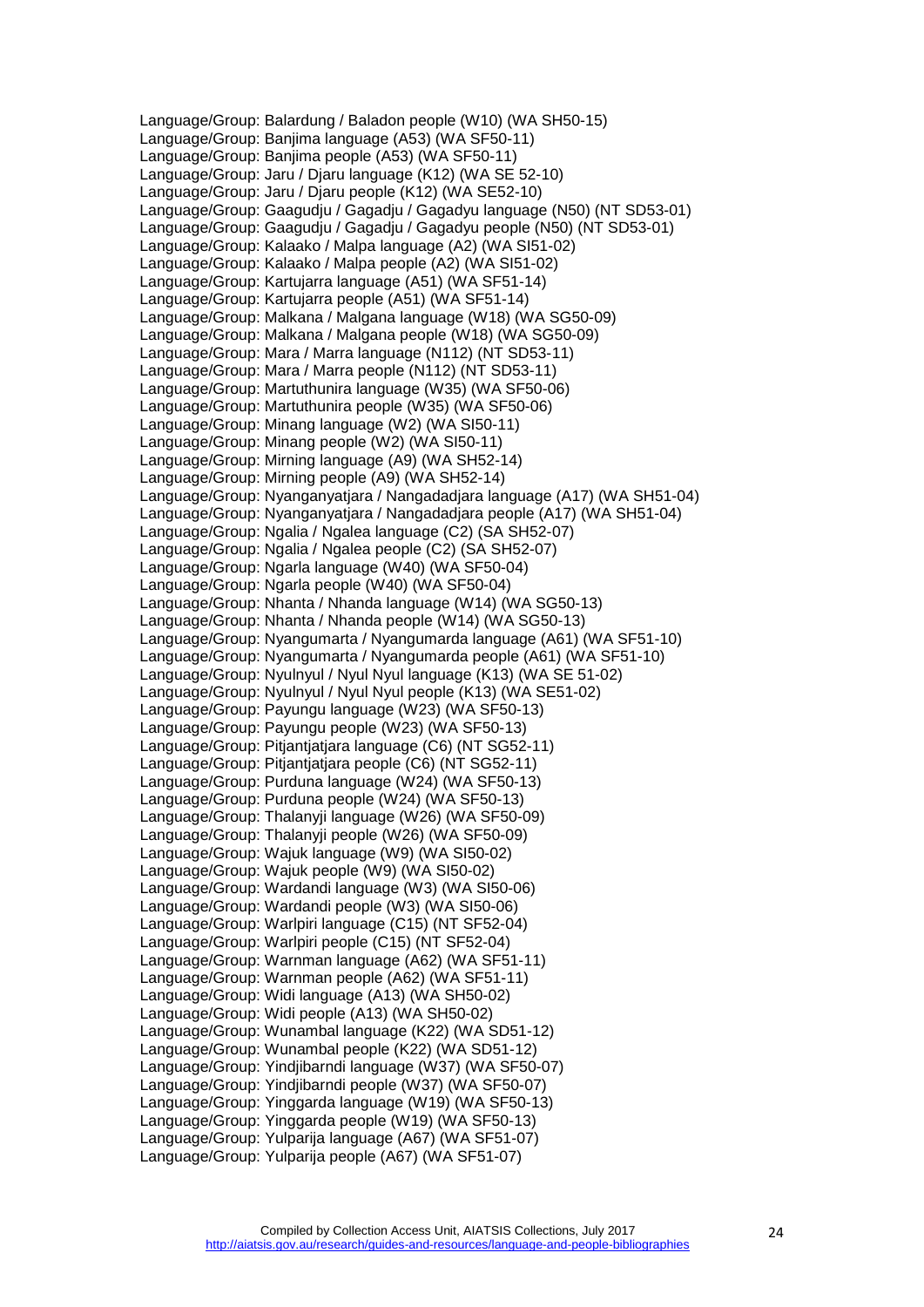Language/Group: Balardung / Baladon people (W10) (WA SH50-15)
Language/Group: Banjima language (A53) (WA SF50-11)
Language/Group: Banjima people (A53) (WA SF50-11)
Language/Group: Jaru / Djaru language (K12) (WA SE 52-10)
Language/Group: Jaru / Djaru people (K12) (WA SE52-10)
Language/Group: Gaagudju / Gagadju / Gagadyu language (N50) (NT SD53-01)
Language/Group: Gaagudju / Gagadju / Gagadyu people (N50) (NT SD53-01)
Language/Group: Kalaako / Malpa language (A2) (WA SI51-02)
Language/Group: Kalaako / Malpa people (A2) (WA SI51-02)
Language/Group: Kartujarra language (A51) (WA SF51-14)
Language/Group: Kartujarra people (A51) (WA SF51-14)
Language/Group: Malkana / Malgana language (W18) (WA SG50-09)
Language/Group: Malkana / Malgana people (W18) (WA SG50-09)
Language/Group: Mara / Marra language (N112) (NT SD53-11)
Language/Group: Mara / Marra people (N112) (NT SD53-11)
Language/Group: Martuthunira language (W35) (WA SF50-06)
Language/Group: Martuthunira people (W35) (WA SF50-06)
Language/Group: Minang language (W2) (WA SI50-11)
Language/Group: Minang people (W2) (WA SI50-11)
Language/Group: Mirning language (A9) (WA SH52-14)
Language/Group: Mirning people (A9) (WA SH52-14)
Language/Group: Nyanganyatjara / Nangadadjara language (A17) (WA SH51-04)
Language/Group: Nyanganyatjara / Nangadadjara people (A17) (WA SH51-04)
Language/Group: Ngalia / Ngalea language (C2) (SA SH52-07)
Language/Group: Ngalia / Ngalea people (C2) (SA SH52-07)
Language/Group: Ngarla language (W40) (WA SF50-04)
Language/Group: Ngarla people (W40) (WA SF50-04)
Language/Group: Nhanta / Nhanda language (W14) (WA SG50-13)
Language/Group: Nhanta / Nhanda people (W14) (WA SG50-13)
Language/Group: Nyangumarta / Nyangumarda language (A61) (WA SF51-10)
Language/Group: Nyangumarta / Nyangumarda people (A61) (WA SF51-10)
Language/Group: Nyulnyul / Nyul Nyul language (K13) (WA SE 51-02)
Language/Group: Nyulnyul / Nyul Nyul people (K13) (WA SE51-02)
Language/Group: Payungu language (W23) (WA SF50-13)
Language/Group: Payungu people (W23) (WA SF50-13)
Language/Group: Pitjantjatjara language (C6) (NT SG52-11)
Language/Group: Pitjantjatjara people (C6) (NT SG52-11)
Language/Group: Purduna language (W24) (WA SF50-13)
Language/Group: Purduna people (W24) (WA SF50-13)
Language/Group: Thalanyji language (W26) (WA SF50-09)
Language/Group: Thalanyji people (W26) (WA SF50-09)
Language/Group: Wajuk language (W9) (WA SI50-02)
Language/Group: Wajuk people (W9) (WA SI50-02)
Language/Group: Wardandi language (W3) (WA SI50-06)
Language/Group: Wardandi people (W3) (WA SI50-06)
Language/Group: Warlpiri language (C15) (NT SF52-04)
Language/Group: Warlpiri people (C15) (NT SF52-04)
Language/Group: Warnman language (A62) (WA SF51-11)
Language/Group: Warnman people (A62) (WA SF51-11)
Language/Group: Widi language (A13) (WA SH50-02)
Language/Group: Widi people (A13) (WA SH50-02)
Language/Group: Wunambal language (K22) (WA SD51-12)
Language/Group: Wunambal people (K22) (WA SD51-12)
Language/Group: Yindjibarndi language (W37) (WA SF50-07)
Language/Group: Yindjibarndi people (W37) (WA SF50-07)
Language/Group: Yinggarda language (W19) (WA SF50-13)
Language/Group: Yinggarda people (W19) (WA SF50-13)
Language/Group: Yulparija language (A67) (WA SF51-07)
Language/Group: Yulparija people (A67) (WA SF51-07)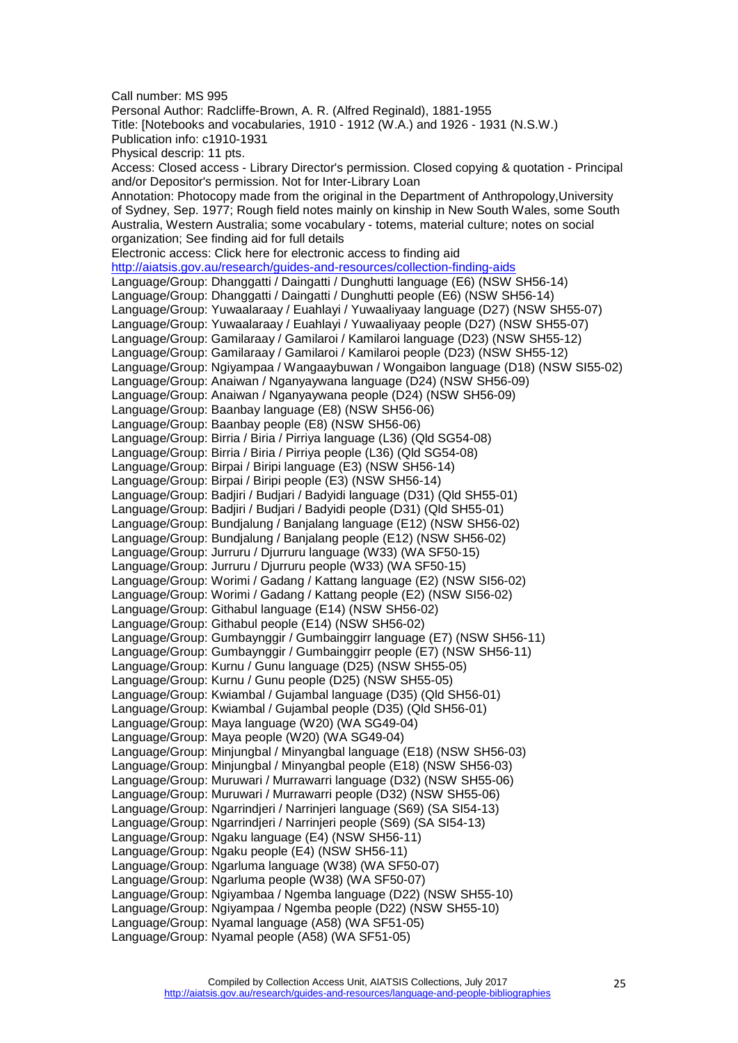Call number: MS 995
Personal Author: Radcliffe-Brown, A. R. (Alfred Reginald), 1881-1955
Title: [Notebooks and vocabularies, 1910 - 1912 (W.A.) and 1926 - 1931 (N.S.W.)
Publication info: c1910-1931
Physical descrip: 11 pts.
Access: Closed access - Library Director's permission. Closed copying & quotation - Principal and/or Depositor's permission. Not for Inter-Library Loan
Annotation: Photocopy made from the original in the Department of Anthropology,University of Sydney, Sep. 1977; Rough field notes mainly on kinship in New South Wales, some South Australia, Western Australia; some vocabulary - totems, material culture; notes on social organization; See finding aid for full details
Electronic access: Click here for electronic access to finding aid
http://aiatsis.gov.au/research/guides-and-resources/collection-finding-aids
Language/Group: Dhanggatti / Daingatti / Dunghutti language (E6) (NSW SH56-14)
Language/Group: Dhanggatti / Daingatti / Dunghutti people (E6) (NSW SH56-14)
Language/Group: Yuwaalaraay / Euahlayi / Yuwaaliyaay language (D27) (NSW SH55-07)
Language/Group: Yuwaalaraay / Euahlayi / Yuwaaliyaay people (D27) (NSW SH55-07)
Language/Group: Gamilaraay / Gamilaroi / Kamilaroi language (D23) (NSW SH55-12)
Language/Group: Gamilaraay / Gamilaroi / Kamilaroi people (D23) (NSW SH55-12)
Language/Group: Ngiyampaa / Wangaaybuwan / Wongaibon language (D18) (NSW SI55-02)
Language/Group: Anaiwan / Nganyaywana language (D24) (NSW SH56-09)
Language/Group: Anaiwan / Nganyaywana people (D24) (NSW SH56-09)
Language/Group: Baanbay language (E8) (NSW SH56-06)
Language/Group: Baanbay people (E8) (NSW SH56-06)
Language/Group: Birria / Biria / Pirriya language (L36) (Qld SG54-08)
Language/Group: Birria / Biria / Pirriya people (L36) (Qld SG54-08)
Language/Group: Birpai / Biripi language (E3) (NSW SH56-14)
Language/Group: Birpai / Biripi people (E3) (NSW SH56-14)
Language/Group: Badjiri / Budjari / Badyidi language (D31) (Qld SH55-01)
Language/Group: Badjiri / Budjari / Badyidi people (D31) (Qld SH55-01)
Language/Group: Bundjalung / Banjalang language (E12) (NSW SH56-02)
Language/Group: Bundjalung / Banjalang people (E12) (NSW SH56-02)
Language/Group: Jurruru / Djurruru language (W33) (WA SF50-15)
Language/Group: Jurruru / Djurruru people (W33) (WA SF50-15)
Language/Group: Worimi / Gadang / Kattang language (E2) (NSW SI56-02)
Language/Group: Worimi / Gadang / Kattang people (E2) (NSW SI56-02)
Language/Group: Githabul language (E14) (NSW SH56-02)
Language/Group: Githabul people (E14) (NSW SH56-02)
Language/Group: Gumbaynggir / Gumbainggirr language (E7) (NSW SH56-11)
Language/Group: Gumbaynggir / Gumbainggirr people (E7) (NSW SH56-11)
Language/Group: Kurnu / Gunu language (D25) (NSW SH55-05)
Language/Group: Kurnu / Gunu people (D25) (NSW SH55-05)
Language/Group: Kwiambal / Gujambal language (D35) (Qld SH56-01)
Language/Group: Kwiambal / Gujambal people (D35) (Qld SH56-01)
Language/Group: Maya language (W20) (WA SG49-04)
Language/Group: Maya people (W20) (WA SG49-04)
Language/Group: Minjungbal / Minyangbal language (E18) (NSW SH56-03)
Language/Group: Minjungbal / Minyangbal people (E18) (NSW SH56-03)
Language/Group: Muruwari / Murrawarri language (D32) (NSW SH55-06)
Language/Group: Muruwari / Murrawarri people (D32) (NSW SH55-06)
Language/Group: Ngarrindjeri / Narrinjeri language (S69) (SA SI54-13)
Language/Group: Ngarrindjeri / Narrinjeri people (S69) (SA SI54-13)
Language/Group: Ngaku language (E4) (NSW SH56-11)
Language/Group: Ngaku people (E4) (NSW SH56-11)
Language/Group: Ngarluma language (W38) (WA SF50-07)
Language/Group: Ngarluma people (W38) (WA SF50-07)
Language/Group: Ngiyambaa / Ngemba language (D22) (NSW SH55-10)
Language/Group: Ngiyampaa / Ngemba people (D22) (NSW SH55-10)
Language/Group: Nyamal language (A58) (WA SF51-05)
Language/Group: Nyamal people (A58) (WA SF51-05)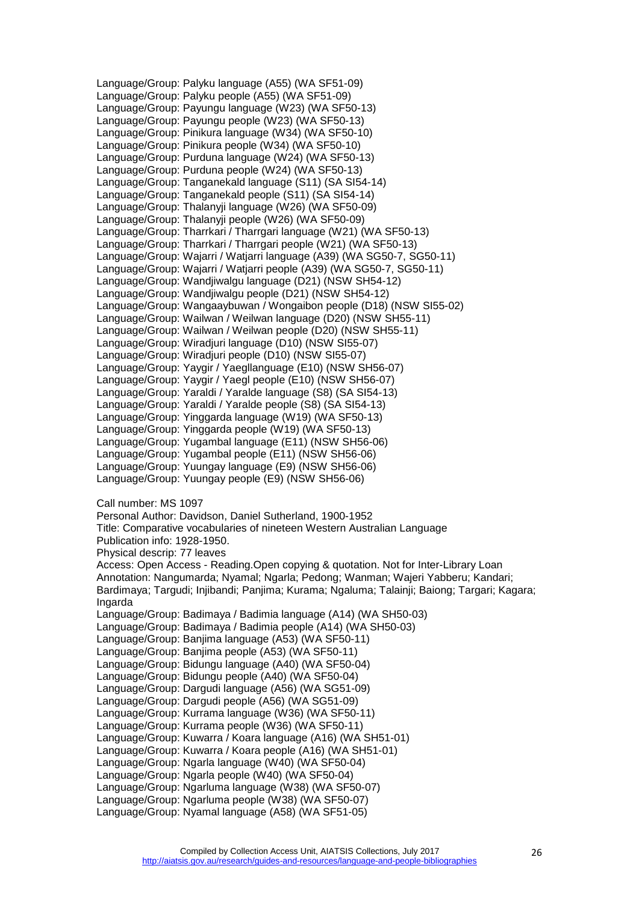Language/Group: Palyku language (A55) (WA SF51-09)
Language/Group: Palyku people (A55) (WA SF51-09)
Language/Group: Payungu language (W23) (WA SF50-13)
Language/Group: Payungu people (W23) (WA SF50-13)
Language/Group: Pinikura language (W34) (WA SF50-10)
Language/Group: Pinikura people (W34) (WA SF50-10)
Language/Group: Purduna language (W24) (WA SF50-13)
Language/Group: Purduna people (W24) (WA SF50-13)
Language/Group: Tanganekald language (S11) (SA SI54-14)
Language/Group: Tanganekald people (S11) (SA SI54-14)
Language/Group: Thalanyji language (W26) (WA SF50-09)
Language/Group: Thalanyji people (W26) (WA SF50-09)
Language/Group: Tharrkari / Tharrgari language (W21) (WA SF50-13)
Language/Group: Tharrkari / Tharrgari people (W21) (WA SF50-13)
Language/Group: Wajarri / Watjarri language (A39) (WA SG50-7, SG50-11)
Language/Group: Wajarri / Watjarri people (A39) (WA SG50-7, SG50-11)
Language/Group: Wandjiwalgu language (D21) (NSW SH54-12)
Language/Group: Wandjiwalgu people (D21) (NSW SH54-12)
Language/Group: Wangaaybuwan / Wongaibon people (D18) (NSW SI55-02)
Language/Group: Wailwan / Weilwan language (D20) (NSW SH55-11)
Language/Group: Wailwan / Weilwan people (D20) (NSW SH55-11)
Language/Group: Wiradjuri language (D10) (NSW SI55-07)
Language/Group: Wiradjuri people (D10) (NSW SI55-07)
Language/Group: Yaygir / Yaegllanguage (E10) (NSW SH56-07)
Language/Group: Yaygir / Yaegl people (E10) (NSW SH56-07)
Language/Group: Yaraldi / Yaralde language (S8) (SA SI54-13)
Language/Group: Yaraldi / Yaralde people (S8) (SA SI54-13)
Language/Group: Yinggarda language (W19) (WA SF50-13)
Language/Group: Yinggarda people (W19) (WA SF50-13)
Language/Group: Yugambal language (E11) (NSW SH56-06)
Language/Group: Yugambal people (E11) (NSW SH56-06)
Language/Group: Yuungay language (E9) (NSW SH56-06)
Language/Group: Yuungay people (E9) (NSW SH56-06)

Call number: MS 1097
Personal Author: Davidson, Daniel Sutherland, 1900-1952
Title: Comparative vocabularies of nineteen Western Australian Language
Publication info: 1928-1950.
Physical descrip: 77 leaves
Access: Open Access - Reading.Open copying & quotation. Not for Inter-Library Loan
Annotation: Nangumarda; Nyamal; Ngarla; Pedong; Wanman; Wajeri Yabberu; Kandari; Bardimaya; Targudi; Injibandi; Panjima; Kurama; Ngaluma; Talainji; Baiong; Targari; Kagara; Ingarda
Language/Group: Badimaya / Badimia language (A14) (WA SH50-03)
Language/Group: Badimaya / Badimia people (A14) (WA SH50-03)
Language/Group: Banjima language (A53) (WA SF50-11)
Language/Group: Banjima people (A53) (WA SF50-11)
Language/Group: Bidungu language (A40) (WA SF50-04)
Language/Group: Bidungu people (A40) (WA SF50-04)
Language/Group: Dargudi language (A56) (WA SG51-09)
Language/Group: Dargudi people (A56) (WA SG51-09)
Language/Group: Kurrama language (W36) (WA SF50-11)
Language/Group: Kurrama people (W36) (WA SF50-11)
Language/Group: Kuwarra / Koara language (A16) (WA SH51-01)
Language/Group: Kuwarra / Koara people (A16) (WA SH51-01)
Language/Group: Ngarla language (W40) (WA SF50-04)
Language/Group: Ngarla people (W40) (WA SF50-04)
Language/Group: Ngarluma language (W38) (WA SF50-07)
Language/Group: Ngarluma people (W38) (WA SF50-07)
Language/Group: Nyamal language (A58) (WA SF51-05)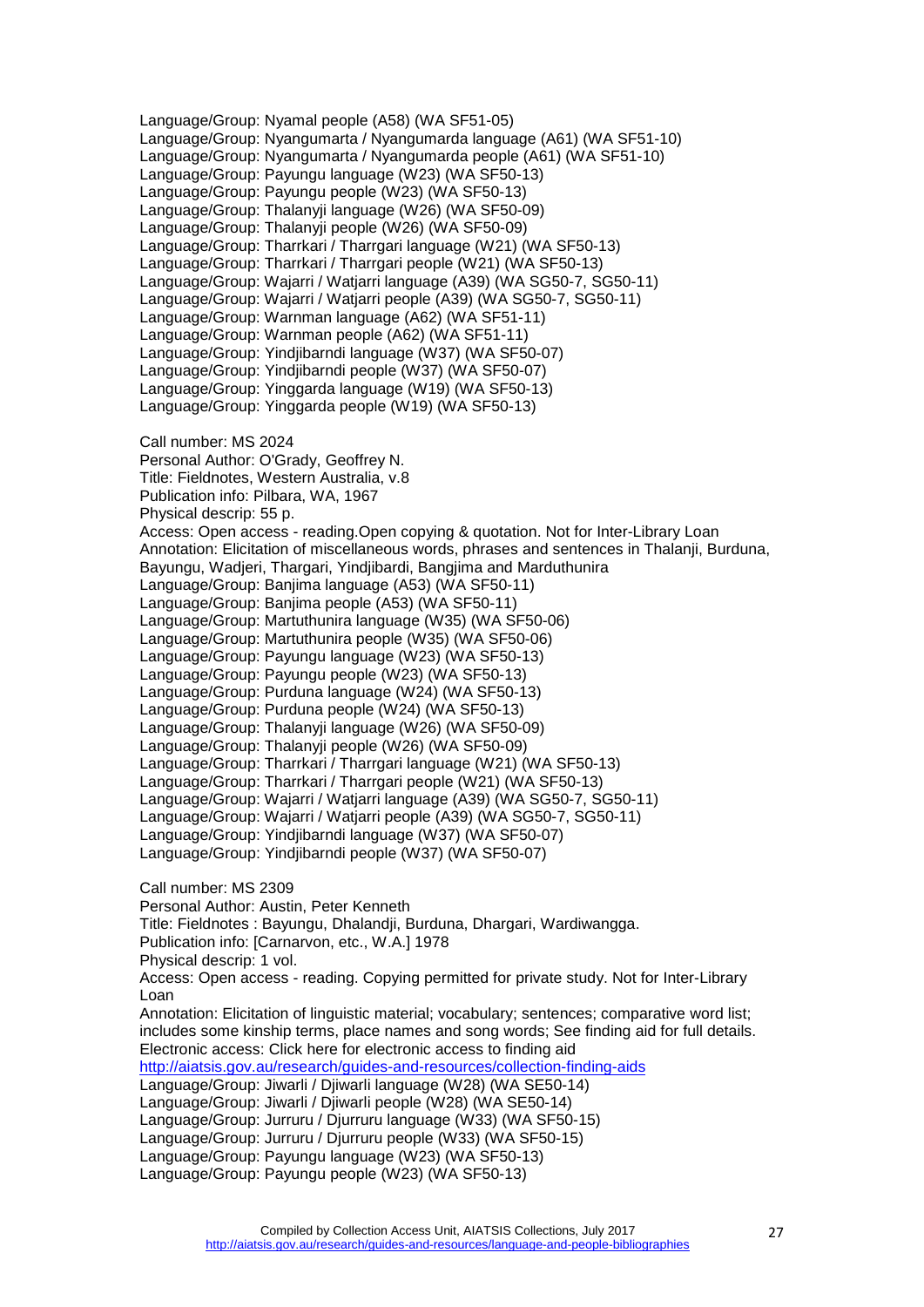Language/Group: Nyamal people (A58) (WA SF51-05)
Language/Group: Nyangumarta / Nyangumarda language (A61) (WA SF51-10)
Language/Group: Nyangumarta / Nyangumarda people (A61) (WA SF51-10)
Language/Group: Payungu language (W23) (WA SF50-13)
Language/Group: Payungu people (W23) (WA SF50-13)
Language/Group: Thalanyji language (W26) (WA SF50-09)
Language/Group: Thalanyji people (W26) (WA SF50-09)
Language/Group: Tharrkari / Tharrgari language (W21) (WA SF50-13)
Language/Group: Tharrkari / Tharrgari people (W21) (WA SF50-13)
Language/Group: Wajarri / Watjarri language (A39) (WA SG50-7, SG50-11)
Language/Group: Wajarri / Watjarri people (A39) (WA SG50-7, SG50-11)
Language/Group: Warnman language (A62) (WA SF51-11)
Language/Group: Warnman people (A62) (WA SF51-11)
Language/Group: Yindjibarndi language (W37) (WA SF50-07)
Language/Group: Yindjibarndi people (W37) (WA SF50-07)
Language/Group: Yinggarda language (W19) (WA SF50-13)
Language/Group: Yinggarda people (W19) (WA SF50-13)

Call number: MS 2024
Personal Author: O'Grady, Geoffrey N.
Title: Fieldnotes, Western Australia, v.8
Publication info: Pilbara, WA, 1967
Physical descrip: 55 p.
Access: Open access - reading.Open copying & quotation. Not for Inter-Library Loan
Annotation: Elicitation of miscellaneous words, phrases and sentences in Thalanji, Burduna, Bayungu, Wadjeri, Thargari, Yindjibardi, Bangjima and Marduthunira
Language/Group: Banjima language (A53) (WA SF50-11)
Language/Group: Banjima people (A53) (WA SF50-11)
Language/Group: Martuthunira language (W35) (WA SF50-06)
Language/Group: Martuthunira people (W35) (WA SF50-06)
Language/Group: Payungu language (W23) (WA SF50-13)
Language/Group: Payungu people (W23) (WA SF50-13)
Language/Group: Purduna language (W24) (WA SF50-13)
Language/Group: Purduna people (W24) (WA SF50-13)
Language/Group: Thalanyji language (W26) (WA SF50-09)
Language/Group: Thalanyji people (W26) (WA SF50-09)
Language/Group: Tharrkari / Tharrgari language (W21) (WA SF50-13)
Language/Group: Tharrkari / Tharrgari people (W21) (WA SF50-13)
Language/Group: Wajarri / Watjarri language (A39) (WA SG50-7, SG50-11)
Language/Group: Wajarri / Watjarri people (A39) (WA SG50-7, SG50-11)
Language/Group: Yindjibarndi language (W37) (WA SF50-07)
Language/Group: Yindjibarndi people (W37) (WA SF50-07)

Call number: MS 2309
Personal Author: Austin, Peter Kenneth
Title: Fieldnotes : Bayungu, Dhalandji, Burduna, Dhargari, Wardiwangga.
Publication info: [Carnarvon, etc., W.A.] 1978
Physical descrip: 1 vol.
Access: Open access - reading. Copying permitted for private study. Not for Inter-Library Loan
Annotation: Elicitation of linguistic material; vocabulary; sentences; comparative word list; includes some kinship terms, place names and song words; See finding aid for full details.
Electronic access: Click here for electronic access to finding aid
http://aiatsis.gov.au/research/guides-and-resources/collection-finding-aids
Language/Group: Jiwarli / Djiwarli language (W28) (WA SE50-14)
Language/Group: Jiwarli / Djiwarli people (W28) (WA SE50-14)
Language/Group: Jurruru / Djurruru language (W33) (WA SF50-15)
Language/Group: Jurruru / Djurruru people (W33) (WA SF50-15)
Language/Group: Payungu language (W23) (WA SF50-13)
Language/Group: Payungu people (W23) (WA SF50-13)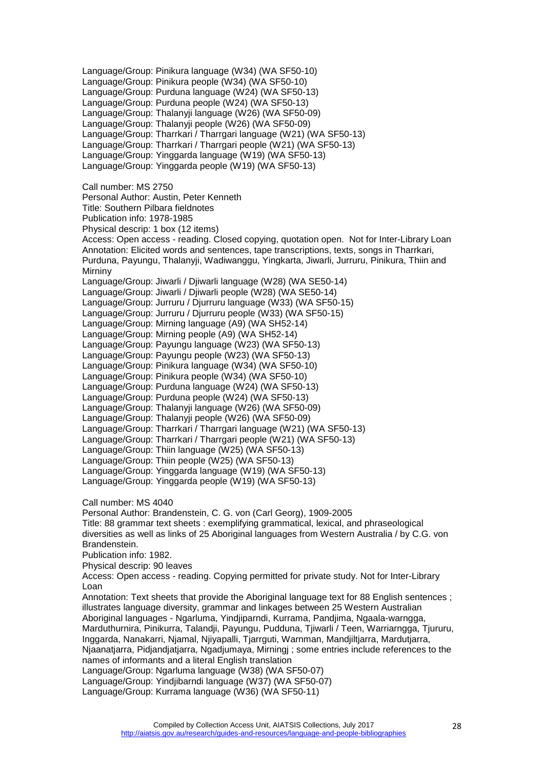Language/Group: Pinikura language (W34) (WA SF50-10)
Language/Group: Pinikura people (W34) (WA SF50-10)
Language/Group: Purduna language (W24) (WA SF50-13)
Language/Group: Purduna people (W24) (WA SF50-13)
Language/Group: Thalanyji language (W26) (WA SF50-09)
Language/Group: Thalanyji people (W26) (WA SF50-09)
Language/Group: Tharrkari / Tharrgari language (W21) (WA SF50-13)
Language/Group: Tharrkari / Tharrgari people (W21) (WA SF50-13)
Language/Group: Yinggarda language (W19) (WA SF50-13)
Language/Group: Yinggarda people (W19) (WA SF50-13)

Call number: MS 2750
Personal Author: Austin, Peter Kenneth
Title: Southern Pilbara fieldnotes
Publication info: 1978-1985
Physical descrip: 1 box (12 items)
Access: Open access - reading. Closed copying, quotation open. Not for Inter-Library Loan
Annotation: Elicited words and sentences, tape transcriptions, texts, songs in Tharrkari, Purduna, Payungu, Thalanyji, Wadiwanggu, Yingkarta, Jiwarli, Jurruru, Pinikura, Thiin and Mirniny
Language/Group: Jiwarli / Djiwarli language (W28) (WA SE50-14)
Language/Group: Jiwarli / Djiwarli people (W28) (WA SE50-14)
Language/Group: Jurruru / Djurruru language (W33) (WA SF50-15)
Language/Group: Jurruru / Djurruru people (W33) (WA SF50-15)
Language/Group: Mirning language (A9) (WA SH52-14)
Language/Group: Mirning people (A9) (WA SH52-14)
Language/Group: Payungu language (W23) (WA SF50-13)
Language/Group: Payungu people (W23) (WA SF50-13)
Language/Group: Pinikura language (W34) (WA SF50-10)
Language/Group: Pinikura people (W34) (WA SF50-10)
Language/Group: Purduna language (W24) (WA SF50-13)
Language/Group: Purduna people (W24) (WA SF50-13)
Language/Group: Thalanyji language (W26) (WA SF50-09)
Language/Group: Thalanyji people (W26) (WA SF50-09)
Language/Group: Tharrkari / Tharrgari language (W21) (WA SF50-13)
Language/Group: Tharrkari / Tharrgari people (W21) (WA SF50-13)
Language/Group: Thiin language (W25) (WA SF50-13)
Language/Group: Thiin people (W25) (WA SF50-13)
Language/Group: Yinggarda language (W19) (WA SF50-13)
Language/Group: Yinggarda people (W19) (WA SF50-13)

Call number: MS 4040
Personal Author: Brandenstein, C. G. von (Carl Georg), 1909-2005
Title: 88 grammar text sheets : exemplifying grammatical, lexical, and phraseological diversities as well as links of 25 Aboriginal languages from Western Australia / by C.G. von Brandenstein.
Publication info: 1982.
Physical descrip: 90 leaves
Access: Open access - reading. Copying permitted for private study. Not for Inter-Library Loan
Annotation: Text sheets that provide the Aboriginal language text for 88 English sentences ; illustrates language diversity, grammar and linkages between 25 Western Australian Aboriginal languages - Ngarluma, Yindjiparndi, Kurrama, Pandjima, Ngaala-warngga, Marduthurnira, Pinikurra, Talandji, Payungu, Pudduna, Tjiwarli / Teen, Warriarngga, Tjururu, Inggarda, Nanakarri, Njamal, Njiyapalli, Tjarrguti, Warnman, Mandjiltjarra, Mardutjarra, Njaanatjarra, Pidjandjatjarra, Ngadjumaya, Mirningj ; some entries include references to the names of informants and a literal English translation
Language/Group: Ngarluma language (W38) (WA SF50-07)
Language/Group: Yindjibarndi language (W37) (WA SF50-07)
Language/Group: Kurrama language (W36) (WA SF50-11)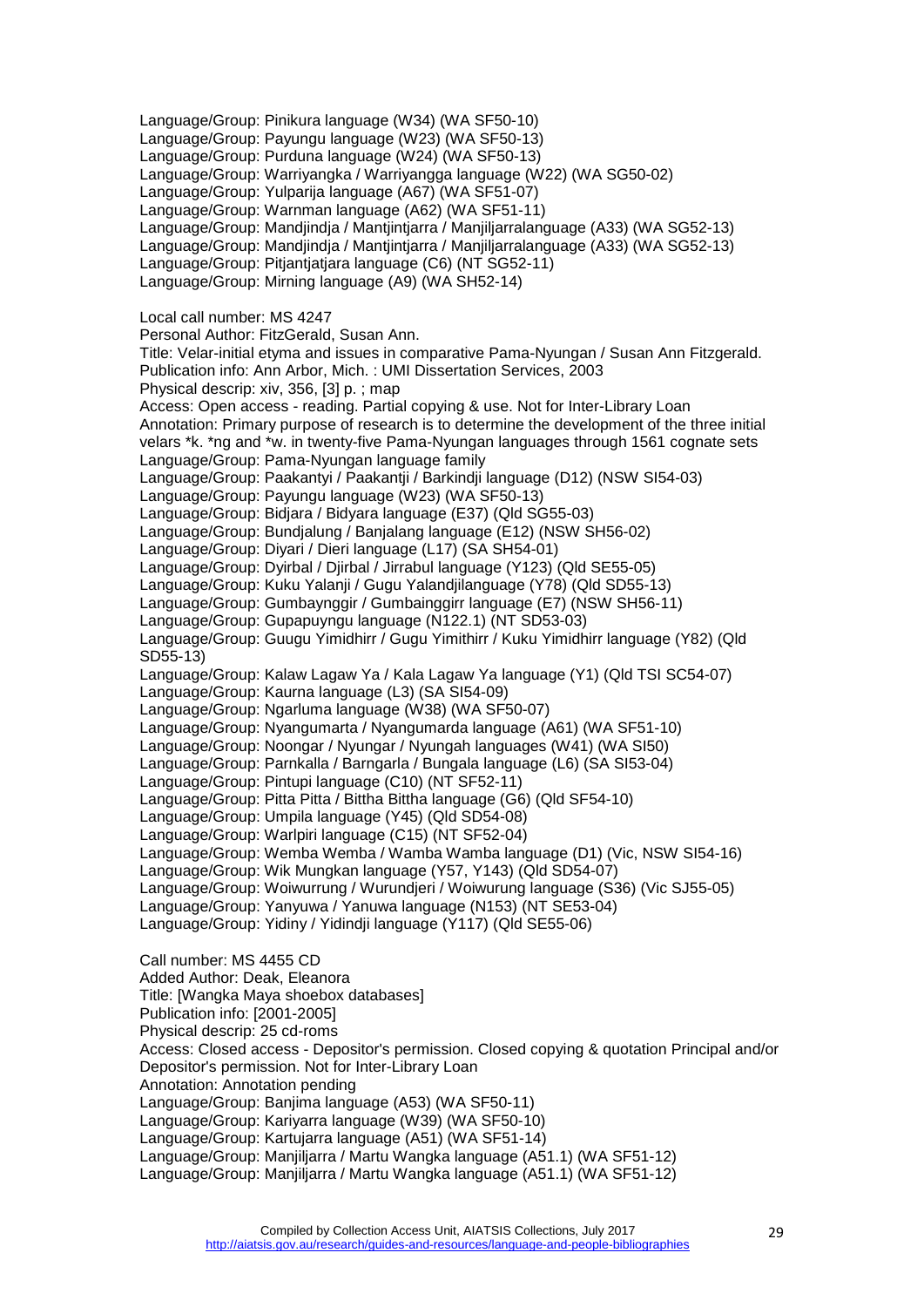Language/Group: Pinikura language (W34) (WA SF50-10)
Language/Group: Payungu language (W23) (WA SF50-13)
Language/Group: Purduna language (W24) (WA SF50-13)
Language/Group: Warriyangka / Warriyangga language (W22) (WA SG50-02)
Language/Group: Yulparija language (A67) (WA SF51-07)
Language/Group: Warnman language (A62) (WA SF51-11)
Language/Group: Mandjindja / Mantjintjarra / Manjiljarralanguage (A33) (WA SG52-13)
Language/Group: Mandjindja / Mantjintjarra / Manjiljarralanguage (A33) (WA SG52-13)
Language/Group: Pitjantjatjara language (C6) (NT SG52-11)
Language/Group: Mirning language (A9) (WA SH52-14)

Local call number: MS 4247
Personal Author: FitzGerald, Susan Ann.
Title: Velar-initial etyma and issues in comparative Pama-Nyungan / Susan Ann Fitzgerald.
Publication info: Ann Arbor, Mich. : UMI Dissertation Services, 2003
Physical descrip: xiv, 356, [3] p. ; map
Access: Open access - reading. Partial copying & use. Not for Inter-Library Loan
Annotation: Primary purpose of research is to determine the development of the three initial velars *k. *ng and *w. in twenty-five Pama-Nyungan languages through 1561 cognate sets
Language/Group: Pama-Nyungan language family
Language/Group: Paakantyi / Paakantji / Barkindji language (D12) (NSW SI54-03)
Language/Group: Payungu language (W23) (WA SF50-13)
Language/Group: Bidjara / Bidyara language (E37) (Qld SG55-03)
Language/Group: Bundjalung / Banjalang language (E12) (NSW SH56-02)
Language/Group: Diyari / Dieri language (L17) (SA SH54-01)
Language/Group: Dyirbal / Djirbal / Jirrabul language (Y123) (Qld SE55-05)
Language/Group: Kuku Yalanji / Gugu Yalandjilanguage (Y78) (Qld SD55-13)
Language/Group: Gumbaynggir / Gumbainggirr language (E7) (NSW SH56-11)
Language/Group: Gupapuyngu language (N122.1) (NT SD53-03)
Language/Group: Guugu Yimidhirr / Gugu Yimithirr / Kuku Yimidhirr language (Y82) (Qld SD55-13)
Language/Group: Kalaw Lagaw Ya / Kala Lagaw Ya language (Y1) (Qld TSI SC54-07)
Language/Group: Kaurna language (L3) (SA SI54-09)
Language/Group: Ngarluma language (W38) (WA SF50-07)
Language/Group: Nyangumarta / Nyangumarda language (A61) (WA SF51-10)
Language/Group: Noongar / Nyungar / Nyungah languages (W41) (WA SI50)
Language/Group: Parnkalla / Barngarla / Bungala language (L6) (SA SI53-04)
Language/Group: Pintupi language (C10) (NT SF52-11)
Language/Group: Pitta Pitta / Bittha Bittha language (G6) (Qld SF54-10)
Language/Group: Umpila language (Y45) (Qld SD54-08)
Language/Group: Warlpiri language (C15) (NT SF52-04)
Language/Group: Wemba Wemba / Wamba Wamba language (D1) (Vic, NSW SI54-16)
Language/Group: Wik Mungkan language (Y57, Y143) (Qld SD54-07)
Language/Group: Woiwurrung / Wurundjeri / Woiwurung language (S36) (Vic SJ55-05)
Language/Group: Yanyuwa / Yanuwa language (N153) (NT SE53-04)
Language/Group: Yidiny / Yidindji language (Y117) (Qld SE55-06)

Call number: MS 4455 CD
Added Author: Deak, Eleanora
Title: [Wangka Maya shoebox databases]
Publication info: [2001-2005]
Physical descrip: 25 cd-roms
Access: Closed access - Depositor's permission. Closed copying & quotation Principal and/or Depositor's permission. Not for Inter-Library Loan
Annotation: Annotation pending
Language/Group: Banjima language (A53) (WA SF50-11)
Language/Group: Kariyarra language (W39) (WA SF50-10)
Language/Group: Kartujarra language (A51) (WA SF51-14)
Language/Group: Manjiljarra / Martu Wangka language (A51.1) (WA SF51-12)
Language/Group: Manjiljarra / Martu Wangka language (A51.1) (WA SF51-12)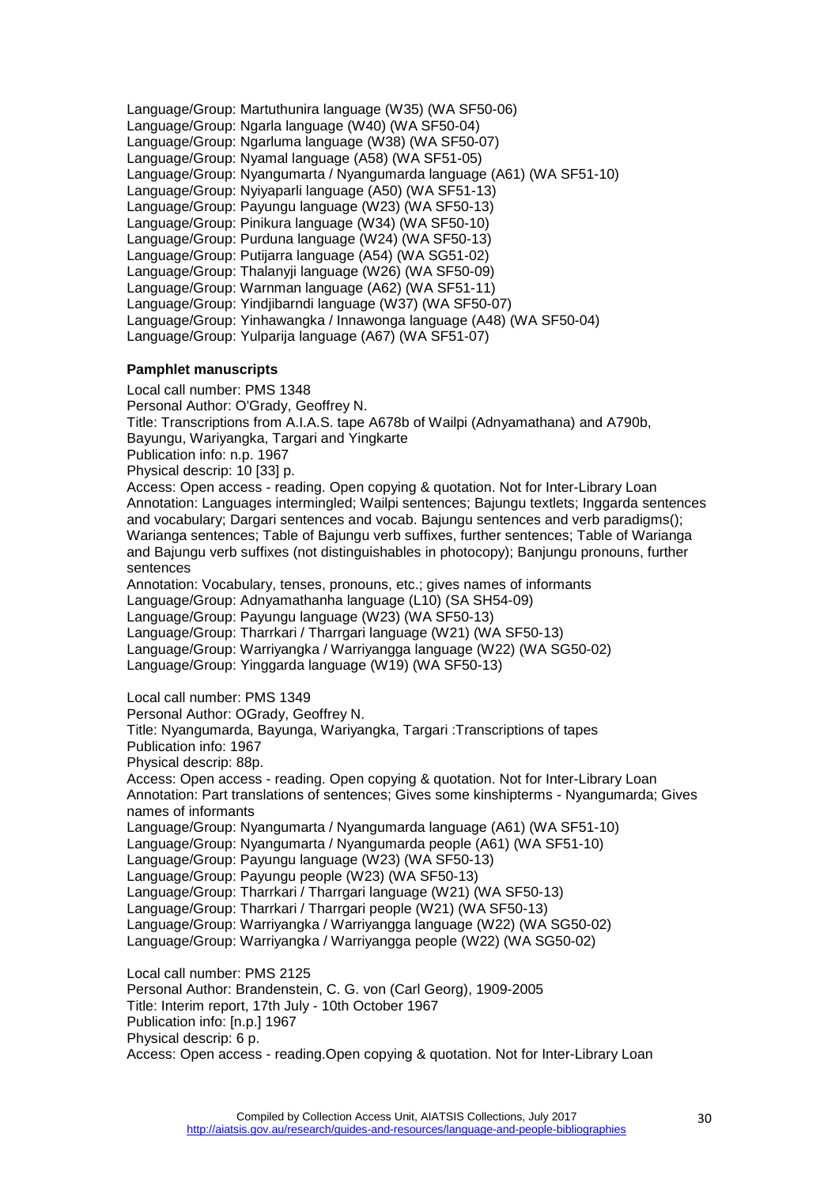Language/Group: Martuthunira language (W35) (WA SF50-06)
Language/Group: Ngarla language (W40) (WA SF50-04)
Language/Group: Ngarluma language (W38) (WA SF50-07)
Language/Group: Nyamal language (A58) (WA SF51-05)
Language/Group: Nyangumarta / Nyangumarda language (A61) (WA SF51-10)
Language/Group: Nyiyaparli language (A50) (WA SF51-13)
Language/Group: Payungu language (W23) (WA SF50-13)
Language/Group: Pinikura language (W34) (WA SF50-10)
Language/Group: Purduna language (W24) (WA SF50-13)
Language/Group: Putijarra language (A54) (WA SG51-02)
Language/Group: Thalanyji language (W26) (WA SF50-09)
Language/Group: Warnman language (A62) (WA SF51-11)
Language/Group: Yindjibarndi language (W37) (WA SF50-07)
Language/Group: Yinhawangka / Innawonga language (A48) (WA SF50-04)
Language/Group: Yulparija language (A67) (WA SF51-07)

**Pamphlet manuscripts**

Local call number: PMS 1348
Personal Author: O'Grady, Geoffrey N.
Title: Transcriptions from A.I.A.S. tape A678b of Wailpi (Adnyamathana) and A790b, Bayungu, Wariyangka, Targari and Yingkarte
Publication info: n.p. 1967
Physical descrip: 10 [33] p.
Access: Open access - reading. Open copying & quotation. Not for Inter-Library Loan
Annotation: Languages intermingled; Wailpi sentences; Bajungu textlets; Inggarda sentences and vocabulary; Dargari sentences and vocab. Bajungu sentences and verb paradigms(); Warianga sentences; Table of Bajungu verb suffixes, further sentences; Table of Warianga and Bajungu verb suffixes (not distinguishables in photocopy); Banjungu pronouns, further sentences
Annotation: Vocabulary, tenses, pronouns, etc.; gives names of informants
Language/Group: Adnyamathanha language (L10) (SA SH54-09)
Language/Group: Payungu language (W23) (WA SF50-13)
Language/Group: Tharrkari / Tharrgari language (W21) (WA SF50-13)
Language/Group: Warriyangka / Warriyangga language (W22) (WA SG50-02)
Language/Group: Yinggarda language (W19) (WA SF50-13)

Local call number: PMS 1349
Personal Author: OGrady, Geoffrey N.
Title: Nyangumarda, Bayunga, Wariyangka, Targari :Transcriptions of tapes
Publication info: 1967
Physical descrip: 88p.
Access: Open access - reading. Open copying & quotation. Not for Inter-Library Loan
Annotation: Part translations of sentences; Gives some kinshipterms - Nyangumarda; Gives names of informants
Language/Group: Nyangumarta / Nyangumarda language (A61) (WA SF51-10)
Language/Group: Nyangumarta / Nyangumarda people (A61) (WA SF51-10)
Language/Group: Payungu language (W23) (WA SF50-13)
Language/Group: Payungu people (W23) (WA SF50-13)
Language/Group: Tharrkari / Tharrgari language (W21) (WA SF50-13)
Language/Group: Tharrkari / Tharrgari people (W21) (WA SF50-13)
Language/Group: Warriyangka / Warriyangga language (W22) (WA SG50-02)
Language/Group: Warriyangka / Warriyangga people (W22) (WA SG50-02)

Local call number: PMS 2125
Personal Author: Brandenstein, C. G. von (Carl Georg), 1909-2005
Title: Interim report, 17th July - 10th October 1967
Publication info: [n.p.] 1967
Physical descrip: 6 p.
Access: Open access - reading.Open copying & quotation. Not for Inter-Library Loan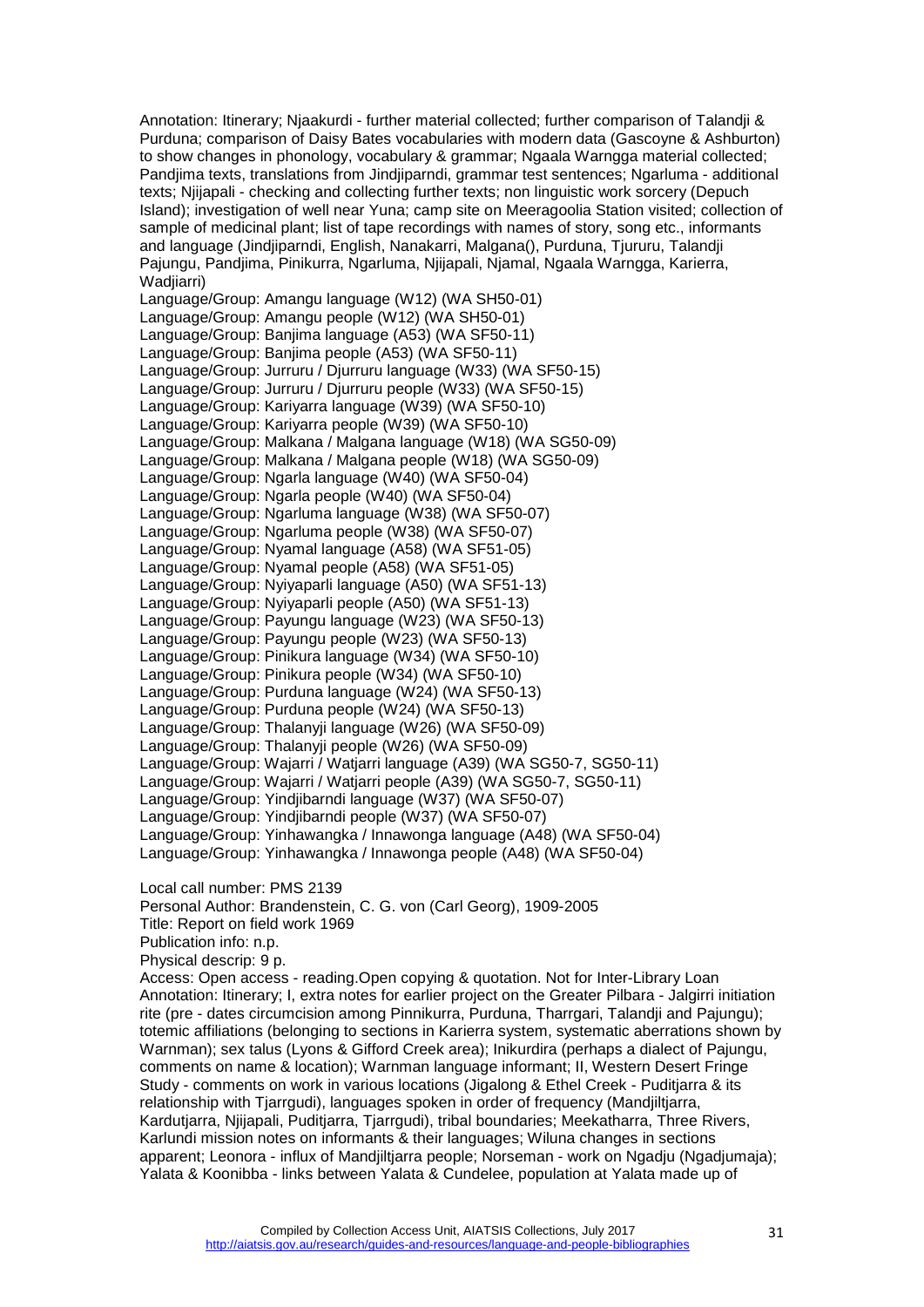Annotation: Itinerary; Njaakurdi - further material collected; further comparison of Talandji & Purduna; comparison of Daisy Bates vocabularies with modern data (Gascoyne & Ashburton) to show changes in phonology, vocabulary & grammar; Ngaala Warngga material collected; Pandjima texts, translations from Jindjiparndi, grammar test sentences; Ngarluma - additional texts; Njijapali - checking and collecting further texts; non linguistic work sorcery (Depuch Island); investigation of well near Yuna; camp site on Meeragoolia Station visited; collection of sample of medicinal plant; list of tape recordings with names of story, song etc., informants and language (Jindjiparndi, English, Nanakarri, Malgana(), Purduna, Tjururu, Talandji Pajungu, Pandjima, Pinikurra, Ngarluma, Njijapali, Njamal, Ngaala Warngga, Karierra, Wadjiarri)

Language/Group: Amangu language (W12) (WA SH50-01)
Language/Group: Amangu people (W12) (WA SH50-01)
Language/Group: Banjima language (A53) (WA SF50-11)
Language/Group: Banjima people (A53) (WA SF50-11)
Language/Group: Jurruru / Djurruru language (W33) (WA SF50-15)
Language/Group: Jurruru / Djurruru people (W33) (WA SF50-15)
Language/Group: Kariyarra language (W39) (WA SF50-10)
Language/Group: Kariyarra people (W39) (WA SF50-10)
Language/Group: Malkana / Malgana language (W18) (WA SG50-09)
Language/Group: Malkana / Malgana people (W18) (WA SG50-09)
Language/Group: Ngarla language (W40) (WA SF50-04)
Language/Group: Ngarla people (W40) (WA SF50-04)
Language/Group: Ngarluma language (W38) (WA SF50-07)
Language/Group: Ngarluma people (W38) (WA SF50-07)
Language/Group: Nyamal language (A58) (WA SF51-05)
Language/Group: Nyamal people (A58) (WA SF51-05)
Language/Group: Nyiyaparli language (A50) (WA SF51-13)
Language/Group: Nyiyaparli people (A50) (WA SF51-13)
Language/Group: Payungu language (W23) (WA SF50-13)
Language/Group: Payungu people (W23) (WA SF50-13)
Language/Group: Pinikura language (W34) (WA SF50-10)
Language/Group: Pinikura people (W34) (WA SF50-10)
Language/Group: Purduna language (W24) (WA SF50-13)
Language/Group: Purduna people (W24) (WA SF50-13)
Language/Group: Thalanyji language (W26) (WA SF50-09)
Language/Group: Thalanyji people (W26) (WA SF50-09)
Language/Group: Wajarri / Watjarri language (A39) (WA SG50-7, SG50-11)
Language/Group: Wajarri / Watjarri people (A39) (WA SG50-7, SG50-11)
Language/Group: Yindjibarndi language (W37) (WA SF50-07)
Language/Group: Yindjibarndi people (W37) (WA SF50-07)
Language/Group: Yinhawangka / Innawonga language (A48) (WA SF50-04)
Language/Group: Yinhawangka / Innawonga people (A48) (WA SF50-04)

Local call number: PMS 2139
Personal Author: Brandenstein, C. G. von (Carl Georg), 1909-2005
Title: Report on field work 1969
Publication info: n.p.
Physical descrip: 9 p.
Access: Open access - reading.Open copying & quotation. Not for Inter-Library Loan
Annotation: Itinerary; I, extra notes for earlier project on the Greater Pilbara - Jalgirri initiation rite (pre - dates circumcision among Pinnikurra, Purduna, Tharrgari, Talandji and Pajungu); totemic affiliations (belonging to sections in Karierra system, systematic aberrations shown by Warnman); sex talus (Lyons & Gifford Creek area); Inikurdira (perhaps a dialect of Pajungu, comments on name & location); Warnman language informant; II, Western Desert Fringe Study - comments on work in various locations (Jigalong & Ethel Creek - Puditjarra & its relationship with Tjarrgudi), languages spoken in order of frequency (Mandjiltjarra, Kardutjarra, Njijapali, Puditjarra, Tjarrgudi), tribal boundaries; Meekatharra, Three Rivers, Karlundi mission notes on informants & their languages; Wiluna changes in sections apparent; Leonora - influx of Mandjiltjarra people; Norseman - work on Ngadju (Ngadjumaja); Yalata & Koonibba - links between Yalata & Cundelee, population at Yalata made up of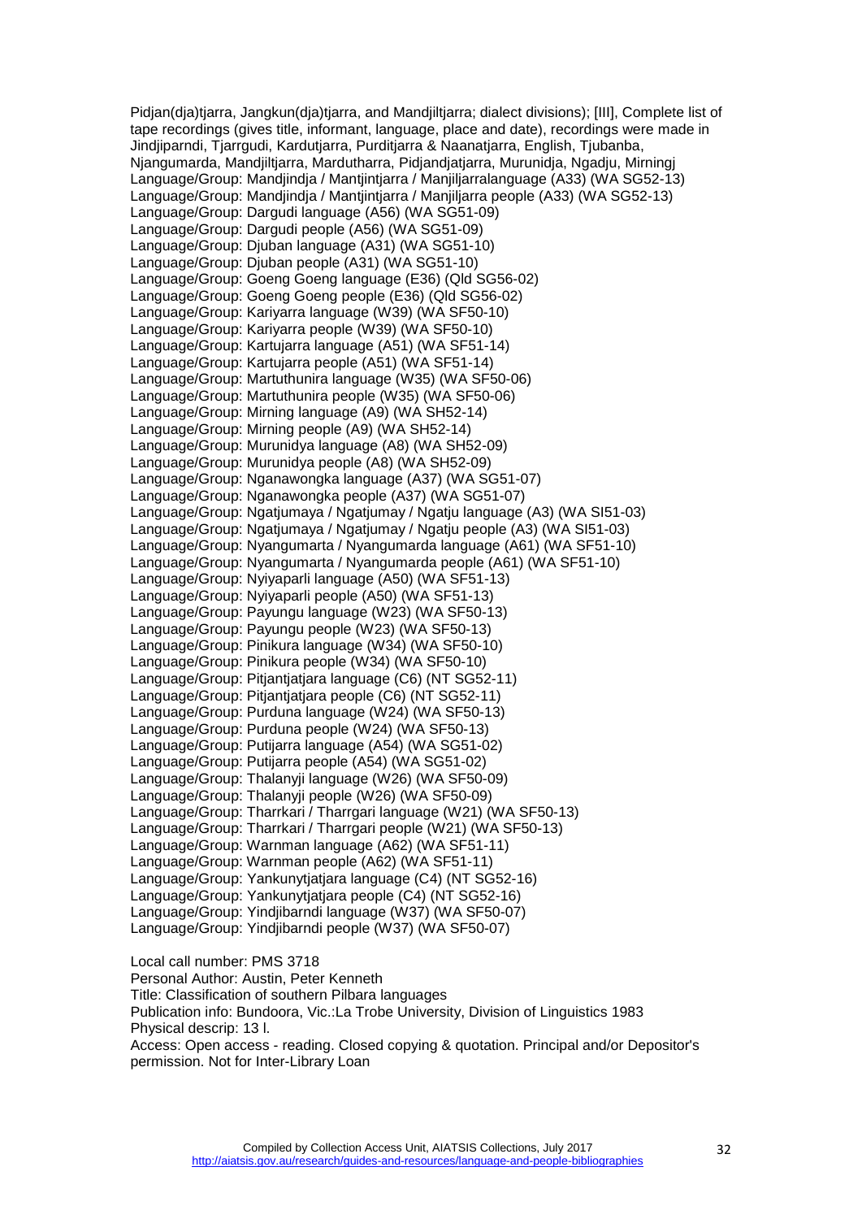Pidjan(dja)tjarra, Jangkun(dja)tjarra, and Mandjiltjarra; dialect divisions); [III], Complete list of tape recordings (gives title, informant, language, place and date), recordings were made in Jindjiparndi, Tjarrgudi, Kardutjarra, Purditjarra & Naanatjarra, English, Tjubanba, Njangumarda, Mandjiltjarra, Mardutharra, Pidjandjatjarra, Murunidja, Ngadju, Mirningj
Language/Group: Mandjindja / Mantjintjarra / Manjiljarralanguage (A33) (WA SG52-13)
Language/Group: Mandjindja / Mantjintjarra / Manjiljarra people (A33) (WA SG52-13)
Language/Group: Dargudi language (A56) (WA SG51-09)
Language/Group: Dargudi people (A56) (WA SG51-09)
Language/Group: Djuban language (A31) (WA SG51-10)
Language/Group: Djuban people (A31) (WA SG51-10)
Language/Group: Goeng Goeng language (E36) (Qld SG56-02)
Language/Group: Goeng Goeng people (E36) (Qld SG56-02)
Language/Group: Kariyarra language (W39) (WA SF50-10)
Language/Group: Kariyarra people (W39) (WA SF50-10)
Language/Group: Kartujarra language (A51) (WA SF51-14)
Language/Group: Kartujarra people (A51) (WA SF51-14)
Language/Group: Martuthunira language (W35) (WA SF50-06)
Language/Group: Martuthunira people (W35) (WA SF50-06)
Language/Group: Mirning language (A9) (WA SH52-14)
Language/Group: Mirning people (A9) (WA SH52-14)
Language/Group: Murunidya language (A8) (WA SH52-09)
Language/Group: Murunidya people (A8) (WA SH52-09)
Language/Group: Nganawongka language (A37) (WA SG51-07)
Language/Group: Nganawongka people (A37) (WA SG51-07)
Language/Group: Ngatjumaya / Ngatjumay / Ngatju language (A3) (WA SI51-03)
Language/Group: Ngatjumaya / Ngatjumay / Ngatju people (A3) (WA SI51-03)
Language/Group: Nyangumarta / Nyangumarda language (A61) (WA SF51-10)
Language/Group: Nyangumarta / Nyangumarda people (A61) (WA SF51-10)
Language/Group: Nyiyaparli language (A50) (WA SF51-13)
Language/Group: Nyiyaparli people (A50) (WA SF51-13)
Language/Group: Payungu language (W23) (WA SF50-13)
Language/Group: Payungu people (W23) (WA SF50-13)
Language/Group: Pinikura language (W34) (WA SF50-10)
Language/Group: Pinikura people (W34) (WA SF50-10)
Language/Group: Pitjantjatjara language (C6) (NT SG52-11)
Language/Group: Pitjantjatjara people (C6) (NT SG52-11)
Language/Group: Purduna language (W24) (WA SF50-13)
Language/Group: Purduna people (W24) (WA SF50-13)
Language/Group: Putijarra language (A54) (WA SG51-02)
Language/Group: Putijarra people (A54) (WA SG51-02)
Language/Group: Thalanyji language (W26) (WA SF50-09)
Language/Group: Thalanyji people (W26) (WA SF50-09)
Language/Group: Tharrkari / Tharrgari language (W21) (WA SF50-13)
Language/Group: Tharrkari / Tharrgari people (W21) (WA SF50-13)
Language/Group: Warnman language (A62) (WA SF51-11)
Language/Group: Warnman people (A62) (WA SF51-11)
Language/Group: Yankunytjatjara language (C4) (NT SG52-16)
Language/Group: Yankunytjatjara people (C4) (NT SG52-16)
Language/Group: Yindjibarndi language (W37) (WA SF50-07)
Language/Group: Yindjibarndi people (W37) (WA SF50-07)

Local call number: PMS 3718
Personal Author: Austin, Peter Kenneth
Title: Classification of southern Pilbara languages
Publication info: Bundoora, Vic.:La Trobe University, Division of Linguistics 1983
Physical descrip: 13 l.
Access: Open access - reading. Closed copying & quotation. Principal and/or Depositor's permission. Not for Inter-Library Loan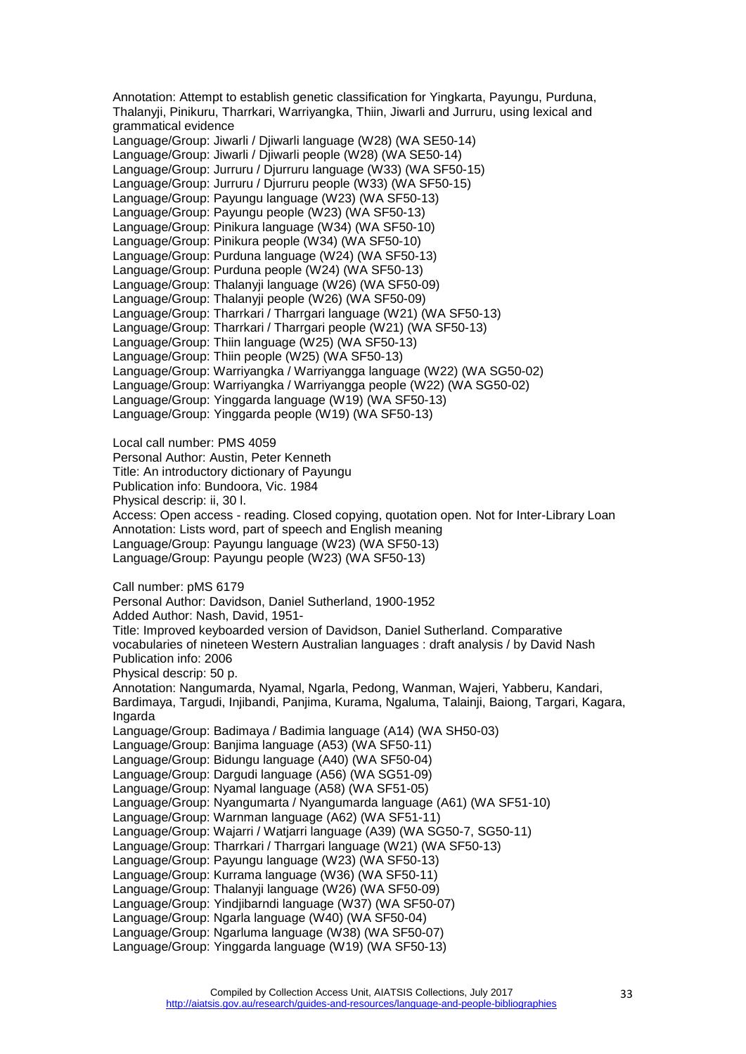Annotation: Attempt to establish genetic classification for Yingkarta, Payungu, Purduna, Thalanyji, Pinikuru, Tharrkari, Warriyangka, Thiin, Jiwarli and Jurruru, using lexical and grammatical evidence
Language/Group: Jiwarli / Djiwarli language (W28) (WA SE50-14)
Language/Group: Jiwarli / Djiwarli people (W28) (WA SE50-14)
Language/Group: Jurruru / Djurruru language (W33) (WA SF50-15)
Language/Group: Jurruru / Djurruru people (W33) (WA SF50-15)
Language/Group: Payungu language (W23) (WA SF50-13)
Language/Group: Payungu people (W23) (WA SF50-13)
Language/Group: Pinikura language (W34) (WA SF50-10)
Language/Group: Pinikura people (W34) (WA SF50-10)
Language/Group: Purduna language (W24) (WA SF50-13)
Language/Group: Purduna people (W24) (WA SF50-13)
Language/Group: Thalanyji language (W26) (WA SF50-09)
Language/Group: Thalanyji people (W26) (WA SF50-09)
Language/Group: Tharrkari / Tharrgari language (W21) (WA SF50-13)
Language/Group: Tharrkari / Tharrgari people (W21) (WA SF50-13)
Language/Group: Thiin language (W25) (WA SF50-13)
Language/Group: Thiin people (W25) (WA SF50-13)
Language/Group: Warriyangka / Warriyangga language (W22) (WA SG50-02)
Language/Group: Warriyangka / Warriyangga people (W22) (WA SG50-02)
Language/Group: Yinggarda language (W19) (WA SF50-13)
Language/Group: Yinggarda people (W19) (WA SF50-13)

Local call number: PMS 4059
Personal Author: Austin, Peter Kenneth
Title: An introductory dictionary of Payungu
Publication info: Bundoora, Vic. 1984
Physical descrip: ii, 30 l.
Access: Open access - reading. Closed copying, quotation open. Not for Inter-Library Loan
Annotation: Lists word, part of speech and English meaning
Language/Group: Payungu language (W23) (WA SF50-13)
Language/Group: Payungu people (W23) (WA SF50-13)

Call number: pMS 6179
Personal Author: Davidson, Daniel Sutherland, 1900-1952
Added Author: Nash, David, 1951-
Title: Improved keyboarded version of Davidson, Daniel Sutherland. Comparative vocabularies of nineteen Western Australian languages : draft analysis / by David Nash
Publication info: 2006
Physical descrip: 50 p.
Annotation: Nangumarda, Nyamal, Ngarla, Pedong, Wanman, Wajeri, Yabberu, Kandari, Bardimaya, Targudi, Injibandi, Panjima, Kurama, Ngaluma, Talainji, Baiong, Targari, Kagara, Ingarda
Language/Group: Badimaya / Badimia language (A14) (WA SH50-03)
Language/Group: Banjima language (A53) (WA SF50-11)
Language/Group: Bidungu language (A40) (WA SF50-04)
Language/Group: Dargudi language (A56) (WA SG51-09)
Language/Group: Nyamal language (A58) (WA SF51-05)
Language/Group: Nyangumarta / Nyangumarda language (A61) (WA SF51-10)
Language/Group: Warnman language (A62) (WA SF51-11)
Language/Group: Wajarri / Watjarri language (A39) (WA SG50-7, SG50-11)
Language/Group: Tharrkari / Tharrgari language (W21) (WA SF50-13)
Language/Group: Payungu language (W23) (WA SF50-13)
Language/Group: Kurrama language (W36) (WA SF50-11)
Language/Group: Thalanyji language (W26) (WA SF50-09)
Language/Group: Yindjibarndi language (W37) (WA SF50-07)
Language/Group: Ngarla language (W40) (WA SF50-04)
Language/Group: Ngarluma language (W38) (WA SF50-07)
Language/Group: Yinggarda language (W19) (WA SF50-13)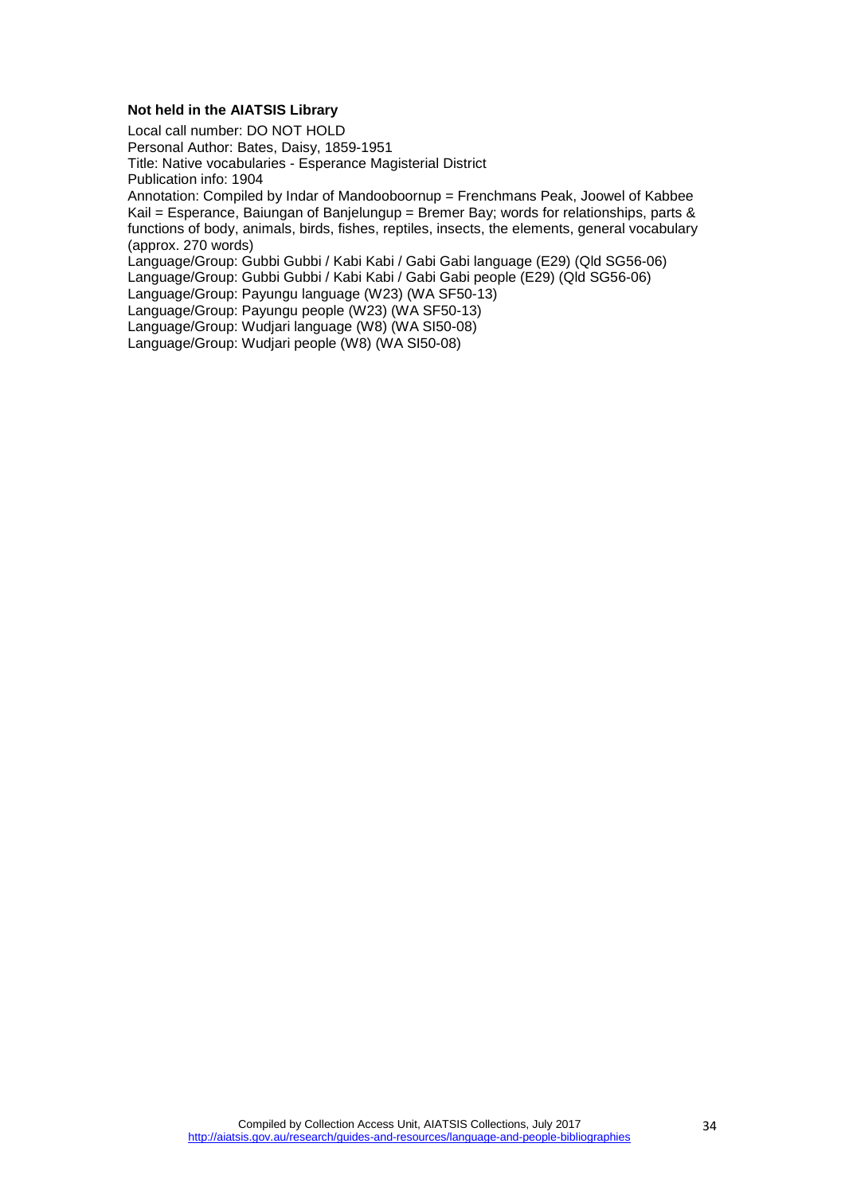**Not held in the AIATSIS Library**

Local call number: DO NOT HOLD
Personal Author: Bates, Daisy, 1859-1951
Title: Native vocabularies - Esperance Magisterial District
Publication info: 1904
Annotation: Compiled by Indar of Mandooboornup = Frenchmans Peak, Joowel of Kabbee Kail = Esperance, Baiungan of Banjelungup = Bremer Bay; words for relationships, parts & functions of body, animals, birds, fishes, reptiles, insects, the elements, general vocabulary (approx. 270 words)
Language/Group: Gubbi Gubbi / Kabi Kabi / Gabi Gabi language (E29) (Qld SG56-06)
Language/Group: Gubbi Gubbi / Kabi Kabi / Gabi Gabi people (E29) (Qld SG56-06)
Language/Group: Payungu language (W23) (WA SF50-13)
Language/Group: Payungu people (W23) (WA SF50-13)
Language/Group: Wudjari language (W8) (WA SI50-08)
Language/Group: Wudjari people (W8) (WA SI50-08)